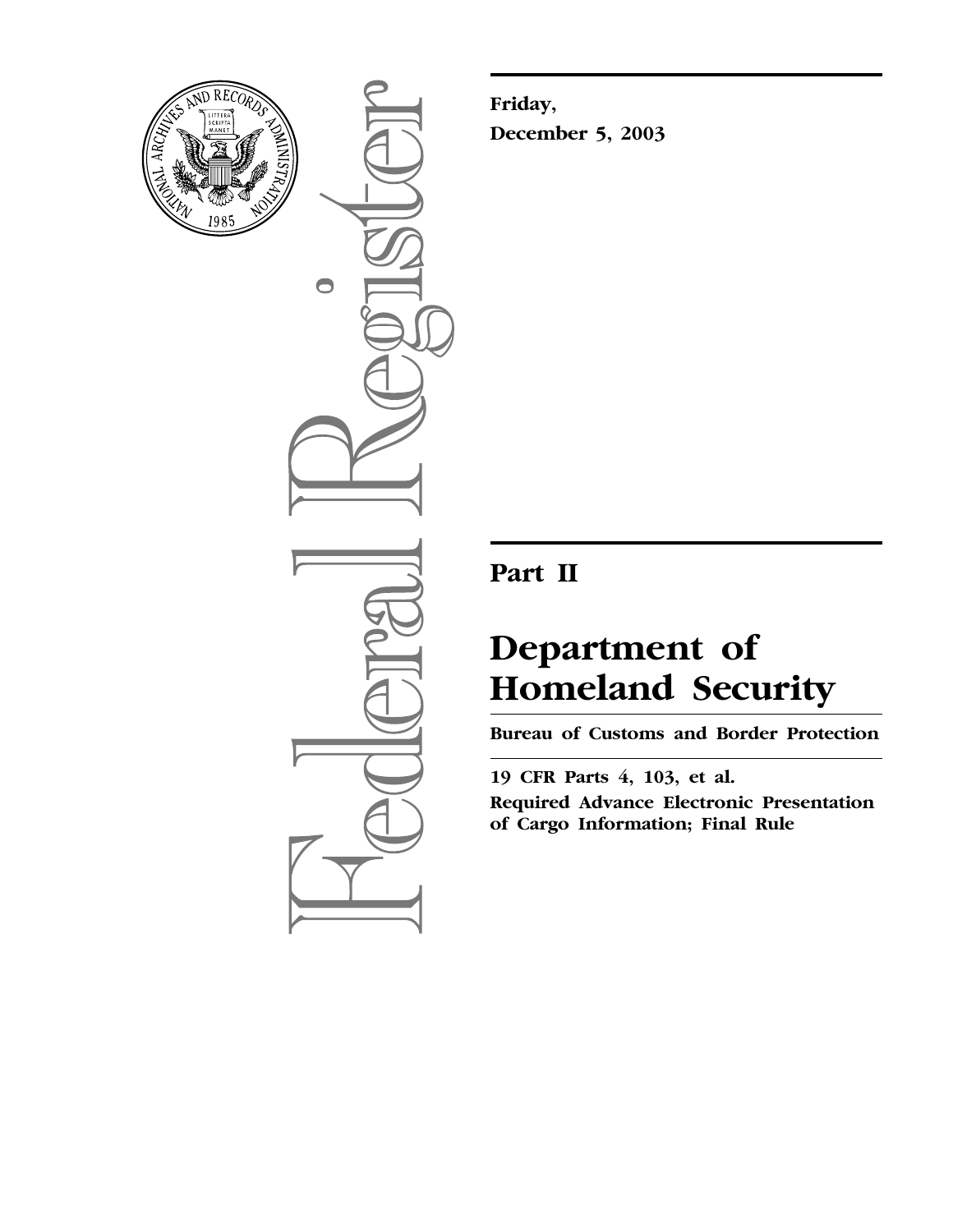**Friday,**

**December 5, 2003**

---

# Part II

# Department of Homeland Security

**Bureau of Customs and Border Protection**

---

**19 CFR Parts 4, 103, et al.**

**Required Advance Electronic Presentation of Cargo Information; Final Rule**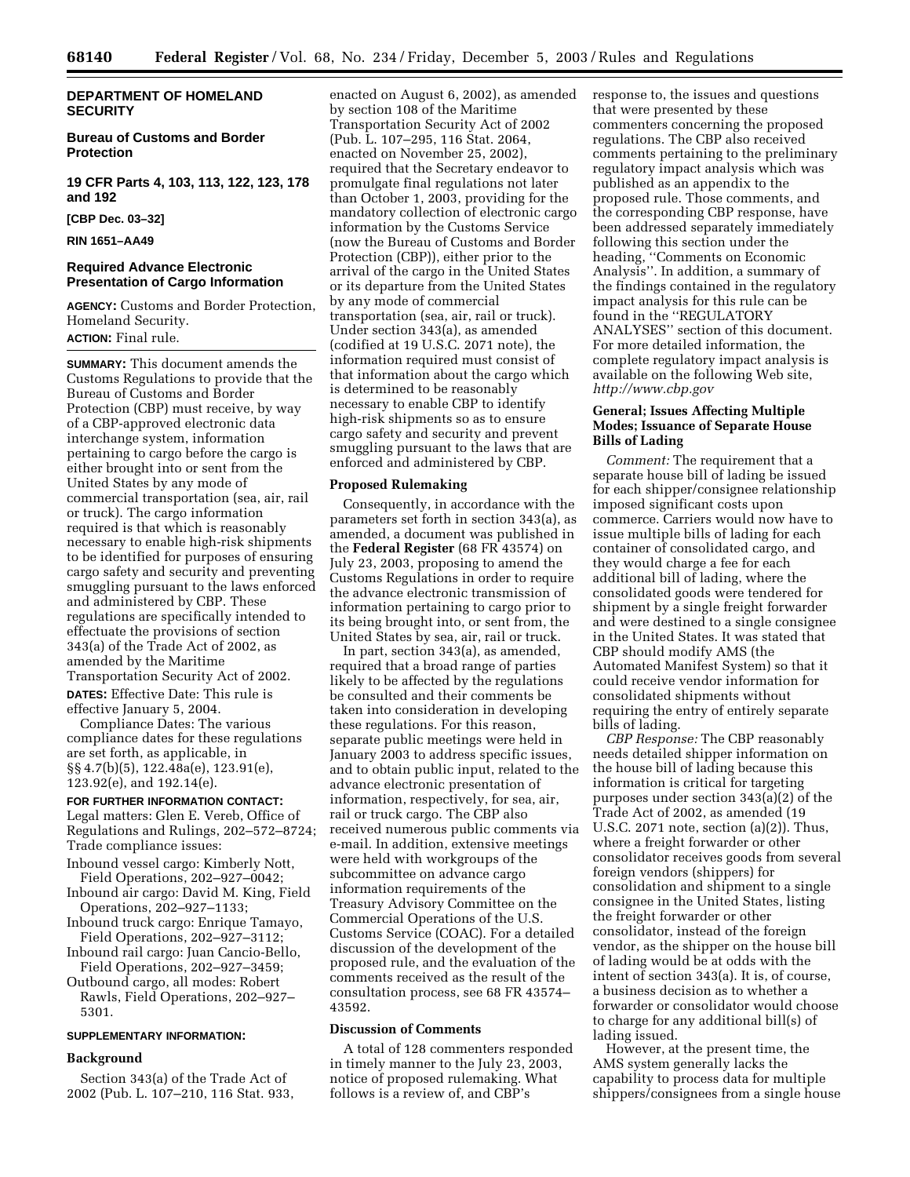**DEPARTMENT OF HOMELAND SECURITY**

**Bureau of Customs and Border Protection**

**19 CFR Parts 4, 103, 113, 122, 123, 178 and 192**

**[CBP Dec. 03–32]**

**RIN 1651–AA49**

## Required Advance Electronic Presentation of Cargo Information

**AGENCY:** Customs and Border Protection, Homeland Security.

**ACTION:** Final rule.

**SUMMARY:** This document amends the Customs Regulations to provide that the Bureau of Customs and Border Protection (CBP) must receive, by way of a CBP-approved electronic data interchange system, information pertaining to cargo before the cargo is either brought into or sent from the United States by any mode of commercial transportation (sea, air, rail or truck). The cargo information required is that which is reasonably necessary to enable high-risk shipments to be identified for purposes of ensuring cargo safety and security and preventing smuggling pursuant to the laws enforced and administered by CBP. These regulations are specifically intended to effectuate the provisions of section 343(a) of the Trade Act of 2002, as amended by the Maritime Transportation Security Act of 2002.

**DATES:** Effective Date: This rule is effective January 5, 2004.

Compliance Dates: The various compliance dates for these regulations are set forth, as applicable, in §§ 4.7(b)(5), 122.48a(e), 123.91(e), 123.92(e), and 192.14(e).

**FOR FURTHER INFORMATION CONTACT:** Legal matters: Glen E. Vereb, Office of Regulations and Rulings, 202–572–8724; Trade compliance issues:

- Inbound vessel cargo: Kimberly Nott, Field Operations, 202–927–0042;
- Inbound air cargo: David M. King, Field Operations, 202–927–1133;
- Inbound truck cargo: Enrique Tamayo, Field Operations, 202–927–3112;
- Inbound rail cargo: Juan Cancio-Bello, Field Operations, 202–927–3459;
- Outbound cargo, all modes: Robert Rawls, Field Operations, 202–927–5301.

**SUPPLEMENTARY INFORMATION:**

### Background

Section 343(a) of the Trade Act of 2002 (Pub. L. 107–210, 116 Stat. 933, enacted on August 6, 2002), as amended by section 108 of the Maritime Transportation Security Act of 2002 (Pub. L. 107–295, 116 Stat. 2064, enacted on November 25, 2002), required that the Secretary endeavor to promulgate final regulations not later than October 1, 2003, providing for the mandatory collection of electronic cargo information by the Customs Service (now the Bureau of Customs and Border Protection (CBP)), either prior to the arrival of the cargo in the United States or its departure from the United States by any mode of commercial transportation (sea, air, rail or truck). Under section 343(a), as amended (codified at 19 U.S.C. 2071 note), the information required must consist of that information about the cargo which is determined to be reasonably necessary to enable CBP to identify high-risk shipments so as to ensure cargo safety and security and prevent smuggling pursuant to the laws that are enforced and administered by CBP.

### Proposed Rulemaking

Consequently, in accordance with the parameters set forth in section 343(a), as amended, a document was published in the **Federal Register** (68 FR 43574) on July 23, 2003, proposing to amend the Customs Regulations in order to require the advance electronic transmission of information pertaining to cargo prior to its being brought into, or sent from, the United States by sea, air, rail or truck.

In part, section 343(a), as amended, required that a broad range of parties likely to be affected by the regulations be consulted and their comments be taken into consideration in developing these regulations. For this reason, separate public meetings were held in January 2003 to address specific issues, and to obtain public input, related to the advance electronic presentation of information, respectively, for sea, air, rail or truck cargo. The CBP also received numerous public comments via e-mail. In addition, extensive meetings were held with workgroups of the subcommittee on advance cargo information requirements of the Treasury Advisory Committee on the Commercial Operations of the U.S. Customs Service (COAC). For a detailed discussion of the development of the proposed rule, and the evaluation of the comments received as the result of the consultation process, see 68 FR 43574–43592.

### Discussion of Comments

A total of 128 commenters responded in timely manner to the July 23, 2003, notice of proposed rulemaking. What follows is a review of, and CBP's response to, the issues and questions that were presented by these commenters concerning the proposed regulations. The CBP also received comments pertaining to the preliminary regulatory impact analysis which was published as an appendix to the proposed rule. Those comments, and the corresponding CBP response, have been addressed separately immediately following this section under the heading, ''Comments on Economic Analysis''. In addition, a summary of the findings contained in the regulatory impact analysis for this rule can be found in the ''REGULATORY ANALYSES'' section of this document. For more detailed information, the complete regulatory impact analysis is available on the following Web site, *http://www.cbp.gov*

### General; Issues Affecting Multiple Modes; Issuance of Separate House Bills of Lading

*Comment:* The requirement that a separate house bill of lading be issued for each shipper/consignee relationship imposed significant costs upon commerce. Carriers would now have to issue multiple bills of lading for each container of consolidated cargo, and they would charge a fee for each additional bill of lading, where the consolidated goods were tendered for shipment by a single freight forwarder and were destined to a single consignee in the United States. It was stated that CBP should modify AMS (the Automated Manifest System) so that it could receive vendor information for consolidated shipments without requiring the entry of entirely separate bills of lading.

*CBP Response:* The CBP reasonably needs detailed shipper information on the house bill of lading because this information is critical for targeting purposes under section 343(a)(2) of the Trade Act of 2002, as amended (19 U.S.C. 2071 note, section (a)(2)). Thus, where a freight forwarder or other consolidator receives goods from several foreign vendors (shippers) for consolidation and shipment to a single consignee in the United States, listing the freight forwarder or other consolidator, instead of the foreign vendor, as the shipper on the house bill of lading would be at odds with the intent of section 343(a). It is, of course, a business decision as to whether a forwarder or consolidator would choose to charge for any additional bill(s) of lading issued.

However, at the present time, the AMS system generally lacks the capability to process data for multiple shippers/consignees from a single house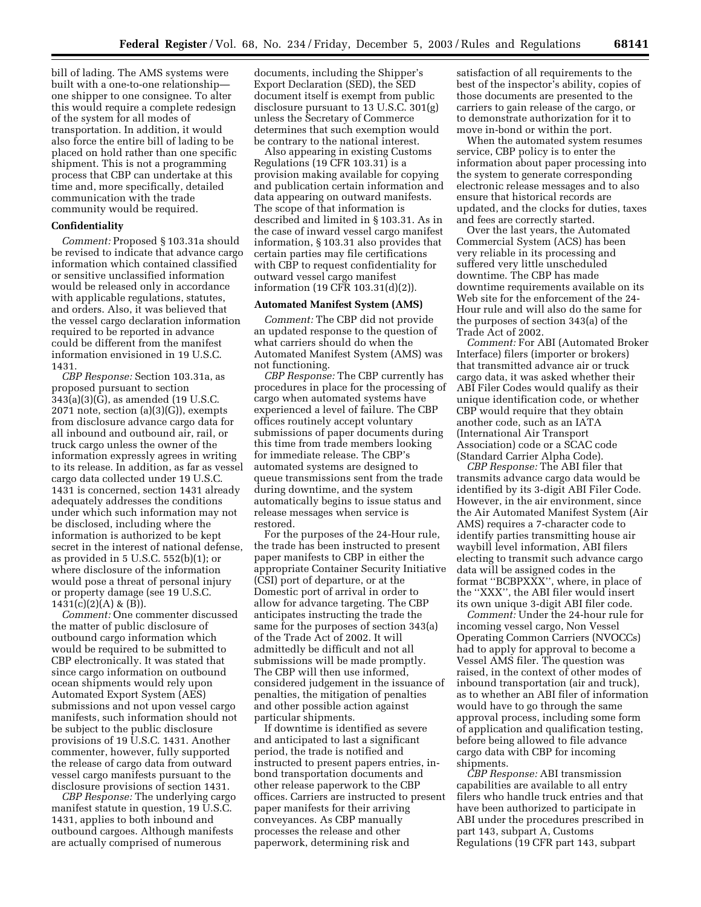bill of lading. The AMS systems were built with a one-to-one relationship—one shipper to one consignee. To alter this would require a complete redesign of the system for all modes of transportation. In addition, it would also force the entire bill of lading to be placed on hold rather than one specific shipment. This is not a programming process that CBP can undertake at this time and, more specifically, detailed communication with the trade community would be required.

**Confidentiality**

*Comment:* Proposed § 103.31a should be revised to indicate that advance cargo information which contained classified or sensitive unclassified information would be released only in accordance with applicable regulations, statutes, and orders. Also, it was believed that the vessel cargo declaration information required to be reported in advance could be different from the manifest information envisioned in 19 U.S.C. 1431.

*CBP Response:* Section 103.31a, as proposed pursuant to section 343(a)(3)(G), as amended (19 U.S.C. 2071 note, section (a)(3)(G)), exempts from disclosure advance cargo data for all inbound and outbound air, rail, or truck cargo unless the owner of the information expressly agrees in writing to its release. In addition, as far as vessel cargo data collected under 19 U.S.C. 1431 is concerned, section 1431 already adequately addresses the conditions under which such information may not be disclosed, including where the information is authorized to be kept secret in the interest of national defense, as provided in 5 U.S.C. 552(b)(1); or where disclosure of the information would pose a threat of personal injury or property damage (see 19 U.S.C. 1431(c)(2)(A) & (B)).

*Comment:* One commenter discussed the matter of public disclosure of outbound cargo information which would be required to be submitted to CBP electronically. It was stated that since cargo information on outbound ocean shipments would rely upon Automated Export System (AES) submissions and not upon vessel cargo manifests, such information should not be subject to the public disclosure provisions of 19 U.S.C. 1431. Another commenter, however, fully supported the release of cargo data from outward vessel cargo manifests pursuant to the disclosure provisions of section 1431.

*CBP Response:* The underlying cargo manifest statute in question, 19 U.S.C. 1431, applies to both inbound and outbound cargoes. Although manifests are actually comprised of numerous documents, including the Shipper's Export Declaration (SED), the SED document itself is exempt from public disclosure pursuant to 13 U.S.C. 301(g) unless the Secretary of Commerce determines that such exemption would be contrary to the national interest.

Also appearing in existing Customs Regulations (19 CFR 103.31) is a provision making available for copying and publication certain information and data appearing on outward manifests. The scope of that information is described and limited in § 103.31. As in the case of inward vessel cargo manifest information, § 103.31 also provides that certain parties may file certifications with CBP to request confidentiality for outward vessel cargo manifest information (19 CFR 103.31(d)(2)).

**Automated Manifest System (AMS)**

*Comment:* The CBP did not provide an updated response to the question of what carriers should do when the Automated Manifest System (AMS) was not functioning.

*CBP Response:* The CBP currently has procedures in place for the processing of cargo when automated systems have experienced a level of failure. The CBP offices routinely accept voluntary submissions of paper documents during this time from trade members looking for immediate release. The CBP's automated systems are designed to queue transmissions sent from the trade during downtime, and the system automatically begins to issue status and release messages when service is restored.

For the purposes of the 24-Hour rule, the trade has been instructed to present paper manifests to CBP in either the appropriate Container Security Initiative (CSI) port of departure, or at the Domestic port of arrival in order to allow for advance targeting. The CBP anticipates instructing the trade the same for the purposes of section 343(a) of the Trade Act of 2002. It will admittedly be difficult and not all submissions will be made promptly. The CBP will then use informed, considered judgement in the issuance of penalties, the mitigation of penalties and other possible action against particular shipments.

If downtime is identified as severe and anticipated to last a significant period, the trade is notified and instructed to present papers entries, in-bond transportation documents and other release paperwork to the CBP offices. Carriers are instructed to present paper manifests for their arriving conveyances. As CBP manually processes the release and other paperwork, determining risk and satisfaction of all requirements to the best of the inspector's ability, copies of those documents are presented to the carriers to gain release of the cargo, or to demonstrate authorization for it to move in-bond or within the port.

When the automated system resumes service, CBP policy is to enter the information about paper processing into the system to generate corresponding electronic release messages and to also ensure that historical records are updated, and the clocks for duties, taxes and fees are correctly started.

Over the last years, the Automated Commercial System (ACS) has been very reliable in its processing and suffered very little unscheduled downtime. The CBP has made downtime requirements available on its Web site for the enforcement of the 24-Hour rule and will also do the same for the purposes of section 343(a) of the Trade Act of 2002.

*Comment:* For ABI (Automated Broker Interface) filers (importer or brokers) that transmitted advance air or truck cargo data, it was asked whether their ABI Filer Codes would qualify as their unique identification code, or whether CBP would require that they obtain another code, such as an IATA (International Air Transport Association) code or a SCAC code (Standard Carrier Alpha Code).

*CBP Response:* The ABI filer that transmits advance cargo data would be identified by its 3-digit ABI Filer Code. However, in the air environment, since the Air Automated Manifest System (Air AMS) requires a 7-character code to identify parties transmitting house air waybill level information, ABI filers electing to transmit such advance cargo data will be assigned codes in the format ''BCBPXXX'', where, in place of the ''XXX'', the ABI filer would insert its own unique 3-digit ABI filer code.

*Comment:* Under the 24-hour rule for incoming vessel cargo, Non Vessel Operating Common Carriers (NVOCCs) had to apply for approval to become a Vessel AMS filer. The question was raised, in the context of other modes of inbound transportation (air and truck), as to whether an ABI filer of information would have to go through the same approval process, including some form of application and qualification testing, before being allowed to file advance cargo data with CBP for incoming shipments.

*CBP Response:* ABI transmission capabilities are available to all entry filers who handle truck entries and that have been authorized to participate in ABI under the procedures prescribed in part 143, subpart A, Customs Regulations (19 CFR part 143, subpart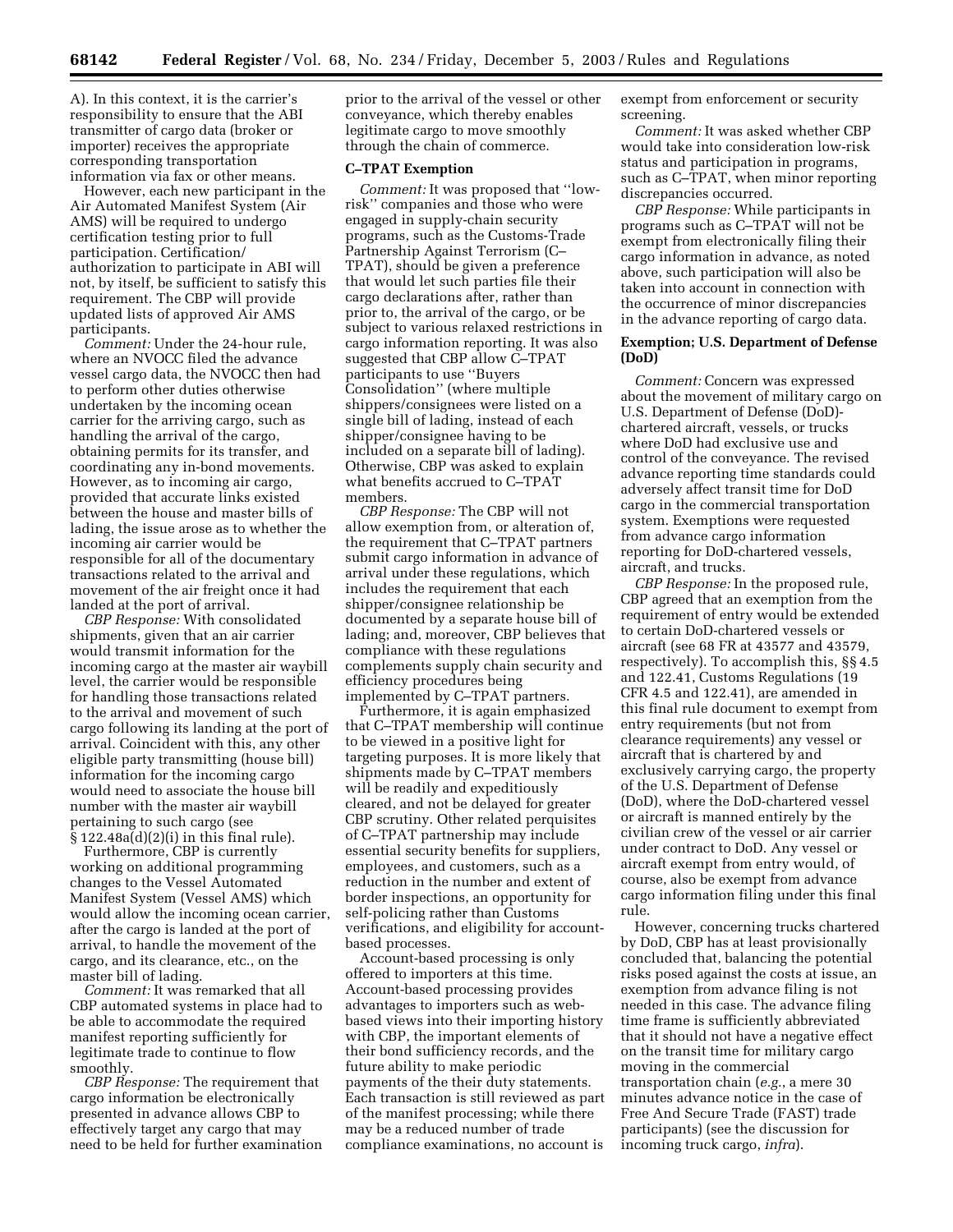A). In this context, it is the carrier's responsibility to ensure that the ABI transmitter of cargo data (broker or importer) receives the appropriate corresponding transportation information via fax or other means.

However, each new participant in the Air Automated Manifest System (Air AMS) will be required to undergo certification testing prior to full participation. Certification/authorization to participate in ABI will not, by itself, be sufficient to satisfy this requirement. The CBP will provide updated lists of approved Air AMS participants.

*Comment:* Under the 24-hour rule, where an NVOCC filed the advance vessel cargo data, the NVOCC then had to perform other duties otherwise undertaken by the incoming ocean carrier for the arriving cargo, such as handling the arrival of the cargo, obtaining permits for its transfer, and coordinating any in-bond movements. However, as to incoming air cargo, provided that accurate links existed between the house and master bills of lading, the issue arose as to whether the incoming air carrier would be responsible for all of the documentary transactions related to the arrival and movement of the air freight once it had landed at the port of arrival.

*CBP Response:* With consolidated shipments, given that an air carrier would transmit information for the incoming cargo at the master air waybill level, the carrier would be responsible for handling those transactions related to the arrival and movement of such cargo following its landing at the port of arrival. Coincident with this, any other eligible party transmitting (house bill) information for the incoming cargo would need to associate the house bill number with the master air waybill pertaining to such cargo (see § 122.48a(d)(2)(i) in this final rule).

Furthermore, CBP is currently working on additional programming changes to the Vessel Automated Manifest System (Vessel AMS) which would allow the incoming ocean carrier, after the cargo is landed at the port of arrival, to handle the movement of the cargo, and its clearance, etc., on the master bill of lading.

*Comment:* It was remarked that all CBP automated systems in place had to be able to accommodate the required manifest reporting sufficiently for legitimate trade to continue to flow smoothly.

*CBP Response:* The requirement that cargo information be electronically presented in advance allows CBP to effectively target any cargo that may need to be held for further examination prior to the arrival of the vessel or other conveyance, which thereby enables legitimate cargo to move smoothly through the chain of commerce.

**C–TPAT Exemption**

*Comment:* It was proposed that ''low-risk'' companies and those who were engaged in supply-chain security programs, such as the Customs-Trade Partnership Against Terrorism (C–TPAT), should be given a preference that would let such parties file their cargo declarations after, rather than prior to, the arrival of the cargo, or be subject to various relaxed restrictions in cargo information reporting. It was also suggested that CBP allow C–TPAT participants to use ''Buyers Consolidation'' (where multiple shippers/consignees were listed on a single bill of lading, instead of each shipper/consignee having to be included on a separate bill of lading). Otherwise, CBP was asked to explain what benefits accrued to C–TPAT members.

*CBP Response:* The CBP will not allow exemption from, or alteration of, the requirement that C–TPAT partners submit cargo information in advance of arrival under these regulations, which includes the requirement that each shipper/consignee relationship be documented by a separate house bill of lading; and, moreover, CBP believes that compliance with these regulations complements supply chain security and efficiency procedures being implemented by C–TPAT partners.

Furthermore, it is again emphasized that C–TPAT membership will continue to be viewed in a positive light for targeting purposes. It is more likely that shipments made by C–TPAT members will be readily and expeditiously cleared, and not be delayed for greater CBP scrutiny. Other related perquisites of C–TPAT partnership may include essential security benefits for suppliers, employees, and customers, such as a reduction in the number and extent of border inspections, an opportunity for self-policing rather than Customs verifications, and eligibility for account-based processes.

Account-based processing is only offered to importers at this time. Account-based processing provides advantages to importers such as web-based views into their importing history with CBP, the important elements of their bond sufficiency records, and the future ability to make periodic payments of the their duty statements. Each transaction is still reviewed as part of the manifest processing; while there may be a reduced number of trade compliance examinations, no account is exempt from enforcement or security screening.

*Comment:* It was asked whether CBP would take into consideration low-risk status and participation in programs, such as C–TPAT, when minor reporting discrepancies occurred.

*CBP Response:* While participants in programs such as C–TPAT will not be exempt from electronically filing their cargo information in advance, as noted above, such participation will also be taken into account in connection with the occurrence of minor discrepancies in the advance reporting of cargo data.

**Exemption; U.S. Department of Defense (DoD)**

*Comment:* Concern was expressed about the movement of military cargo on U.S. Department of Defense (DoD)-chartered aircraft, vessels, or trucks where DoD had exclusive use and control of the conveyance. The revised advance reporting time standards could adversely affect transit time for DoD cargo in the commercial transportation system. Exemptions were requested from advance cargo information reporting for DoD-chartered vessels, aircraft, and trucks.

*CBP Response:* In the proposed rule, CBP agreed that an exemption from the requirement of entry would be extended to certain DoD-chartered vessels or aircraft (see 68 FR at 43577 and 43579, respectively). To accomplish this, §§ 4.5 and 122.41, Customs Regulations (19 CFR 4.5 and 122.41), are amended in this final rule document to exempt from entry requirements (but not from clearance requirements) any vessel or aircraft that is chartered by and exclusively carrying cargo, the property of the U.S. Department of Defense (DoD), where the DoD-chartered vessel or aircraft is manned entirely by the civilian crew of the vessel or air carrier under contract to DoD. Any vessel or aircraft exempt from entry would, of course, also be exempt from advance cargo information filing under this final rule.

However, concerning trucks chartered by DoD, CBP has at least provisionally concluded that, balancing the potential risks posed against the costs at issue, an exemption from advance filing is not needed in this case. The advance filing time frame is sufficiently abbreviated that it should not have a negative effect on the transit time for military cargo moving in the commercial transportation chain (*e.g.*, a mere 30 minutes advance notice in the case of Free And Secure Trade (FAST) trade participants) (see the discussion for incoming truck cargo, *infra*).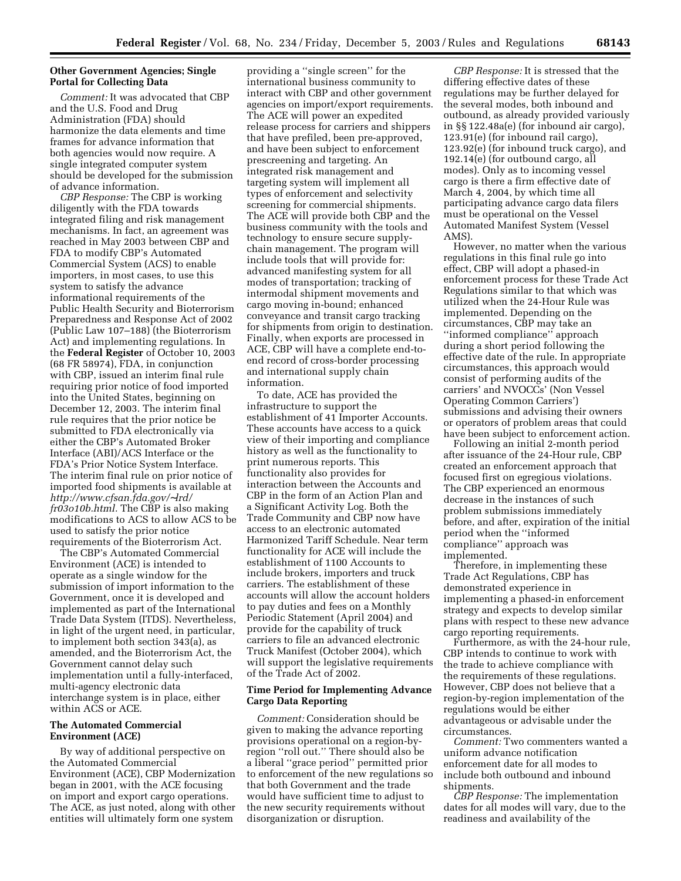### Other Government Agencies; Single Portal for Collecting Data

*Comment:* It was advocated that CBP and the U.S. Food and Drug Administration (FDA) should harmonize the data elements and time frames for advance information that both agencies would now require. A single integrated computer system should be developed for the submission of advance information.

*CBP Response:* The CBP is working diligently with the FDA towards integrated filing and risk management mechanisms. In fact, an agreement was reached in May 2003 between CBP and FDA to modify CBP's Automated Commercial System (ACS) to enable importers, in most cases, to use this system to satisfy the advance informational requirements of the Public Health Security and Bioterrorism Preparedness and Response Act of 2002 (Public Law 107–188) (the Bioterrorism Act) and implementing regulations. In the **Federal Register** of October 10, 2003 (68 FR 58974), FDA, in conjunction with CBP, issued an interim final rule requiring prior notice of food imported into the United States, beginning on December 12, 2003. The interim final rule requires that the prior notice be submitted to FDA electronically via either the CBP's Automated Broker Interface (ABI)/ACS Interface or the FDA's Prior Notice System Interface. The interim final rule on prior notice of imported food shipments is available at *http://www.cfsan.fda.gov/~lrd/fr03o10b.html.* The CBP is also making modifications to ACS to allow ACS to be used to satisfy the prior notice requirements of the Bioterrorism Act.

The CBP's Automated Commercial Environment (ACE) is intended to operate as a single window for the submission of import information to the Government, once it is developed and implemented as part of the International Trade Data System (ITDS). Nevertheless, in light of the urgent need, in particular, to implement both section 343(a), as amended, and the Bioterrorism Act, the Government cannot delay such implementation until a fully-interfaced, multi-agency electronic data interchange system is in place, either within ACS or ACE.

### The Automated Commercial Environment (ACE)

By way of additional perspective on the Automated Commercial Environment (ACE), CBP Modernization began in 2001, with the ACE focusing on import and export cargo operations. The ACE, as just noted, along with other entities will ultimately form one system providing a ''single screen'' for the international business community to interact with CBP and other government agencies on import/export requirements. The ACE will power an expedited release process for carriers and shippers that have prefiled, been pre-approved, and have been subject to enforcement prescreening and targeting. An integrated risk management and targeting system will implement all types of enforcement and selectivity screening for commercial shipments. The ACE will provide both CBP and the business community with the tools and technology to ensure secure supply-chain management. The program will include tools that will provide for: advanced manifesting system for all modes of transportation; tracking of intermodal shipment movements and cargo moving in-bound; enhanced conveyance and transit cargo tracking for shipments from origin to destination. Finally, when exports are processed in ACE, CBP will have a complete end-to-end record of cross-border processing and international supply chain information.

To date, ACE has provided the infrastructure to support the establishment of 41 Importer Accounts. These accounts have access to a quick view of their importing and compliance history as well as the functionality to print numerous reports. This functionality also provides for interaction between the Accounts and CBP in the form of an Action Plan and a Significant Activity Log. Both the Trade Community and CBP now have access to an electronic automated Harmonized Tariff Schedule. Near term functionality for ACE will include the establishment of 1100 Accounts to include brokers, importers and truck carriers. The establishment of these accounts will allow the account holders to pay duties and fees on a Monthly Periodic Statement (April 2004) and provide for the capability of truck carriers to file an advanced electronic Truck Manifest (October 2004), which will support the legislative requirements of the Trade Act of 2002.

### Time Period for Implementing Advance Cargo Data Reporting

*Comment:* Consideration should be given to making the advance reporting provisions operational on a region-by-region ''roll out.'' There should also be a liberal ''grace period'' permitted prior to enforcement of the new regulations so that both Government and the trade would have sufficient time to adjust to the new security requirements without disorganization or disruption.

*CBP Response:* It is stressed that the differing effective dates of these regulations may be further delayed for the several modes, both inbound and outbound, as already provided variously in §§ 122.48a(e) (for inbound air cargo), 123.91(e) (for inbound rail cargo), 123.92(e) (for inbound truck cargo), and 192.14(e) (for outbound cargo, all modes). Only as to incoming vessel cargo is there a firm effective date of March 4, 2004, by which time all participating advance cargo data filers must be operational on the Vessel Automated Manifest System (Vessel AMS).

However, no matter when the various regulations in this final rule go into effect, CBP will adopt a phased-in enforcement process for these Trade Act Regulations similar to that which was utilized when the 24-Hour Rule was implemented. Depending on the circumstances, CBP may take an ''informed compliance'' approach during a short period following the effective date of the rule. In appropriate circumstances, this approach would consist of performing audits of the carriers' and NVOCCs' (Non Vessel Operating Common Carriers') submissions and advising their owners or operators of problem areas that could have been subject to enforcement action.

Following an initial 2-month period after issuance of the 24-Hour rule, CBP created an enforcement approach that focused first on egregious violations. The CBP experienced an enormous decrease in the instances of such problem submissions immediately before, and after, expiration of the initial period when the ''informed compliance'' approach was implemented.

Therefore, in implementing these Trade Act Regulations, CBP has demonstrated experience in implementing a phased-in enforcement strategy and expects to develop similar plans with respect to these new advance cargo reporting requirements.

Furthermore, as with the 24-hour rule, CBP intends to continue to work with the trade to achieve compliance with the requirements of these regulations. However, CBP does not believe that a region-by-region implementation of the regulations would be either advantageous or advisable under the circumstances.

*Comment:* Two commenters wanted a uniform advance notification enforcement date for all modes to include both outbound and inbound shipments.

*CBP Response:* The implementation dates for all modes will vary, due to the readiness and availability of the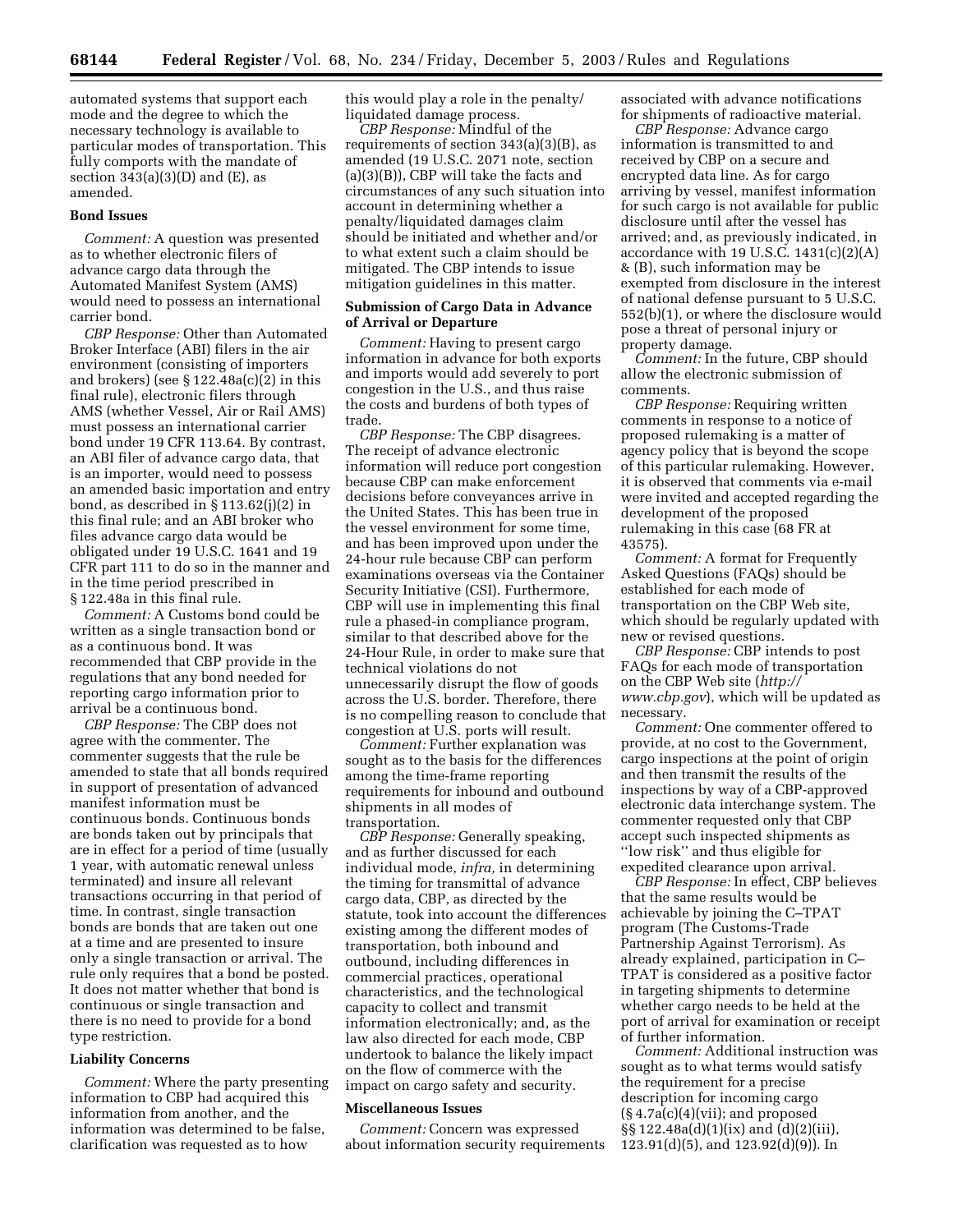automated systems that support each mode and the degree to which the necessary technology is available to particular modes of transportation. This fully comports with the mandate of section 343(a)(3)(D) and (E), as amended.

**Bond Issues**

*Comment:* A question was presented as to whether electronic filers of advance cargo data through the Automated Manifest System (AMS) would need to possess an international carrier bond.

*CBP Response:* Other than Automated Broker Interface (ABI) filers in the air environment (consisting of importers and brokers) (see § 122.48a(c)(2) in this final rule), electronic filers through AMS (whether Vessel, Air or Rail AMS) must possess an international carrier bond under 19 CFR 113.64. By contrast, an ABI filer of advance cargo data, that is an importer, would need to possess an amended basic importation and entry bond, as described in § 113.62(j)(2) in this final rule; and an ABI broker who files advance cargo data would be obligated under 19 U.S.C. 1641 and 19 CFR part 111 to do so in the manner and in the time period prescribed in § 122.48a in this final rule.

*Comment:* A Customs bond could be written as a single transaction bond or as a continuous bond. It was recommended that CBP provide in the regulations that any bond needed for reporting cargo information prior to arrival be a continuous bond.

*CBP Response:* The CBP does not agree with the commenter. The commenter suggests that the rule be amended to state that all bonds required in support of presentation of advanced manifest information must be continuous bonds. Continuous bonds are bonds taken out by principals that are in effect for a period of time (usually 1 year, with automatic renewal unless terminated) and insure all relevant transactions occurring in that period of time. In contrast, single transaction bonds are bonds that are taken out one at a time and are presented to insure only a single transaction or arrival. The rule only requires that a bond be posted. It does not matter whether that bond is continuous or single transaction and there is no need to provide for a bond type restriction.

**Liability Concerns**

*Comment:* Where the party presenting information to CBP had acquired this information from another, and the information was determined to be false, clarification was requested as to how this would play a role in the penalty/liquidated damage process.

*CBP Response:* Mindful of the requirements of section 343(a)(3)(B), as amended (19 U.S.C. 2071 note, section (a)(3)(B)), CBP will take the facts and circumstances of any such situation into account in determining whether a penalty/liquidated damages claim should be initiated and whether and/or to what extent such a claim should be mitigated. The CBP intends to issue mitigation guidelines in this matter.

**Submission of Cargo Data in Advance of Arrival or Departure**

*Comment:* Having to present cargo information in advance for both exports and imports would add severely to port congestion in the U.S., and thus raise the costs and burdens of both types of trade.

*CBP Response:* The CBP disagrees. The receipt of advance electronic information will reduce port congestion because CBP can make enforcement decisions before conveyances arrive in the United States. This has been true in the vessel environment for some time, and has been improved upon under the 24-hour rule because CBP can perform examinations overseas via the Container Security Initiative (CSI). Furthermore, CBP will use in implementing this final rule a phased-in compliance program, similar to that described above for the 24-Hour Rule, in order to make sure that technical violations do not unnecessarily disrupt the flow of goods across the U.S. border. Therefore, there is no compelling reason to conclude that congestion at U.S. ports will result.

*Comment:* Further explanation was sought as to the basis for the differences among the time-frame reporting requirements for inbound and outbound shipments in all modes of transportation.

*CBP Response:* Generally speaking, and as further discussed for each individual mode, *infra,* in determining the timing for transmittal of advance cargo data, CBP, as directed by the statute, took into account the differences existing among the different modes of transportation, both inbound and outbound, including differences in commercial practices, operational characteristics, and the technological capacity to collect and transmit information electronically; and, as the law also directed for each mode, CBP undertook to balance the likely impact on the flow of commerce with the impact on cargo safety and security.

**Miscellaneous Issues**

*Comment:* Concern was expressed about information security requirements associated with advance notifications for shipments of radioactive material.

*CBP Response:* Advance cargo information is transmitted to and received by CBP on a secure and encrypted data line. As for cargo arriving by vessel, manifest information for such cargo is not available for public disclosure until after the vessel has arrived; and, as previously indicated, in accordance with 19 U.S.C. 1431(c)(2)(A) & (B), such information may be exempted from disclosure in the interest of national defense pursuant to 5 U.S.C. 552(b)(1), or where the disclosure would pose a threat of personal injury or property damage.

*Comment:* In the future, CBP should allow the electronic submission of comments.

*CBP Response:* Requiring written comments in response to a notice of proposed rulemaking is a matter of agency policy that is beyond the scope of this particular rulemaking. However, it is observed that comments via e-mail were invited and accepted regarding the development of the proposed rulemaking in this case (68 FR at 43575).

*Comment:* A format for Frequently Asked Questions (FAQs) should be established for each mode of transportation on the CBP Web site, which should be regularly updated with new or revised questions.

*CBP Response:* CBP intends to post FAQs for each mode of transportation on the CBP Web site (*http://www.cbp.gov*), which will be updated as necessary.

*Comment:* One commenter offered to provide, at no cost to the Government, cargo inspections at the point of origin and then transmit the results of the inspections by way of a CBP-approved electronic data interchange system. The commenter requested only that CBP accept such inspected shipments as ''low risk'' and thus eligible for expedited clearance upon arrival.

*CBP Response:* In effect, CBP believes that the same results would be achievable by joining the C–TPAT program (The Customs-Trade Partnership Against Terrorism). As already explained, participation in C–TPAT is considered as a positive factor in targeting shipments to determine whether cargo needs to be held at the port of arrival for examination or receipt of further information.

*Comment:* Additional instruction was sought as to what terms would satisfy the requirement for a precise description for incoming cargo (§ 4.7a(c)(4)(vii); and proposed §§ 122.48a(d)(1)(ix) and (d)(2)(iii), 123.91(d)(5), and 123.92(d)(9)). In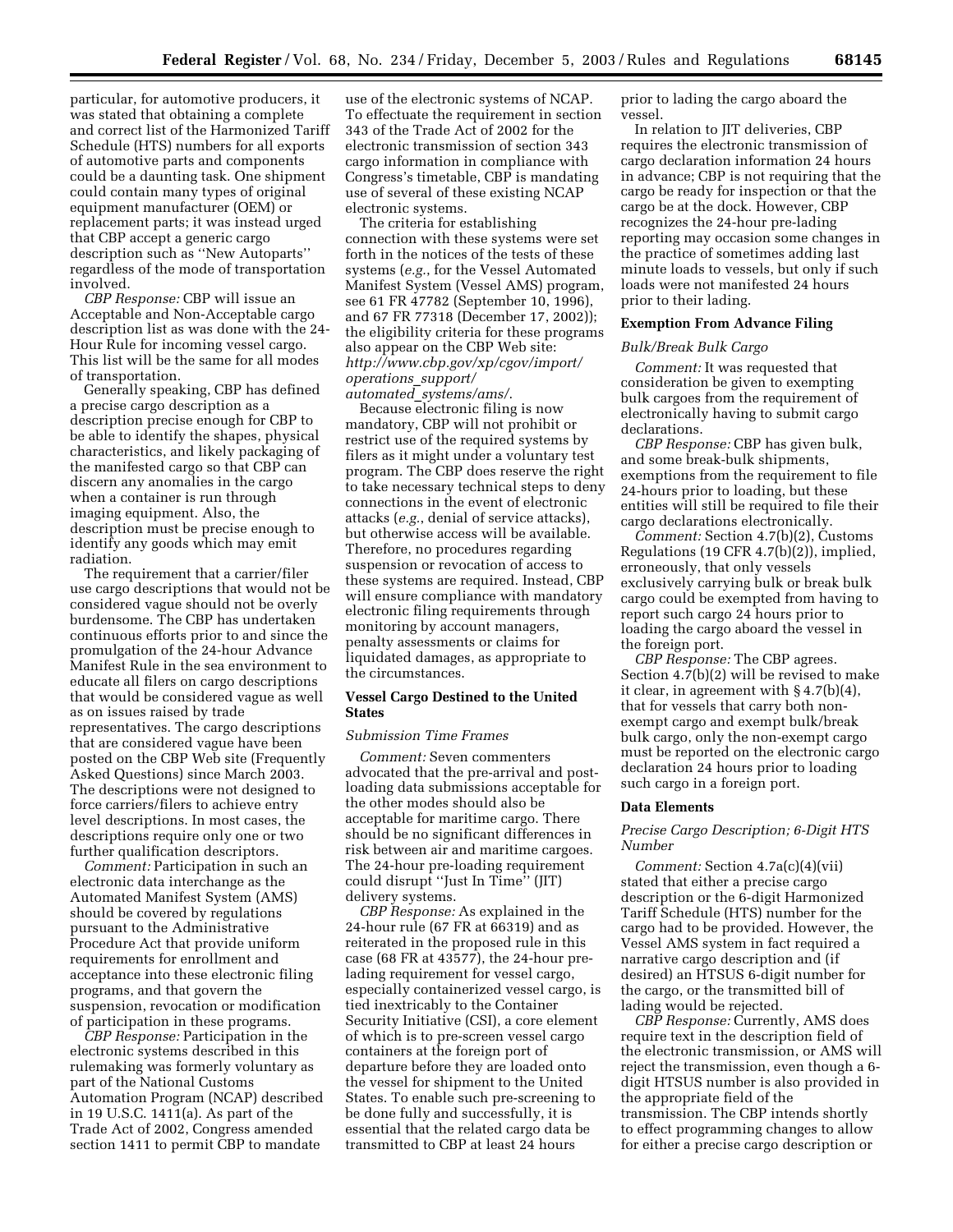particular, for automotive producers, it was stated that obtaining a complete and correct list of the Harmonized Tariff Schedule (HTS) numbers for all exports of automotive parts and components could be a daunting task. One shipment could contain many types of original equipment manufacturer (OEM) or replacement parts; it was instead urged that CBP accept a generic cargo description such as ''New Autoparts'' regardless of the mode of transportation involved.

*CBP Response:* CBP will issue an Acceptable and Non-Acceptable cargo description list as was done with the 24-Hour Rule for incoming vessel cargo. This list will be the same for all modes of transportation.

Generally speaking, CBP has defined a precise cargo description as a description precise enough for CBP to be able to identify the shapes, physical characteristics, and likely packaging of the manifested cargo so that CBP can discern any anomalies in the cargo when a container is run through imaging equipment. Also, the description must be precise enough to identify any goods which may emit radiation.

The requirement that a carrier/filer use cargo descriptions that would not be considered vague should not be overly burdensome. The CBP has undertaken continuous efforts prior to and since the promulgation of the 24-hour Advance Manifest Rule in the sea environment to educate all filers on cargo descriptions that would be considered vague as well as on issues raised by trade representatives. The cargo descriptions that are considered vague have been posted on the CBP Web site (Frequently Asked Questions) since March 2003. The descriptions were not designed to force carriers/filers to achieve entry level descriptions. In most cases, the descriptions require only one or two further qualification descriptors.

*Comment:* Participation in such an electronic data interchange as the Automated Manifest System (AMS) should be covered by regulations pursuant to the Administrative Procedure Act that provide uniform requirements for enrollment and acceptance into these electronic filing programs, and that govern the suspension, revocation or modification of participation in these programs.

*CBP Response:* Participation in the electronic systems described in this rulemaking was formerly voluntary as part of the National Customs Automation Program (NCAP) described in 19 U.S.C. 1411(a). As part of the Trade Act of 2002, Congress amended section 1411 to permit CBP to mandate use of the electronic systems of NCAP. To effectuate the requirement in section 343 of the Trade Act of 2002 for the electronic transmission of section 343 cargo information in compliance with Congress's timetable, CBP is mandating use of several of these existing NCAP electronic systems.

The criteria for establishing connection with these systems were set forth in the notices of the tests of these systems (*e.g.*, for the Vessel Automated Manifest System (Vessel AMS) program, see 61 FR 47782 (September 10, 1996), and 67 FR 77318 (December 17, 2002)); the eligibility criteria for these programs also appear on the CBP Web site: *http://www.cbp.gov/xp/cgov/import/operations_support/automated_systems/ams/*.

Because electronic filing is now mandatory, CBP will not prohibit or restrict use of the required systems by filers as it might under a voluntary test program. The CBP does reserve the right to take necessary technical steps to deny connections in the event of electronic attacks (*e.g.*, denial of service attacks), but otherwise access will be available. Therefore, no procedures regarding suspension or revocation of access to these systems are required. Instead, CBP will ensure compliance with mandatory electronic filing requirements through monitoring by account managers, penalty assessments or claims for liquidated damages, as appropriate to the circumstances.

**Vessel Cargo Destined to the United States**

*Submission Time Frames*

*Comment:* Seven commenters advocated that the pre-arrival and post-loading data submissions acceptable for the other modes should also be acceptable for maritime cargo. There should be no significant differences in risk between air and maritime cargoes. The 24-hour pre-loading requirement could disrupt ''Just In Time'' (JIT) delivery systems.

*CBP Response:* As explained in the 24-hour rule (67 FR at 66319) and as reiterated in the proposed rule in this case (68 FR at 43577), the 24-hour pre-lading requirement for vessel cargo, especially containerized vessel cargo, is tied inextricably to the Container Security Initiative (CSI), a core element of which is to pre-screen vessel cargo containers at the foreign port of departure before they are loaded onto the vessel for shipment to the United States. To enable such pre-screening to be done fully and successfully, it is essential that the related cargo data be transmitted to CBP at least 24 hours prior to lading the cargo aboard the vessel.

In relation to JIT deliveries, CBP requires the electronic transmission of cargo declaration information 24 hours in advance; CBP is not requiring that the cargo be ready for inspection or that the cargo be at the dock. However, CBP recognizes the 24-hour pre-lading reporting may occasion some changes in the practice of sometimes adding last minute loads to vessels, but only if such loads were not manifested 24 hours prior to their lading.

**Exemption From Advance Filing**

*Bulk/Break Bulk Cargo*

*Comment:* It was requested that consideration be given to exempting bulk cargoes from the requirement of electronically having to submit cargo declarations.

*CBP Response:* CBP has given bulk, and some break-bulk shipments, exemptions from the requirement to file 24-hours prior to loading, but these entities will still be required to file their cargo declarations electronically.

*Comment:* Section 4.7(b)(2), Customs Regulations (19 CFR 4.7(b)(2)), implied, erroneously, that only vessels exclusively carrying bulk or break bulk cargo could be exempted from having to report such cargo 24 hours prior to loading the cargo aboard the vessel in the foreign port.

*CBP Response:* The CBP agrees. Section 4.7(b)(2) will be revised to make it clear, in agreement with § 4.7(b)(4), that for vessels that carry both non-exempt cargo and exempt bulk/break bulk cargo, only the non-exempt cargo must be reported on the electronic cargo declaration 24 hours prior to loading such cargo in a foreign port.

**Data Elements**

*Precise Cargo Description; 6-Digit HTS Number*

*Comment:* Section 4.7a(c)(4)(vii) stated that either a precise cargo description or the 6-digit Harmonized Tariff Schedule (HTS) number for the cargo had to be provided. However, the Vessel AMS system in fact required a narrative cargo description and (if desired) an HTSUS 6-digit number for the cargo, or the transmitted bill of lading would be rejected.

*CBP Response:* Currently, AMS does require text in the description field of the electronic transmission, or AMS will reject the transmission, even though a 6-digit HTSUS number is also provided in the appropriate field of the transmission. The CBP intends shortly to effect programming changes to allow for either a precise cargo description or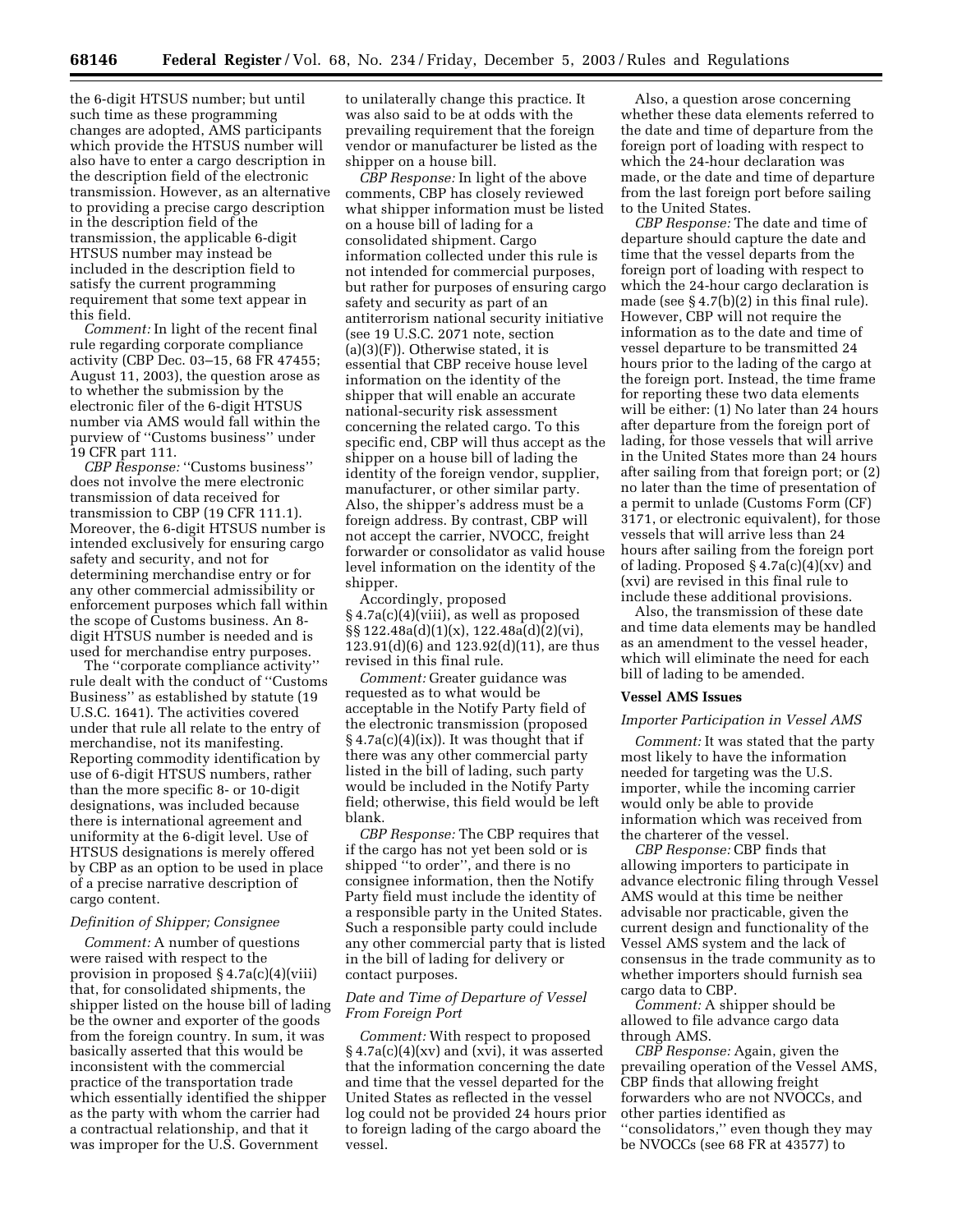the 6-digit HTSUS number; but until such time as these programming changes are adopted, AMS participants which provide the HTSUS number will also have to enter a cargo description in the description field of the electronic transmission. However, as an alternative to providing a precise cargo description in the description field of the transmission, the applicable 6-digit HTSUS number may instead be included in the description field to satisfy the current programming requirement that some text appear in this field.

*Comment:* In light of the recent final rule regarding corporate compliance activity (CBP Dec. 03–15, 68 FR 47455; August 11, 2003), the question arose as to whether the submission by the electronic filer of the 6-digit HTSUS number via AMS would fall within the purview of ''Customs business'' under 19 CFR part 111.

*CBP Response:* ''Customs business'' does not involve the mere electronic transmission of data received for transmission to CBP (19 CFR 111.1). Moreover, the 6-digit HTSUS number is intended exclusively for ensuring cargo safety and security, and not for determining merchandise entry or for any other commercial admissibility or enforcement purposes which fall within the scope of Customs business. An 8-digit HTSUS number is needed and is used for merchandise entry purposes.

The ''corporate compliance activity'' rule dealt with the conduct of ''Customs Business'' as established by statute (19 U.S.C. 1641). The activities covered under that rule all relate to the entry of merchandise, not its manifesting. Reporting commodity identification by use of 6-digit HTSUS numbers, rather than the more specific 8- or 10-digit designations, was included because there is international agreement and uniformity at the 6-digit level. Use of HTSUS designations is merely offered by CBP as an option to be used in place of a precise narrative description of cargo content.

### *Definition of Shipper; Consignee*

*Comment:* A number of questions were raised with respect to the provision in proposed § 4.7a(c)(4)(viii) that, for consolidated shipments, the shipper listed on the house bill of lading be the owner and exporter of the goods from the foreign country. In sum, it was basically asserted that this would be inconsistent with the commercial practice of the transportation trade which essentially identified the shipper as the party with whom the carrier had a contractual relationship, and that it was improper for the U.S. Government to unilaterally change this practice. It was also said to be at odds with the prevailing requirement that the foreign vendor or manufacturer be listed as the shipper on a house bill.

*CBP Response:* In light of the above comments, CBP has closely reviewed what shipper information must be listed on a house bill of lading for a consolidated shipment. Cargo information collected under this rule is not intended for commercial purposes, but rather for purposes of ensuring cargo safety and security as part of an antiterrorism national security initiative (see 19 U.S.C. 2071 note, section (a)(3)(F)). Otherwise stated, it is essential that CBP receive house level information on the identity of the shipper that will enable an accurate national-security risk assessment concerning the related cargo. To this specific end, CBP will thus accept as the shipper on a house bill of lading the identity of the foreign vendor, supplier, manufacturer, or other similar party. Also, the shipper's address must be a foreign address. By contrast, CBP will not accept the carrier, NVOCC, freight forwarder or consolidator as valid house level information on the identity of the shipper.

Accordingly, proposed § 4.7a(c)(4)(viii), as well as proposed §§ 122.48a(d)(1)(x), 122.48a(d)(2)(vi), 123.91(d)(6) and 123.92(d)(11), are thus revised in this final rule.

*Comment:* Greater guidance was requested as to what would be acceptable in the Notify Party field of the electronic transmission (proposed § 4.7a(c)(4)(ix)). It was thought that if there was any other commercial party listed in the bill of lading, such party would be included in the Notify Party field; otherwise, this field would be left blank.

*CBP Response:* The CBP requires that if the cargo has not yet been sold or is shipped ''to order'', and there is no consignee information, then the Notify Party field must include the identity of a responsible party in the United States. Such a responsible party could include any other commercial party that is listed in the bill of lading for delivery or contact purposes.

### *Date and Time of Departure of Vessel From Foreign Port*

*Comment:* With respect to proposed § 4.7a(c)(4)(xv) and (xvi), it was asserted that the information concerning the date and time that the vessel departed for the United States as reflected in the vessel log could not be provided 24 hours prior to foreign lading of the cargo aboard the vessel.

Also, a question arose concerning whether these data elements referred to the date and time of departure from the foreign port of loading with respect to which the 24-hour declaration was made, or the date and time of departure from the last foreign port before sailing to the United States.

*CBP Response:* The date and time of departure should capture the date and time that the vessel departs from the foreign port of loading with respect to which the 24-hour cargo declaration is made (see § 4.7(b)(2) in this final rule). However, CBP will not require the information as to the date and time of vessel departure to be transmitted 24 hours prior to the lading of the cargo at the foreign port. Instead, the time frame for reporting these two data elements will be either: (1) No later than 24 hours after departure from the foreign port of lading, for those vessels that will arrive in the United States more than 24 hours after sailing from that foreign port; or (2) no later than the time of presentation of a permit to unlade (Customs Form (CF) 3171, or electronic equivalent), for those vessels that will arrive less than 24 hours after sailing from the foreign port of lading. Proposed § 4.7a(c)(4)(xv) and (xvi) are revised in this final rule to include these additional provisions.

Also, the transmission of these date and time data elements may be handled as an amendment to the vessel header, which will eliminate the need for each bill of lading to be amended.

## Vessel AMS Issues

### *Importer Participation in Vessel AMS*

*Comment:* It was stated that the party most likely to have the information needed for targeting was the U.S. importer, while the incoming carrier would only be able to provide information which was received from the charterer of the vessel.

*CBP Response:* CBP finds that allowing importers to participate in advance electronic filing through Vessel AMS would at this time be neither advisable nor practicable, given the current design and functionality of the Vessel AMS system and the lack of consensus in the trade community as to whether importers should furnish sea cargo data to CBP.

*Comment:* A shipper should be allowed to file advance cargo data through AMS.

*CBP Response:* Again, given the prevailing operation of the Vessel AMS, CBP finds that allowing freight forwarders who are not NVOCCs, and other parties identified as ''consolidators,'' even though they may be NVOCCs (see 68 FR at 43577) to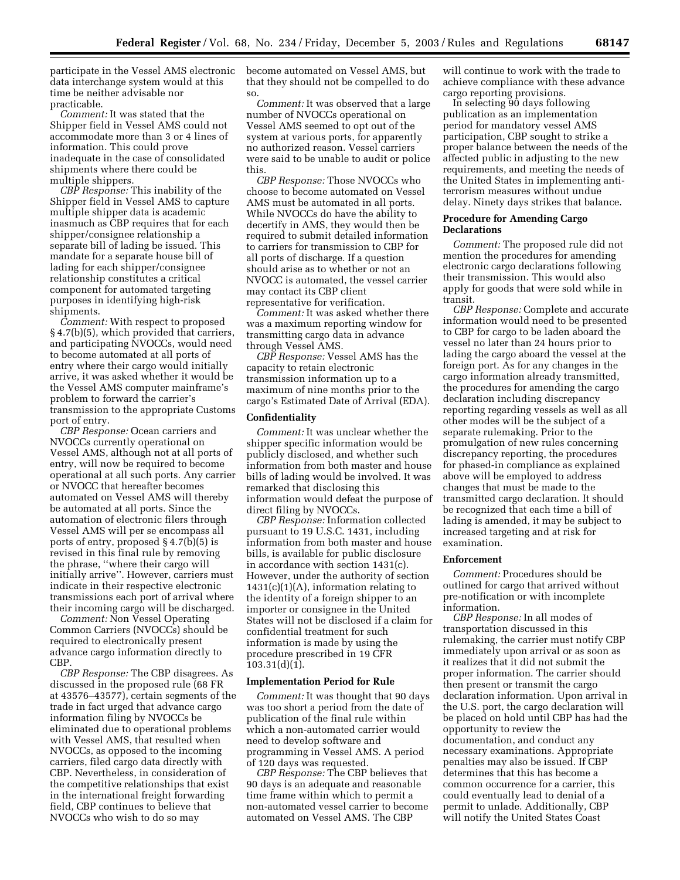participate in the Vessel AMS electronic data interchange system would at this time be neither advisable nor practicable.

*Comment:* It was stated that the Shipper field in Vessel AMS could not accommodate more than 3 or 4 lines of information. This could prove inadequate in the case of consolidated shipments where there could be multiple shippers.

*CBP Response:* This inability of the Shipper field in Vessel AMS to capture multiple shipper data is academic inasmuch as CBP requires that for each shipper/consignee relationship a separate bill of lading be issued. This mandate for a separate house bill of lading for each shipper/consignee relationship constitutes a critical component for automated targeting purposes in identifying high-risk shipments.

*Comment:* With respect to proposed § 4.7(b)(5), which provided that carriers, and participating NVOCCs, would need to become automated at all ports of entry where their cargo would initially arrive, it was asked whether it would be the Vessel AMS computer mainframe's problem to forward the carrier's transmission to the appropriate Customs port of entry.

*CBP Response:* Ocean carriers and NVOCCs currently operational on Vessel AMS, although not at all ports of entry, will now be required to become operational at all such ports. Any carrier or NVOCC that hereafter becomes automated on Vessel AMS will thereby be automated at all ports. Since the automation of electronic filers through Vessel AMS will per se encompass all ports of entry, proposed § 4.7(b)(5) is revised in this final rule by removing the phrase, ''where their cargo will initially arrive''. However, carriers must indicate in their respective electronic transmissions each port of arrival where their incoming cargo will be discharged.

*Comment:* Non Vessel Operating Common Carriers (NVOCCs) should be required to electronically present advance cargo information directly to CBP.

*CBP Response:* The CBP disagrees. As discussed in the proposed rule (68 FR at 43576–43577), certain segments of the trade in fact urged that advance cargo information filing by NVOCCs be eliminated due to operational problems with Vessel AMS, that resulted when NVOCCs, as opposed to the incoming carriers, filed cargo data directly with CBP. Nevertheless, in consideration of the competitive relationships that exist in the international freight forwarding field, CBP continues to believe that NVOCCs who wish to do so may become automated on Vessel AMS, but that they should not be compelled to do so.

*Comment:* It was observed that a large number of NVOCCs operational on Vessel AMS seemed to opt out of the system at various ports, for apparently no authorized reason. Vessel carriers were said to be unable to audit or police this.

*CBP Response:* Those NVOCCs who choose to become automated on Vessel AMS must be automated in all ports. While NVOCCs do have the ability to decertify in AMS, they would then be required to submit detailed information to carriers for transmission to CBP for all ports of discharge. If a question should arise as to whether or not an NVOCC is automated, the vessel carrier may contact its CBP client representative for verification.

*Comment:* It was asked whether there was a maximum reporting window for transmitting cargo data in advance through Vessel AMS.

*CBP Response:* Vessel AMS has the capacity to retain electronic transmission information up to a maximum of nine months prior to the cargo's Estimated Date of Arrival (EDA).

**Confidentiality**

*Comment:* It was unclear whether the shipper specific information would be publicly disclosed, and whether such information from both master and house bills of lading would be involved. It was remarked that disclosing this information would defeat the purpose of direct filing by NVOCCs.

*CBP Response:* Information collected pursuant to 19 U.S.C. 1431, including information from both master and house bills, is available for public disclosure in accordance with section 1431(c). However, under the authority of section 1431(c)(1)(A), information relating to the identity of a foreign shipper to an importer or consignee in the United States will not be disclosed if a claim for confidential treatment for such information is made by using the procedure prescribed in 19 CFR 103.31(d)(1).

**Implementation Period for Rule**

*Comment:* It was thought that 90 days was too short a period from the date of publication of the final rule within which a non-automated carrier would need to develop software and programming in Vessel AMS. A period of 120 days was requested.

*CBP Response:* The CBP believes that 90 days is an adequate and reasonable time frame within which to permit a non-automated vessel carrier to become automated on Vessel AMS. The CBP will continue to work with the trade to achieve compliance with these advance cargo reporting provisions.

In selecting 90 days following publication as an implementation period for mandatory vessel AMS participation, CBP sought to strike a proper balance between the needs of the affected public in adjusting to the new requirements, and meeting the needs of the United States in implementing anti-terrorism measures without undue delay. Ninety days strikes that balance.

**Procedure for Amending Cargo Declarations**

*Comment:* The proposed rule did not mention the procedures for amending electronic cargo declarations following their transmission. This would also apply for goods that were sold while in transit.

*CBP Response:* Complete and accurate information would need to be presented to CBP for cargo to be laden aboard the vessel no later than 24 hours prior to lading the cargo aboard the vessel at the foreign port. As for any changes in the cargo information already transmitted, the procedures for amending the cargo declaration including discrepancy reporting regarding vessels as well as all other modes will be the subject of a separate rulemaking. Prior to the promulgation of new rules concerning discrepancy reporting, the procedures for phased-in compliance as explained above will be employed to address changes that must be made to the transmitted cargo declaration. It should be recognized that each time a bill of lading is amended, it may be subject to increased targeting and at risk for examination.

**Enforcement**

*Comment:* Procedures should be outlined for cargo that arrived without pre-notification or with incomplete information.

*CBP Response:* In all modes of transportation discussed in this rulemaking, the carrier must notify CBP immediately upon arrival or as soon as it realizes that it did not submit the proper information. The carrier should then present or transmit the cargo declaration information. Upon arrival in the U.S. port, the cargo declaration will be placed on hold until CBP has had the opportunity to review the documentation, and conduct any necessary examinations. Appropriate penalties may also be issued. If CBP determines that this has become a common occurrence for a carrier, this could eventually lead to denial of a permit to unlade. Additionally, CBP will notify the United States Coast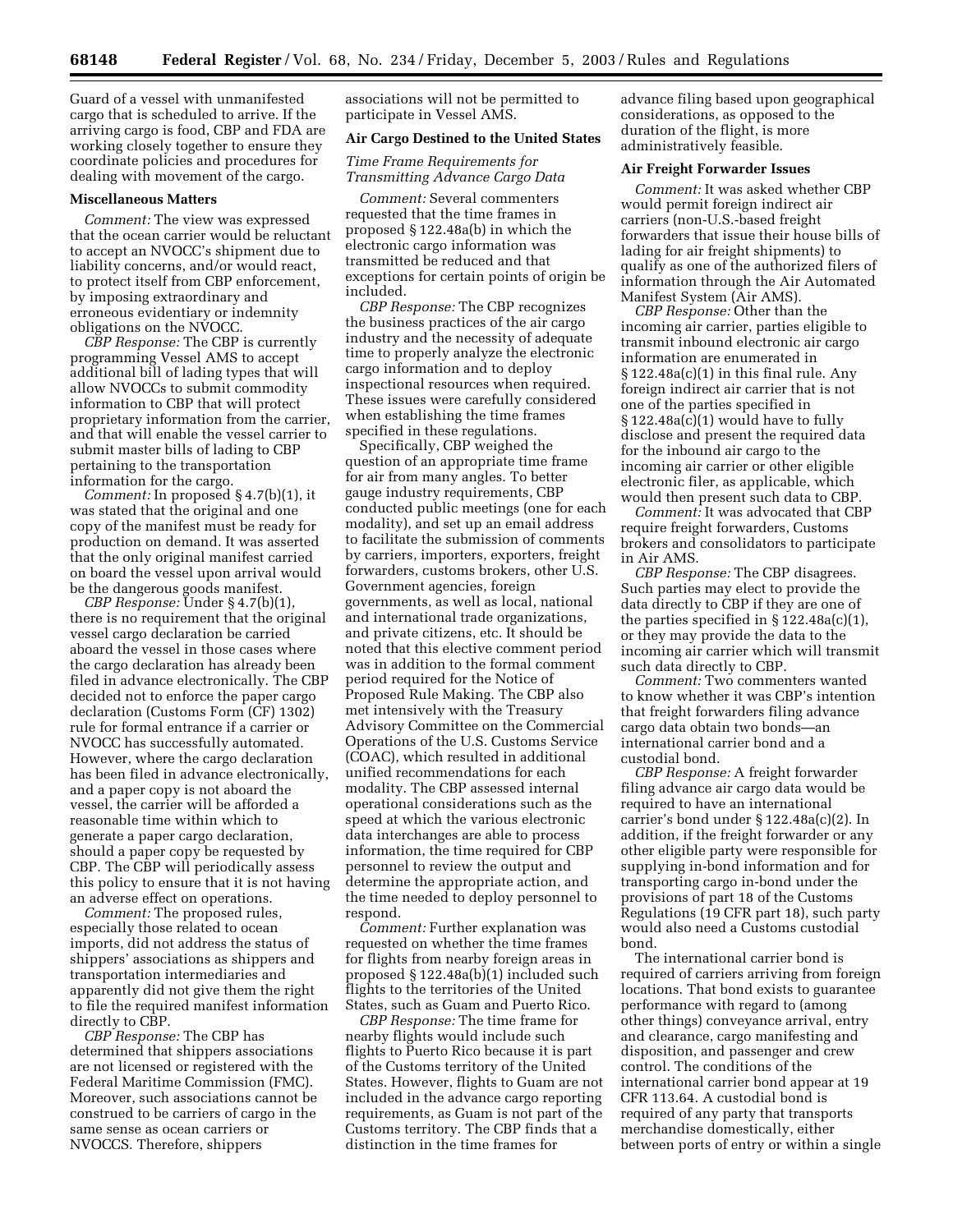Guard of a vessel with unmanifested cargo that is scheduled to arrive. If the arriving cargo is food, CBP and FDA are working closely together to ensure they coordinate policies and procedures for dealing with movement of the cargo.

**Miscellaneous Matters**

*Comment:* The view was expressed that the ocean carrier would be reluctant to accept an NVOCC's shipment due to liability concerns, and/or would react, to protect itself from CBP enforcement, by imposing extraordinary and erroneous evidentiary or indemnity obligations on the NVOCC.

*CBP Response:* The CBP is currently programming Vessel AMS to accept additional bill of lading types that will allow NVOCCs to submit commodity information to CBP that will protect proprietary information from the carrier, and that will enable the vessel carrier to submit master bills of lading to CBP pertaining to the transportation information for the cargo.

*Comment:* In proposed § 4.7(b)(1), it was stated that the original and one copy of the manifest must be ready for production on demand. It was asserted that the only original manifest carried on board the vessel upon arrival would be the dangerous goods manifest.

*CBP Response:* Under § 4.7(b)(1), there is no requirement that the original vessel cargo declaration be carried aboard the vessel in those cases where the cargo declaration has already been filed in advance electronically. The CBP decided not to enforce the paper cargo declaration (Customs Form (CF) 1302) rule for formal entrance if a carrier or NVOCC has successfully automated. However, where the cargo declaration has been filed in advance electronically, and a paper copy is not aboard the vessel, the carrier will be afforded a reasonable time within which to generate a paper cargo declaration, should a paper copy be requested by CBP. The CBP will periodically assess this policy to ensure that it is not having an adverse effect on operations.

*Comment:* The proposed rules, especially those related to ocean imports, did not address the status of shippers' associations as shippers and transportation intermediaries and apparently did not give them the right to file the required manifest information directly to CBP.

*CBP Response:* The CBP has determined that shippers associations are not licensed or registered with the Federal Maritime Commission (FMC). Moreover, such associations cannot be construed to be carriers of cargo in the same sense as ocean carriers or NVOCCS. Therefore, shippers associations will not be permitted to participate in Vessel AMS.

**Air Cargo Destined to the United States**

*Time Frame Requirements for Transmitting Advance Cargo Data*

*Comment:* Several commenters requested that the time frames in proposed § 122.48a(b) in which the electronic cargo information was transmitted be reduced and that exceptions for certain points of origin be included.

*CBP Response:* The CBP recognizes the business practices of the air cargo industry and the necessity of adequate time to properly analyze the electronic cargo information and to deploy inspectional resources when required. These issues were carefully considered when establishing the time frames specified in these regulations.

Specifically, CBP weighed the question of an appropriate time frame for air from many angles. To better gauge industry requirements, CBP conducted public meetings (one for each modality), and set up an email address to facilitate the submission of comments by carriers, importers, exporters, freight forwarders, customs brokers, other U.S. Government agencies, foreign governments, as well as local, national and international trade organizations, and private citizens, etc. It should be noted that this elective comment period was in addition to the formal comment period required for the Notice of Proposed Rule Making. The CBP also met intensively with the Treasury Advisory Committee on the Commercial Operations of the U.S. Customs Service (COAC), which resulted in additional unified recommendations for each modality. The CBP assessed internal operational considerations such as the speed at which the various electronic data interchanges are able to process information, the time required for CBP personnel to review the output and determine the appropriate action, and the time needed to deploy personnel to respond.

*Comment:* Further explanation was requested on whether the time frames for flights from nearby foreign areas in proposed § 122.48a(b)(1) included such flights to the territories of the United States, such as Guam and Puerto Rico.

*CBP Response:* The time frame for nearby flights would include such flights to Puerto Rico because it is part of the Customs territory of the United States. However, flights to Guam are not included in the advance cargo reporting requirements, as Guam is not part of the Customs territory. The CBP finds that a distinction in the time frames for advance filing based upon geographical considerations, as opposed to the duration of the flight, is more administratively feasible.

**Air Freight Forwarder Issues**

*Comment:* It was asked whether CBP would permit foreign indirect air carriers (non-U.S.-based freight forwarders that issue their house bills of lading for air freight shipments) to qualify as one of the authorized filers of information through the Air Automated Manifest System (Air AMS).

*CBP Response:* Other than the incoming air carrier, parties eligible to transmit inbound electronic air cargo information are enumerated in § 122.48a(c)(1) in this final rule. Any foreign indirect air carrier that is not one of the parties specified in § 122.48a(c)(1) would have to fully disclose and present the required data for the inbound air cargo to the incoming air carrier or other eligible electronic filer, as applicable, which would then present such data to CBP.

*Comment:* It was advocated that CBP require freight forwarders, Customs brokers and consolidators to participate in Air AMS.

*CBP Response:* The CBP disagrees. Such parties may elect to provide the data directly to CBP if they are one of the parties specified in § 122.48a(c)(1), or they may provide the data to the incoming air carrier which will transmit such data directly to CBP.

*Comment:* Two commenters wanted to know whether it was CBP's intention that freight forwarders filing advance cargo data obtain two bonds—an international carrier bond and a custodial bond.

*CBP Response:* A freight forwarder filing advance air cargo data would be required to have an international carrier's bond under § 122.48a(c)(2). In addition, if the freight forwarder or any other eligible party were responsible for supplying in-bond information and for transporting cargo in-bond under the provisions of part 18 of the Customs Regulations (19 CFR part 18), such party would also need a Customs custodial bond.

The international carrier bond is required of carriers arriving from foreign locations. That bond exists to guarantee performance with regard to (among other things) conveyance arrival, entry and clearance, cargo manifesting and disposition, and passenger and crew control. The conditions of the international carrier bond appear at 19 CFR 113.64. A custodial bond is required of any party that transports merchandise domestically, either between ports of entry or within a single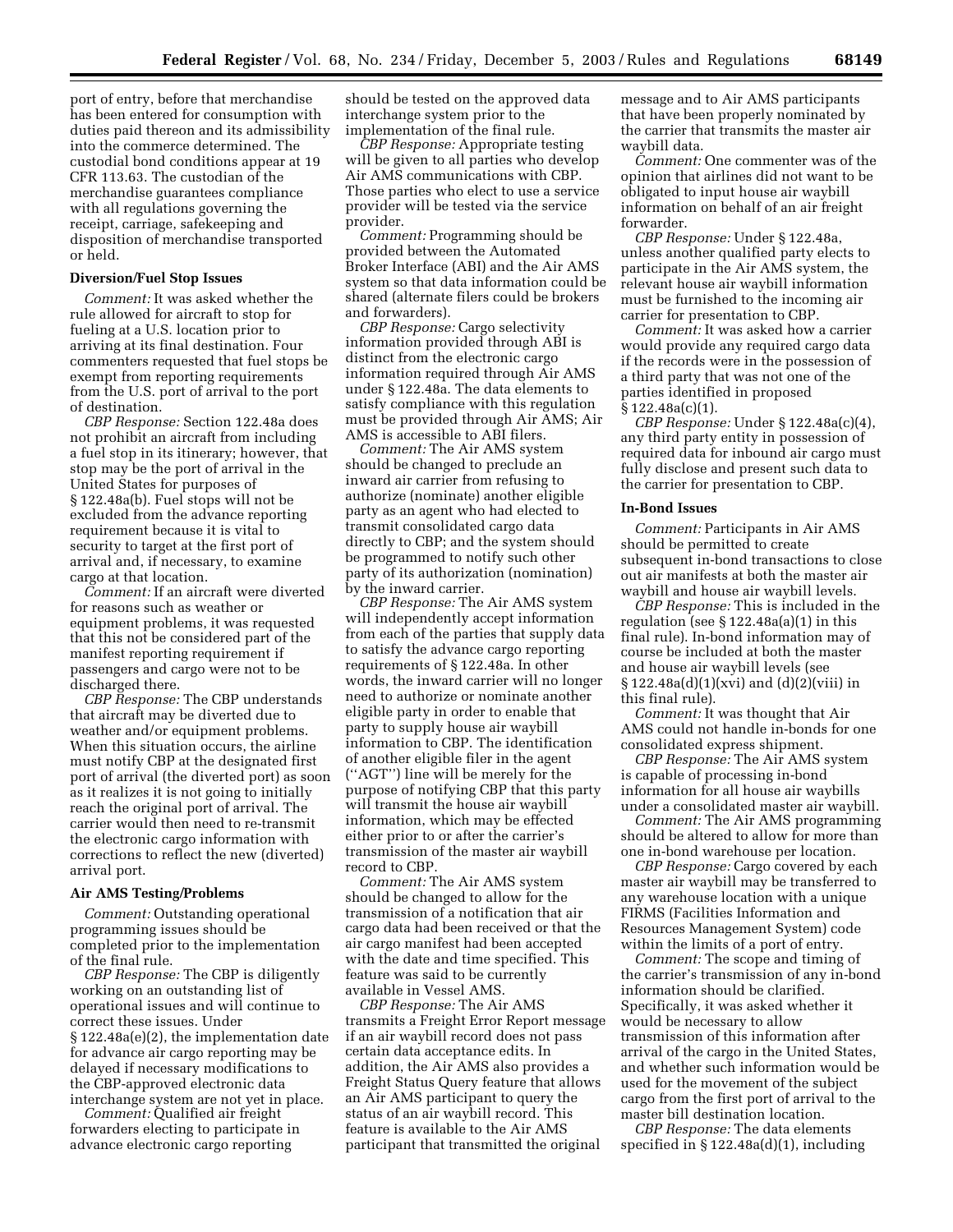port of entry, before that merchandise has been entered for consumption with duties paid thereon and its admissibility into the commerce determined. The custodial bond conditions appear at 19 CFR 113.63. The custodian of the merchandise guarantees compliance with all regulations governing the receipt, carriage, safekeeping and disposition of merchandise transported or held.

**Diversion/Fuel Stop Issues**

*Comment:* It was asked whether the rule allowed for aircraft to stop for fueling at a U.S. location prior to arriving at its final destination. Four commenters requested that fuel stops be exempt from reporting requirements from the U.S. port of arrival to the port of destination.

*CBP Response:* Section 122.48a does not prohibit an aircraft from including a fuel stop in its itinerary; however, that stop may be the port of arrival in the United States for purposes of § 122.48a(b). Fuel stops will not be excluded from the advance reporting requirement because it is vital to security to target at the first port of arrival and, if necessary, to examine cargo at that location.

*Comment:* If an aircraft were diverted for reasons such as weather or equipment problems, it was requested that this not be considered part of the manifest reporting requirement if passengers and cargo were not to be discharged there.

*CBP Response:* The CBP understands that aircraft may be diverted due to weather and/or equipment problems. When this situation occurs, the airline must notify CBP at the designated first port of arrival (the diverted port) as soon as it realizes it is not going to initially reach the original port of arrival. The carrier would then need to re-transmit the electronic cargo information with corrections to reflect the new (diverted) arrival port.

**Air AMS Testing/Problems**

*Comment:* Outstanding operational programming issues should be completed prior to the implementation of the final rule.

*CBP Response:* The CBP is diligently working on an outstanding list of operational issues and will continue to correct these issues. Under § 122.48a(e)(2), the implementation date for advance air cargo reporting may be delayed if necessary modifications to the CBP-approved electronic data interchange system are not yet in place.

*Comment:* Qualified air freight forwarders electing to participate in advance electronic cargo reporting should be tested on the approved data interchange system prior to the implementation of the final rule.

*CBP Response:* Appropriate testing will be given to all parties who develop Air AMS communications with CBP. Those parties who elect to use a service provider will be tested via the service provider.

*Comment:* Programming should be provided between the Automated Broker Interface (ABI) and the Air AMS system so that data information could be shared (alternate filers could be brokers and forwarders).

*CBP Response:* Cargo selectivity information provided through ABI is distinct from the electronic cargo information required through Air AMS under § 122.48a. The data elements to satisfy compliance with this regulation must be provided through Air AMS; Air AMS is accessible to ABI filers.

*Comment:* The Air AMS system should be changed to preclude an inward air carrier from refusing to authorize (nominate) another eligible party as an agent who had elected to transmit consolidated cargo data directly to CBP; and the system should be programmed to notify such other party of its authorization (nomination) by the inward carrier.

*CBP Response:* The Air AMS system will independently accept information from each of the parties that supply data to satisfy the advance cargo reporting requirements of § 122.48a. In other words, the inward carrier will no longer need to authorize or nominate another eligible party in order to enable that party to supply house air waybill information to CBP. The identification of another eligible filer in the agent (''AGT'') line will be merely for the purpose of notifying CBP that this party will transmit the house air waybill information, which may be effected either prior to or after the carrier's transmission of the master air waybill record to CBP.

*Comment:* The Air AMS system should be changed to allow for the transmission of a notification that air cargo data had been received or that the air cargo manifest had been accepted with the date and time specified. This feature was said to be currently available in Vessel AMS.

*CBP Response:* The Air AMS transmits a Freight Error Report message if an air waybill record does not pass certain data acceptance edits. In addition, the Air AMS also provides a Freight Status Query feature that allows an Air AMS participant to query the status of an air waybill record. This feature is available to the Air AMS participant that transmitted the original message and to Air AMS participants that have been properly nominated by the carrier that transmits the master air waybill data.

*Comment:* One commenter was of the opinion that airlines did not want to be obligated to input house air waybill information on behalf of an air freight forwarder.

*CBP Response:* Under § 122.48a, unless another qualified party elects to participate in the Air AMS system, the relevant house air waybill information must be furnished to the incoming air carrier for presentation to CBP.

*Comment:* It was asked how a carrier would provide any required cargo data if the records were in the possession of a third party that was not one of the parties identified in proposed § 122.48a(c)(1).

*CBP Response:* Under § 122.48a(c)(4), any third party entity in possession of required data for inbound air cargo must fully disclose and present such data to the carrier for presentation to CBP.

**In-Bond Issues**

*Comment:* Participants in Air AMS should be permitted to create subsequent in-bond transactions to close out air manifests at both the master air waybill and house air waybill levels.

*CBP Response:* This is included in the regulation (see § 122.48a(a)(1) in this final rule). In-bond information may of course be included at both the master and house air waybill levels (see § 122.48a(d)(1)(xvi) and (d)(2)(viii) in this final rule).

*Comment:* It was thought that Air AMS could not handle in-bonds for one consolidated express shipment.

*CBP Response:* The Air AMS system is capable of processing in-bond information for all house air waybills under a consolidated master air waybill.

*Comment:* The Air AMS programming should be altered to allow for more than one in-bond warehouse per location.

*CBP Response:* Cargo covered by each master air waybill may be transferred to any warehouse location with a unique FIRMS (Facilities Information and Resources Management System) code within the limits of a port of entry.

*Comment:* The scope and timing of the carrier's transmission of any in-bond information should be clarified. Specifically, it was asked whether it would be necessary to allow transmission of this information after arrival of the cargo in the United States, and whether such information would be used for the movement of the subject cargo from the first port of arrival to the master bill destination location.

*CBP Response:* The data elements specified in § 122.48a(d)(1), including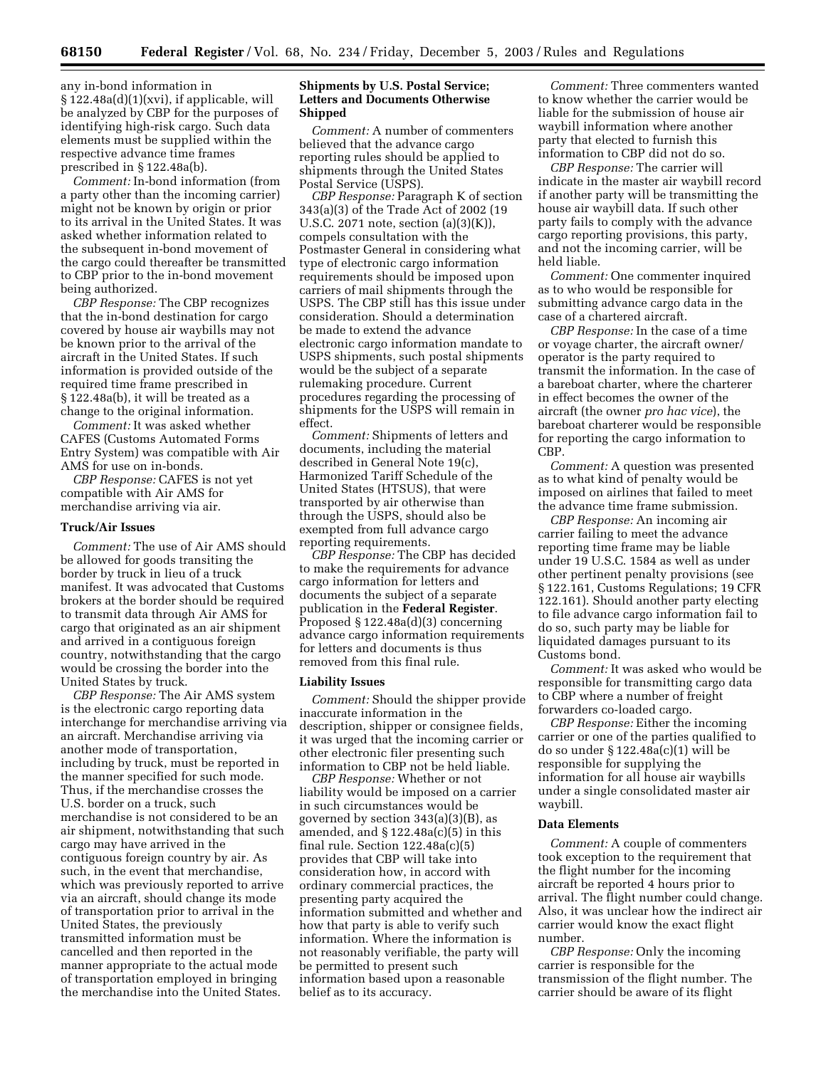any in-bond information in § 122.48a(d)(1)(xvi), if applicable, will be analyzed by CBP for the purposes of identifying high-risk cargo. Such data elements must be supplied within the respective advance time frames prescribed in § 122.48a(b).

*Comment:* In-bond information (from a party other than the incoming carrier) might not be known by origin or prior to its arrival in the United States. It was asked whether information related to the subsequent in-bond movement of the cargo could thereafter be transmitted to CBP prior to the in-bond movement being authorized.

*CBP Response:* The CBP recognizes that the in-bond destination for cargo covered by house air waybills may not be known prior to the arrival of the aircraft in the United States. If such information is provided outside of the required time frame prescribed in § 122.48a(b), it will be treated as a change to the original information.

*Comment:* It was asked whether CAFES (Customs Automated Forms Entry System) was compatible with Air AMS for use on in-bonds.

*CBP Response:* CAFES is not yet compatible with Air AMS for merchandise arriving via air.

### Truck/Air Issues

*Comment:* The use of Air AMS should be allowed for goods transiting the border by truck in lieu of a truck manifest. It was advocated that Customs brokers at the border should be required to transmit data through Air AMS for cargo that originated as an air shipment and arrived in a contiguous foreign country, notwithstanding that the cargo would be crossing the border into the United States by truck.

*CBP Response:* The Air AMS system is the electronic cargo reporting data interchange for merchandise arriving via an aircraft. Merchandise arriving via another mode of transportation, including by truck, must be reported in the manner specified for such mode. Thus, if the merchandise crosses the U.S. border on a truck, such merchandise is not considered to be an air shipment, notwithstanding that such cargo may have arrived in the contiguous foreign country by air. As such, in the event that merchandise, which was previously reported to arrive via an aircraft, should change its mode of transportation prior to arrival in the United States, the previously transmitted information must be cancelled and then reported in the manner appropriate to the actual mode of transportation employed in bringing the merchandise into the United States.

### Shipments by U.S. Postal Service; Letters and Documents Otherwise Shipped

*Comment:* A number of commenters believed that the advance cargo reporting rules should be applied to shipments through the United States Postal Service (USPS).

*CBP Response:* Paragraph K of section 343(a)(3) of the Trade Act of 2002 (19 U.S.C. 2071 note, section (a)(3)(K)), compels consultation with the Postmaster General in considering what type of electronic cargo information requirements should be imposed upon carriers of mail shipments through the USPS. The CBP still has this issue under consideration. Should a determination be made to extend the advance electronic cargo information mandate to USPS shipments, such postal shipments would be the subject of a separate rulemaking procedure. Current procedures regarding the processing of shipments for the USPS will remain in effect.

*Comment:* Shipments of letters and documents, including the material described in General Note 19(c), Harmonized Tariff Schedule of the United States (HTSUS), that were transported by air otherwise than through the USPS, should also be exempted from full advance cargo reporting requirements.

*CBP Response:* The CBP has decided to make the requirements for advance cargo information for letters and documents the subject of a separate publication in the **Federal Register**. Proposed § 122.48a(d)(3) concerning advance cargo information requirements for letters and documents is thus removed from this final rule.

### Liability Issues

*Comment:* Should the shipper provide inaccurate information in the description, shipper or consignee fields, it was urged that the incoming carrier or other electronic filer presenting such information to CBP not be held liable.

*CBP Response:* Whether or not liability would be imposed on a carrier in such circumstances would be governed by section 343(a)(3)(B), as amended, and § 122.48a(c)(5) in this final rule. Section 122.48a(c)(5) provides that CBP will take into consideration how, in accord with ordinary commercial practices, the presenting party acquired the information submitted and whether and how that party is able to verify such information. Where the information is not reasonably verifiable, the party will be permitted to present such information based upon a reasonable belief as to its accuracy.

*Comment:* Three commenters wanted to know whether the carrier would be liable for the submission of house air waybill information where another party that elected to furnish this information to CBP did not do so.

*CBP Response:* The carrier will indicate in the master air waybill record if another party will be transmitting the house air waybill data. If such other party fails to comply with the advance cargo reporting provisions, this party, and not the incoming carrier, will be held liable.

*Comment:* One commenter inquired as to who would be responsible for submitting advance cargo data in the case of a chartered aircraft.

*CBP Response:* In the case of a time or voyage charter, the aircraft owner/operator is the party required to transmit the information. In the case of a bareboat charter, where the charterer in effect becomes the owner of the aircraft (the owner *pro hac vice*), the bareboat charterer would be responsible for reporting the cargo information to CBP.

*Comment:* A question was presented as to what kind of penalty would be imposed on airlines that failed to meet the advance time frame submission.

*CBP Response:* An incoming air carrier failing to meet the advance reporting time frame may be liable under 19 U.S.C. 1584 as well as under other pertinent penalty provisions (see § 122.161, Customs Regulations; 19 CFR 122.161). Should another party electing to file advance cargo information fail to do so, such party may be liable for liquidated damages pursuant to its Customs bond.

*Comment:* It was asked who would be responsible for transmitting cargo data to CBP where a number of freight forwarders co-loaded cargo.

*CBP Response:* Either the incoming carrier or one of the parties qualified to do so under § 122.48a(c)(1) will be responsible for supplying the information for all house air waybills under a single consolidated master air waybill.

### Data Elements

*Comment:* A couple of commenters took exception to the requirement that the flight number for the incoming aircraft be reported 4 hours prior to arrival. The flight number could change. Also, it was unclear how the indirect air carrier would know the exact flight number.

*CBP Response:* Only the incoming carrier is responsible for the transmission of the flight number. The carrier should be aware of its flight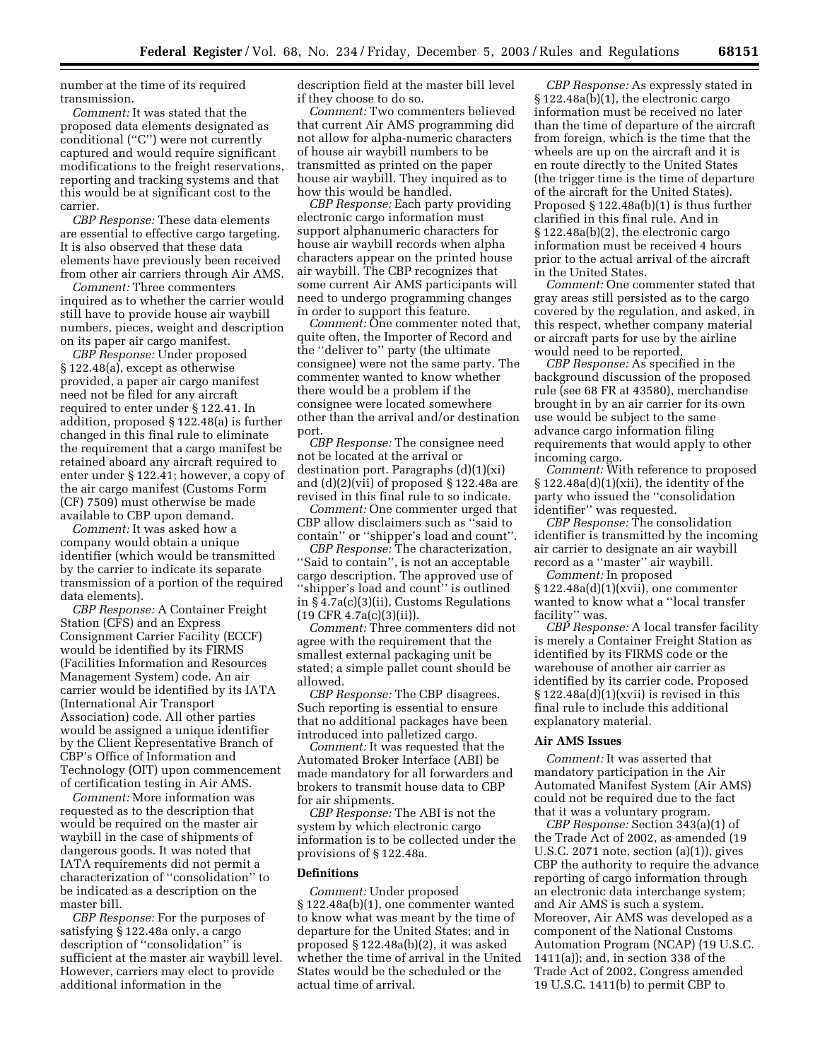number at the time of its required transmission.

*Comment:* It was stated that the proposed data elements designated as conditional (''C'') were not currently captured and would require significant modifications to the freight reservations, reporting and tracking systems and that this would be at significant cost to the carrier.

*CBP Response:* These data elements are essential to effective cargo targeting. It is also observed that these data elements have previously been received from other air carriers through Air AMS.

*Comment:* Three commenters inquired as to whether the carrier would still have to provide house air waybill numbers, pieces, weight and description on its paper air cargo manifest.

*CBP Response:* Under proposed § 122.48(a), except as otherwise provided, a paper air cargo manifest need not be filed for any aircraft required to enter under § 122.41. In addition, proposed § 122.48(a) is further changed in this final rule to eliminate the requirement that a cargo manifest be retained aboard any aircraft required to enter under § 122.41; however, a copy of the air cargo manifest (Customs Form (CF) 7509) must otherwise be made available to CBP upon demand.

*Comment:* It was asked how a company would obtain a unique identifier (which would be transmitted by the carrier to indicate its separate transmission of a portion of the required data elements).

*CBP Response:* A Container Freight Station (CFS) and an Express Consignment Carrier Facility (ECCF) would be identified by its FIRMS (Facilities Information and Resources Management System) code. An air carrier would be identified by its IATA (International Air Transport Association) code. All other parties would be assigned a unique identifier by the Client Representative Branch of CBP's Office of Information and Technology (OIT) upon commencement of certification testing in Air AMS.

*Comment:* More information was requested as to the description that would be required on the master air waybill in the case of shipments of dangerous goods. It was noted that IATA requirements did not permit a characterization of ''consolidation'' to be indicated as a description on the master bill.

*CBP Response:* For the purposes of satisfying § 122.48a only, a cargo description of ''consolidation'' is sufficient at the master air waybill level. However, carriers may elect to provide additional information in the description field at the master bill level if they choose to do so.

*Comment:* Two commenters believed that current Air AMS programming did not allow for alpha-numeric characters of house air waybill numbers to be transmitted as printed on the paper house air waybill. They inquired as to how this would be handled.

*CBP Response:* Each party providing electronic cargo information must support alphanumeric characters for house air waybill records when alpha characters appear on the printed house air waybill. The CBP recognizes that some current Air AMS participants will need to undergo programming changes in order to support this feature.

*Comment:* One commenter noted that, quite often, the Importer of Record and the ''deliver to'' party (the ultimate consignee) were not the same party. The commenter wanted to know whether there would be a problem if the consignee were located somewhere other than the arrival and/or destination port.

*CBP Response:* The consignee need not be located at the arrival or destination port. Paragraphs (d)(1)(xi) and (d)(2)(vii) of proposed § 122.48a are revised in this final rule to so indicate.

*Comment:* One commenter urged that CBP allow disclaimers such as ''said to contain'' or ''shipper's load and count''.

*CBP Response:* The characterization, ''Said to contain'', is not an acceptable cargo description. The approved use of ''shipper's load and count'' is outlined in § 4.7a(c)(3)(ii), Customs Regulations (19 CFR 4.7a(c)(3)(ii)).

*Comment:* Three commenters did not agree with the requirement that the smallest external packaging unit be stated; a simple pallet count should be allowed.

*CBP Response:* The CBP disagrees. Such reporting is essential to ensure that no additional packages have been introduced into palletized cargo.

*Comment:* It was requested that the Automated Broker Interface (ABI) be made mandatory for all forwarders and brokers to transmit house data to CBP for air shipments.

*CBP Response:* The ABI is not the system by which electronic cargo information is to be collected under the provisions of § 122.48a.

**Definitions**

*Comment:* Under proposed § 122.48a(b)(1), one commenter wanted to know what was meant by the time of departure for the United States; and in proposed § 122.48a(b)(2), it was asked whether the time of arrival in the United States would be the scheduled or the actual time of arrival.

*CBP Response:* As expressly stated in § 122.48a(b)(1), the electronic cargo information must be received no later than the time of departure of the aircraft from foreign, which is the time that the wheels are up on the aircraft and it is en route directly to the United States (the trigger time is the time of departure of the aircraft for the United States). Proposed § 122.48a(b)(1) is thus further clarified in this final rule. And in § 122.48a(b)(2), the electronic cargo information must be received 4 hours prior to the actual arrival of the aircraft in the United States.

*Comment:* One commenter stated that gray areas still persisted as to the cargo covered by the regulation, and asked, in this respect, whether company material or aircraft parts for use by the airline would need to be reported.

*CBP Response:* As specified in the background discussion of the proposed rule (see 68 FR at 43580), merchandise brought in by an air carrier for its own use would be subject to the same advance cargo information filing requirements that would apply to other incoming cargo.

*Comment:* With reference to proposed § 122.48a(d)(1)(xii), the identity of the party who issued the ''consolidation identifier'' was requested.

*CBP Response:* The consolidation identifier is transmitted by the incoming air carrier to designate an air waybill record as a ''master'' air waybill.

*Comment:* In proposed § 122.48a(d)(1)(xvii), one commenter wanted to know what a ''local transfer facility'' was.

*CBP Response:* A local transfer facility is merely a Container Freight Station as identified by its FIRMS code or the warehouse of another air carrier as identified by its carrier code. Proposed § 122.48a(d)(1)(xvii) is revised in this final rule to include this additional explanatory material.

**Air AMS Issues**

*Comment:* It was asserted that mandatory participation in the Air Automated Manifest System (Air AMS) could not be required due to the fact that it was a voluntary program.

*CBP Response:* Section 343(a)(1) of the Trade Act of 2002, as amended (19 U.S.C. 2071 note, section (a)(1)), gives CBP the authority to require the advance reporting of cargo information through an electronic data interchange system; and Air AMS is such a system. Moreover, Air AMS was developed as a component of the National Customs Automation Program (NCAP) (19 U.S.C. 1411(a)); and, in section 338 of the Trade Act of 2002, Congress amended 19 U.S.C. 1411(b) to permit CBP to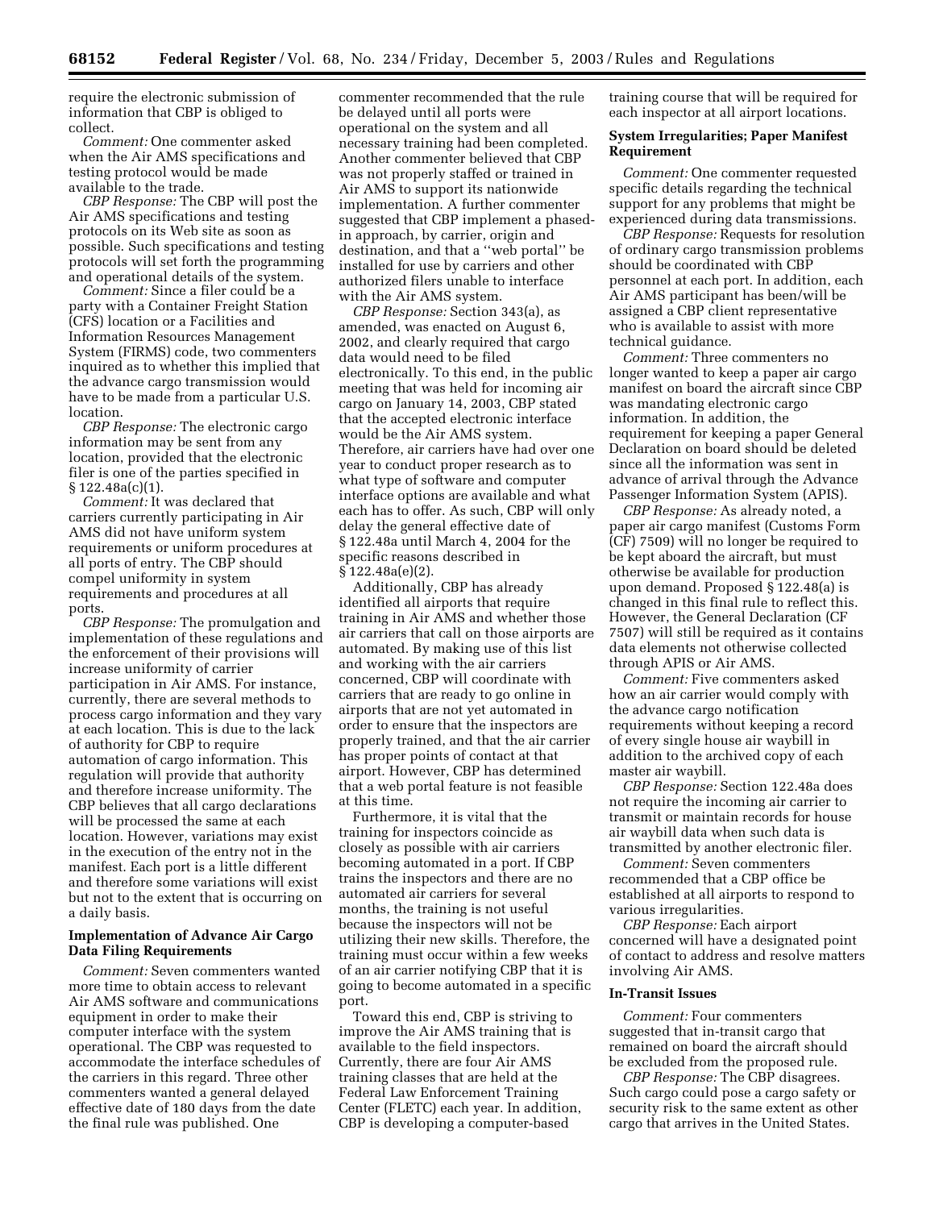require the electronic submission of information that CBP is obliged to collect.

*Comment:* One commenter asked when the Air AMS specifications and testing protocol would be made available to the trade.

*CBP Response:* The CBP will post the Air AMS specifications and testing protocols on its Web site as soon as possible. Such specifications and testing protocols will set forth the programming and operational details of the system.

*Comment:* Since a filer could be a party with a Container Freight Station (CFS) location or a Facilities and Information Resources Management System (FIRMS) code, two commenters inquired as to whether this implied that the advance cargo transmission would have to be made from a particular U.S. location.

*CBP Response:* The electronic cargo information may be sent from any location, provided that the electronic filer is one of the parties specified in § 122.48a(c)(1).

*Comment:* It was declared that carriers currently participating in Air AMS did not have uniform system requirements or uniform procedures at all ports of entry. The CBP should compel uniformity in system requirements and procedures at all ports.

*CBP Response:* The promulgation and implementation of these regulations and the enforcement of their provisions will increase uniformity of carrier participation in Air AMS. For instance, currently, there are several methods to process cargo information and they vary at each location. This is due to the lack of authority for CBP to require automation of cargo information. This regulation will provide that authority and therefore increase uniformity. The CBP believes that all cargo declarations will be processed the same at each location. However, variations may exist in the execution of the entry not in the manifest. Each port is a little different and therefore some variations will exist but not to the extent that is occurring on a daily basis.

**Implementation of Advance Air Cargo Data Filing Requirements**

*Comment:* Seven commenters wanted more time to obtain access to relevant Air AMS software and communications equipment in order to make their computer interface with the system operational. The CBP was requested to accommodate the interface schedules of the carriers in this regard. Three other commenters wanted a general delayed effective date of 180 days from the date the final rule was published. One commenter recommended that the rule be delayed until all ports were operational on the system and all necessary training had been completed. Another commenter believed that CBP was not properly staffed or trained in Air AMS to support its nationwide implementation. A further commenter suggested that CBP implement a phased-in approach, by carrier, origin and destination, and that a "web portal" be installed for use by carriers and other authorized filers unable to interface with the Air AMS system.

*CBP Response:* Section 343(a), as amended, was enacted on August 6, 2002, and clearly required that cargo data would need to be filed electronically. To this end, in the public meeting that was held for incoming air cargo on January 14, 2003, CBP stated that the accepted electronic interface would be the Air AMS system. Therefore, air carriers have had over one year to conduct proper research as to what type of software and computer interface options are available and what each has to offer. As such, CBP will only delay the general effective date of § 122.48a until March 4, 2004 for the specific reasons described in § 122.48a(e)(2).

Additionally, CBP has already identified all airports that require training in Air AMS and whether those air carriers that call on those airports are automated. By making use of this list and working with the air carriers concerned, CBP will coordinate with carriers that are ready to go online in airports that are not yet automated in order to ensure that the inspectors are properly trained, and that the air carrier has proper points of contact at that airport. However, CBP has determined that a web portal feature is not feasible at this time.

Furthermore, it is vital that the training for inspectors coincide as closely as possible with air carriers becoming automated in a port. If CBP trains the inspectors and there are no automated air carriers for several months, the training is not useful because the inspectors will not be utilizing their new skills. Therefore, the training must occur within a few weeks of an air carrier notifying CBP that it is going to become automated in a specific port.

Toward this end, CBP is striving to improve the Air AMS training that is available to the field inspectors. Currently, there are four Air AMS training classes that are held at the Federal Law Enforcement Training Center (FLETC) each year. In addition, CBP is developing a computer-based training course that will be required for each inspector at all airport locations.

**System Irregularities; Paper Manifest Requirement**

*Comment:* One commenter requested specific details regarding the technical support for any problems that might be experienced during data transmissions.

*CBP Response:* Requests for resolution of ordinary cargo transmission problems should be coordinated with CBP personnel at each port. In addition, each Air AMS participant has been/will be assigned a CBP client representative who is available to assist with more technical guidance.

*Comment:* Three commenters no longer wanted to keep a paper air cargo manifest on board the aircraft since CBP was mandating electronic cargo information. In addition, the requirement for keeping a paper General Declaration on board should be deleted since all the information was sent in advance of arrival through the Advance Passenger Information System (APIS).

*CBP Response:* As already noted, a paper air cargo manifest (Customs Form (CF) 7509) will no longer be required to be kept aboard the aircraft, but must otherwise be available for production upon demand. Proposed § 122.48(a) is changed in this final rule to reflect this. However, the General Declaration (CF 7507) will still be required as it contains data elements not otherwise collected through APIS or Air AMS.

*Comment:* Five commenters asked how an air carrier would comply with the advance cargo notification requirements without keeping a record of every single house air waybill in addition to the archived copy of each master air waybill.

*CBP Response:* Section 122.48a does not require the incoming air carrier to transmit or maintain records for house air waybill data when such data is transmitted by another electronic filer.

*Comment:* Seven commenters recommended that a CBP office be established at all airports to respond to various irregularities.

*CBP Response:* Each airport concerned will have a designated point of contact to address and resolve matters involving Air AMS.

**In-Transit Issues**

*Comment:* Four commenters suggested that in-transit cargo that remained on board the aircraft should be excluded from the proposed rule.

*CBP Response:* The CBP disagrees. Such cargo could pose a cargo safety or security risk to the same extent as other cargo that arrives in the United States.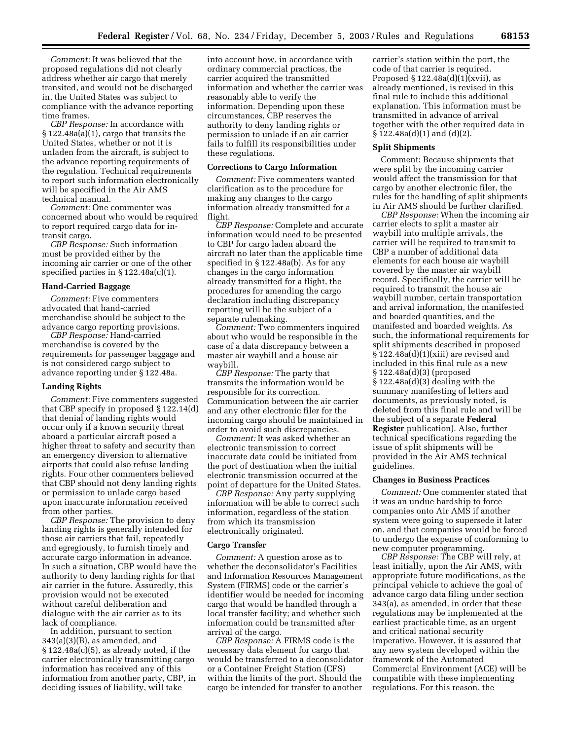*Comment:* It was believed that the proposed regulations did not clearly address whether air cargo that merely transited, and would not be discharged in, the United States was subject to compliance with the advance reporting time frames.

*CBP Response:* In accordance with § 122.48a(a)(1), cargo that transits the United States, whether or not it is unladen from the aircraft, is subject to the advance reporting requirements of the regulation. Technical requirements to report such information electronically will be specified in the Air AMS technical manual.

*Comment:* One commenter was concerned about who would be required to report required cargo data for in-transit cargo.

*CBP Response:* Such information must be provided either by the incoming air carrier or one of the other specified parties in § 122.48a(c)(1).

### Hand-Carried Baggage

*Comment:* Five commenters advocated that hand-carried merchandise should be subject to the advance cargo reporting provisions.

*CBP Response:* Hand-carried merchandise is covered by the requirements for passenger baggage and is not considered cargo subject to advance reporting under § 122.48a.

### Landing Rights

*Comment:* Five commenters suggested that CBP specify in proposed § 122.14(d) that denial of landing rights would occur only if a known security threat aboard a particular aircraft posed a higher threat to safety and security than an emergency diversion to alternative airports that could also refuse landing rights. Four other commenters believed that CBP should not deny landing rights or permission to unlade cargo based upon inaccurate information received from other parties.

*CBP Response:* The provision to deny landing rights is generally intended for those air carriers that fail, repeatedly and egregiously, to furnish timely and accurate cargo information in advance. In such a situation, CBP would have the authority to deny landing rights for that air carrier in the future. Assuredly, this provision would not be executed without careful deliberation and dialogue with the air carrier as to its lack of compliance.

In addition, pursuant to section 343(a)(3)(B), as amended, and § 122.48a(c)(5), as already noted, if the carrier electronically transmitting cargo information has received any of this information from another party, CBP, in deciding issues of liability, will take into account how, in accordance with ordinary commercial practices, the carrier acquired the transmitted information and whether the carrier was reasonably able to verify the information. Depending upon these circumstances, CBP reserves the authority to deny landing rights or permission to unlade if an air carrier fails to fulfill its responsibilities under these regulations.

### Corrections to Cargo Information

*Comment:* Five commenters wanted clarification as to the procedure for making any changes to the cargo information already transmitted for a flight.

*CBP Response:* Complete and accurate information would need to be presented to CBP for cargo laden aboard the aircraft no later than the applicable time specified in § 122.48a(b). As for any changes in the cargo information already transmitted for a flight, the procedures for amending the cargo declaration including discrepancy reporting will be the subject of a separate rulemaking.

*Comment:* Two commenters inquired about who would be responsible in the case of a data discrepancy between a master air waybill and a house air waybill.

*CBP Response:* The party that transmits the information would be responsible for its correction. Communication between the air carrier and any other electronic filer for the incoming cargo should be maintained in order to avoid such discrepancies.

*Comment:* It was asked whether an electronic transmission to correct inaccurate data could be initiated from the port of destination when the initial electronic transmission occurred at the point of departure for the United States.

*CBP Response:* Any party supplying information will be able to correct such information, regardless of the station from which its transmission electronically originated.

### Cargo Transfer

*Comment:* A question arose as to whether the deconsolidator's Facilities and Information Resources Management System (FIRMS) code or the carrier's identifier would be needed for incoming cargo that would be handled through a local transfer facility; and whether such information could be transmitted after arrival of the cargo.

*CBP Response:* A FIRMS code is the necessary data element for cargo that would be transferred to a deconsolidator or a Container Freight Station (CFS) within the limits of the port. Should the cargo be intended for transfer to another carrier's station within the port, the code of that carrier is required. Proposed § 122.48a(d)(1)(xvii), as already mentioned, is revised in this final rule to include this additional explanation. This information must be transmitted in advance of arrival together with the other required data in § 122.48a(d)(1) and (d)(2).

### Split Shipments

Comment: Because shipments that were split by the incoming carrier would affect the transmission for that cargo by another electronic filer, the rules for the handling of split shipments in Air AMS should be further clarified.

*CBP Response:* When the incoming air carrier elects to split a master air waybill into multiple arrivals, the carrier will be required to transmit to CBP a number of additional data elements for each house air waybill covered by the master air waybill record. Specifically, the carrier will be required to transmit the house air waybill number, certain transportation and arrival information, the manifested and boarded quantities, and the manifested and boarded weights. As such, the informational requirements for split shipments described in proposed § 122.48a(d)(1)(xiii) are revised and included in this final rule as a new § 122.48a(d)(3) (proposed § 122.48a(d)(3) dealing with the summary manifesting of letters and documents, as previously noted, is deleted from this final rule and will be the subject of a separate **Federal Register** publication). Also, further technical specifications regarding the issue of split shipments will be provided in the Air AMS technical guidelines.

### Changes in Business Practices

*Comment:* One commenter stated that it was an undue hardship to force companies onto Air AMS if another system were going to supersede it later on, and that companies would be forced to undergo the expense of conforming to new computer programming.

*CBP Response:* The CBP will rely, at least initially, upon the Air AMS, with appropriate future modifications, as the principal vehicle to achieve the goal of advance cargo data filing under section 343(a), as amended, in order that these regulations may be implemented at the earliest practicable time, as an urgent and critical national security imperative. However, it is assured that any new system developed within the framework of the Automated Commercial Environment (ACE) will be compatible with these implementing regulations. For this reason, the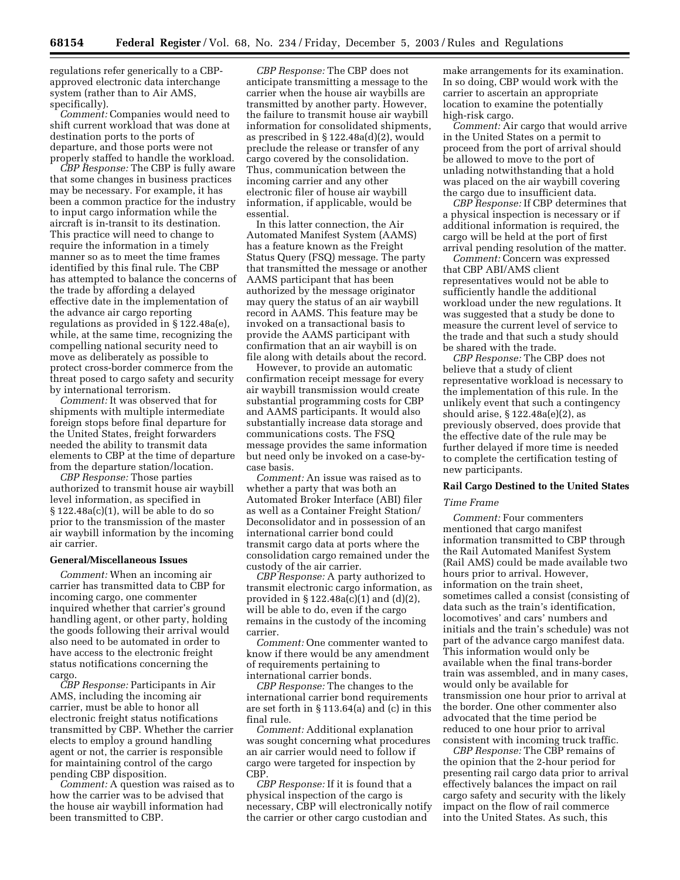regulations refer generically to a CBP-approved electronic data interchange system (rather than to Air AMS, specifically).

*Comment:* Companies would need to shift current workload that was done at destination ports to the ports of departure, and those ports were not properly staffed to handle the workload.

*CBP Response:* The CBP is fully aware that some changes in business practices may be necessary. For example, it has been a common practice for the industry to input cargo information while the aircraft is in-transit to its destination. This practice will need to change to require the information in a timely manner so as to meet the time frames identified by this final rule. The CBP has attempted to balance the concerns of the trade by affording a delayed effective date in the implementation of the advance air cargo reporting regulations as provided in § 122.48a(e), while, at the same time, recognizing the compelling national security need to move as deliberately as possible to protect cross-border commerce from the threat posed to cargo safety and security by international terrorism.

*Comment:* It was observed that for shipments with multiple intermediate foreign stops before final departure for the United States, freight forwarders needed the ability to transmit data elements to CBP at the time of departure from the departure station/location.

*CBP Response:* Those parties authorized to transmit house air waybill level information, as specified in § 122.48a(c)(1), will be able to do so prior to the transmission of the master air waybill information by the incoming air carrier.

**General/Miscellaneous Issues**

*Comment:* When an incoming air carrier has transmitted data to CBP for incoming cargo, one commenter inquired whether that carrier's ground handling agent, or other party, holding the goods following their arrival would also need to be automated in order to have access to the electronic freight status notifications concerning the cargo.

*CBP Response:* Participants in Air AMS, including the incoming air carrier, must be able to honor all electronic freight status notifications transmitted by CBP. Whether the carrier elects to employ a ground handling agent or not, the carrier is responsible for maintaining control of the cargo pending CBP disposition.

*Comment:* A question was raised as to how the carrier was to be advised that the house air waybill information had been transmitted to CBP.

*CBP Response:* The CBP does not anticipate transmitting a message to the carrier when the house air waybills are transmitted by another party. However, the failure to transmit house air waybill information for consolidated shipments, as prescribed in § 122.48a(d)(2), would preclude the release or transfer of any cargo covered by the consolidation. Thus, communication between the incoming carrier and any other electronic filer of house air waybill information, if applicable, would be essential.

In this latter connection, the Air Automated Manifest System (AAMS) has a feature known as the Freight Status Query (FSQ) message. The party that transmitted the message or another AAMS participant that has been authorized by the message originator may query the status of an air waybill record in AAMS. This feature may be invoked on a transactional basis to provide the AAMS participant with confirmation that an air waybill is on file along with details about the record.

However, to provide an automatic confirmation receipt message for every air waybill transmission would create substantial programming costs for CBP and AAMS participants. It would also substantially increase data storage and communications costs. The FSQ message provides the same information but need only be invoked on a case-by-case basis.

*Comment:* An issue was raised as to whether a party that was both an Automated Broker Interface (ABI) filer as well as a Container Freight Station/Deconsolidator and in possession of an international carrier bond could transmit cargo data at ports where the consolidation cargo remained under the custody of the air carrier.

*CBP Response:* A party authorized to transmit electronic cargo information, as provided in § 122.48a(c)(1) and (d)(2), will be able to do, even if the cargo remains in the custody of the incoming carrier.

*Comment:* One commenter wanted to know if there would be any amendment of requirements pertaining to international carrier bonds.

*CBP Response:* The changes to the international carrier bond requirements are set forth in § 113.64(a) and (c) in this final rule.

*Comment:* Additional explanation was sought concerning what procedures an air carrier would need to follow if cargo were targeted for inspection by CBP.

*CBP Response:* If it is found that a physical inspection of the cargo is necessary, CBP will electronically notify the carrier or other cargo custodian and make arrangements for its examination. In so doing, CBP would work with the carrier to ascertain an appropriate location to examine the potentially high-risk cargo.

*Comment:* Air cargo that would arrive in the United States on a permit to proceed from the port of arrival should be allowed to move to the port of unlading notwithstanding that a hold was placed on the air waybill covering the cargo due to insufficient data.

*CBP Response:* If CBP determines that a physical inspection is necessary or if additional information is required, the cargo will be held at the port of first arrival pending resolution of the matter.

*Comment:* Concern was expressed that CBP ABI/AMS client representatives would not be able to sufficiently handle the additional workload under the new regulations. It was suggested that a study be done to measure the current level of service to the trade and that such a study should be shared with the trade.

*CBP Response:* The CBP does not believe that a study of client representative workload is necessary to the implementation of this rule. In the unlikely event that such a contingency should arise, § 122.48a(e)(2), as previously observed, does provide that the effective date of the rule may be further delayed if more time is needed to complete the certification testing of new participants.

**Rail Cargo Destined to the United States**

*Time Frame*

*Comment:* Four commenters mentioned that cargo manifest information transmitted to CBP through the Rail Automated Manifest System (Rail AMS) could be made available two hours prior to arrival. However, information on the train sheet, sometimes called a consist (consisting of data such as the train's identification, locomotives' and cars' numbers and initials and the train's schedule) was not part of the advance cargo manifest data. This information would only be available when the final trans-border train was assembled, and in many cases, would only be available for transmission one hour prior to arrival at the border. One other commenter also advocated that the time period be reduced to one hour prior to arrival consistent with incoming truck traffic.

*CBP Response:* The CBP remains of the opinion that the 2-hour period for presenting rail cargo data prior to arrival effectively balances the impact on rail cargo safety and security with the likely impact on the flow of rail commerce into the United States. As such, this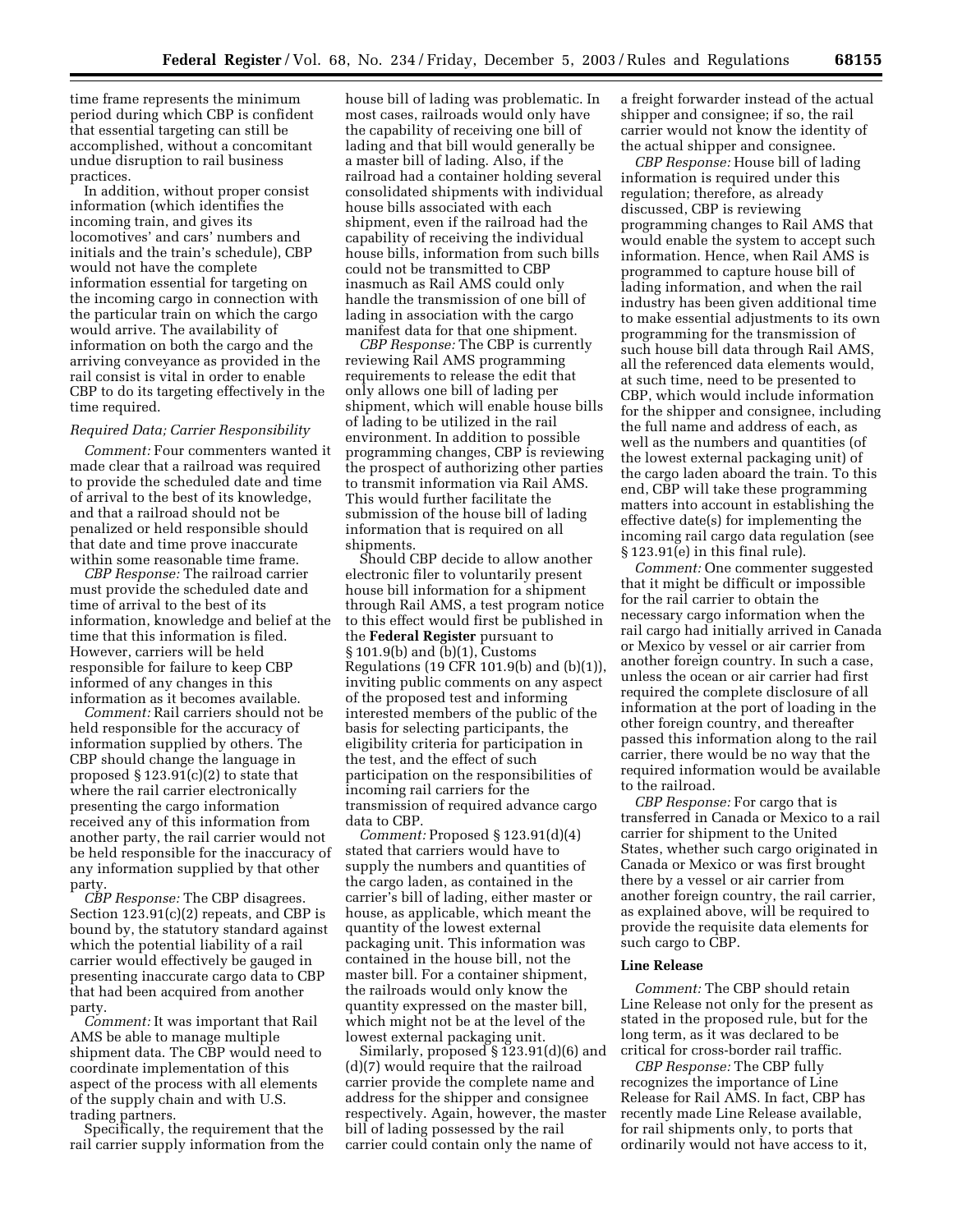time frame represents the minimum period during which CBP is confident that essential targeting can still be accomplished, without a concomitant undue disruption to rail business practices.

In addition, without proper consist information (which identifies the incoming train, and gives its locomotives' and cars' numbers and initials and the train's schedule), CBP would not have the complete information essential for targeting on the incoming cargo in connection with the particular train on which the cargo would arrive. The availability of information on both the cargo and the arriving conveyance as provided in the rail consist is vital in order to enable CBP to do its targeting effectively in the time required.

*Required Data; Carrier Responsibility*

*Comment:* Four commenters wanted it made clear that a railroad was required to provide the scheduled date and time of arrival to the best of its knowledge, and that a railroad should not be penalized or held responsible should that date and time prove inaccurate within some reasonable time frame.

*CBP Response:* The railroad carrier must provide the scheduled date and time of arrival to the best of its information, knowledge and belief at the time that this information is filed. However, carriers will be held responsible for failure to keep CBP informed of any changes in this information as it becomes available.

*Comment:* Rail carriers should not be held responsible for the accuracy of information supplied by others. The CBP should change the language in proposed § 123.91(c)(2) to state that where the rail carrier electronically presenting the cargo information received any of this information from another party, the rail carrier would not be held responsible for the inaccuracy of any information supplied by that other party.

*CBP Response:* The CBP disagrees. Section 123.91(c)(2) repeats, and CBP is bound by, the statutory standard against which the potential liability of a rail carrier would effectively be gauged in presenting inaccurate cargo data to CBP that had been acquired from another party.

*Comment:* It was important that Rail AMS be able to manage multiple shipment data. The CBP would need to coordinate implementation of this aspect of the process with all elements of the supply chain and with U.S. trading partners.

Specifically, the requirement that the rail carrier supply information from the house bill of lading was problematic. In most cases, railroads would only have the capability of receiving one bill of lading and that bill would generally be a master bill of lading. Also, if the railroad had a container holding several consolidated shipments with individual house bills associated with each shipment, even if the railroad had the capability of receiving the individual house bills, information from such bills could not be transmitted to CBP inasmuch as Rail AMS could only handle the transmission of one bill of lading in association with the cargo manifest data for that one shipment.

*CBP Response:* The CBP is currently reviewing Rail AMS programming requirements to release the edit that only allows one bill of lading per shipment, which will enable house bills of lading to be utilized in the rail environment. In addition to possible programming changes, CBP is reviewing the prospect of authorizing other parties to transmit information via Rail AMS. This would further facilitate the submission of the house bill of lading information that is required on all shipments.

Should CBP decide to allow another electronic filer to voluntarily present house bill information for a shipment through Rail AMS, a test program notice to this effect would first be published in the **Federal Register** pursuant to § 101.9(b) and (b)(1), Customs Regulations (19 CFR 101.9(b) and (b)(1)), inviting public comments on any aspect of the proposed test and informing interested members of the public of the basis for selecting participants, the eligibility criteria for participation in the test, and the effect of such participation on the responsibilities of incoming rail carriers for the transmission of required advance cargo data to CBP.

*Comment:* Proposed § 123.91(d)(4) stated that carriers would have to supply the numbers and quantities of the cargo laden, as contained in the carrier's bill of lading, either master or house, as applicable, which meant the quantity of the lowest external packaging unit. This information was contained in the house bill, not the master bill. For a container shipment, the railroads would only know the quantity expressed on the master bill, which might not be at the level of the lowest external packaging unit.

Similarly, proposed § 123.91(d)(6) and (d)(7) would require that the railroad carrier provide the complete name and address for the shipper and consignee respectively. Again, however, the master bill of lading possessed by the rail carrier could contain only the name of a freight forwarder instead of the actual shipper and consignee; if so, the rail carrier would not know the identity of the actual shipper and consignee.

*CBP Response:* House bill of lading information is required under this regulation; therefore, as already discussed, CBP is reviewing programming changes to Rail AMS that would enable the system to accept such information. Hence, when Rail AMS is programmed to capture house bill of lading information, and when the rail industry has been given additional time to make essential adjustments to its own programming for the transmission of such house bill data through Rail AMS, all the referenced data elements would, at such time, need to be presented to CBP, which would include information for the shipper and consignee, including the full name and address of each, as well as the numbers and quantities (of the lowest external packaging unit) of the cargo laden aboard the train. To this end, CBP will take these programming matters into account in establishing the effective date(s) for implementing the incoming rail cargo data regulation (see § 123.91(e) in this final rule).

*Comment:* One commenter suggested that it might be difficult or impossible for the rail carrier to obtain the necessary cargo information when the rail cargo had initially arrived in Canada or Mexico by vessel or air carrier from another foreign country. In such a case, unless the ocean or air carrier had first required the complete disclosure of all information at the port of loading in the other foreign country, and thereafter passed this information along to the rail carrier, there would be no way that the required information would be available to the railroad.

*CBP Response:* For cargo that is transferred in Canada or Mexico to a rail carrier for shipment to the United States, whether such cargo originated in Canada or Mexico or was first brought there by a vessel or air carrier from another foreign country, the rail carrier, as explained above, will be required to provide the requisite data elements for such cargo to CBP.

**Line Release**

*Comment:* The CBP should retain Line Release not only for the present as stated in the proposed rule, but for the long term, as it was declared to be critical for cross-border rail traffic.

*CBP Response:* The CBP fully recognizes the importance of Line Release for Rail AMS. In fact, CBP has recently made Line Release available, for rail shipments only, to ports that ordinarily would not have access to it,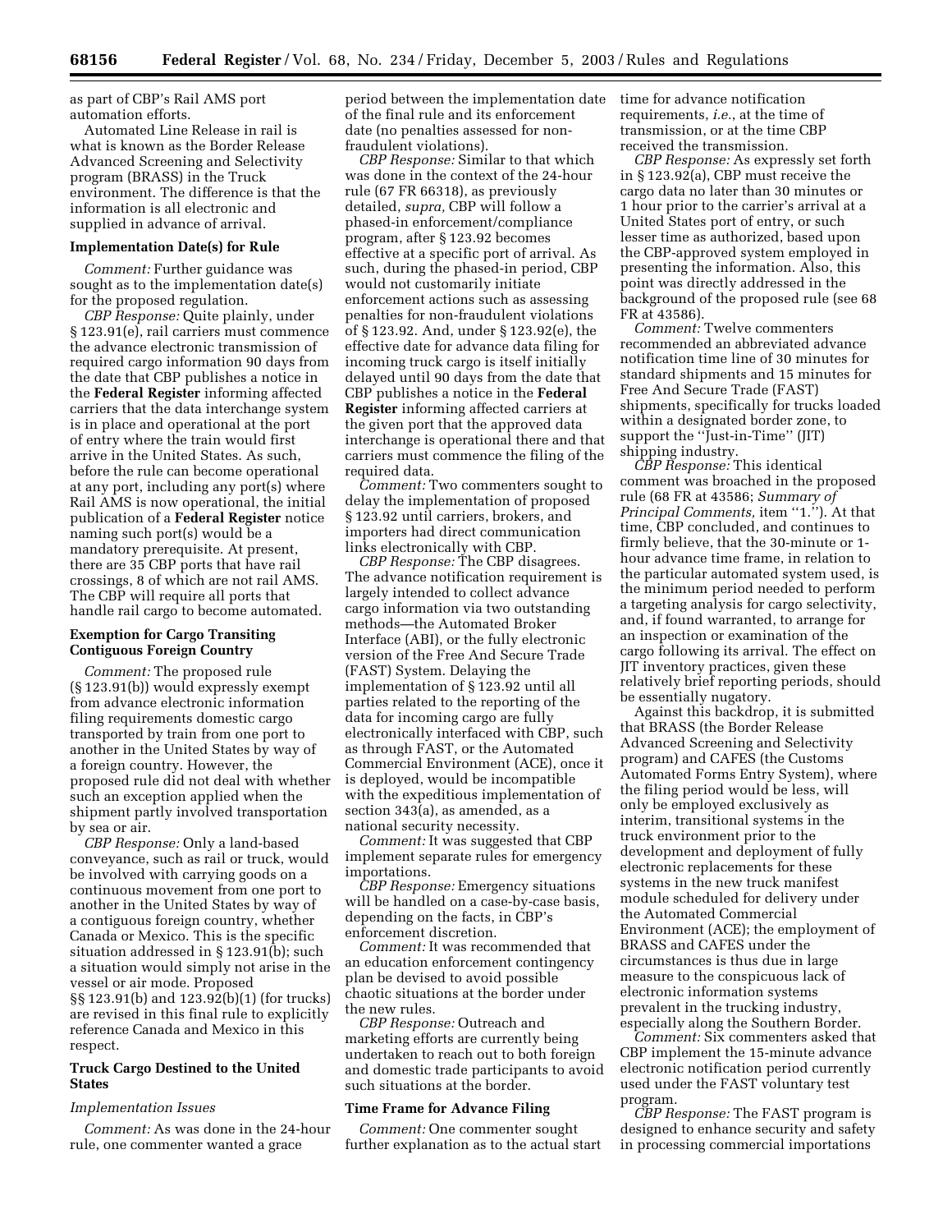as part of CBP's Rail AMS port automation efforts.

Automated Line Release in rail is what is known as the Border Release Advanced Screening and Selectivity program (BRASS) in the Truck environment. The difference is that the information is all electronic and supplied in advance of arrival.

**Implementation Date(s) for Rule**

*Comment:* Further guidance was sought as to the implementation date(s) for the proposed regulation.

*CBP Response:* Quite plainly, under § 123.91(e), rail carriers must commence the advance electronic transmission of required cargo information 90 days from the date that CBP publishes a notice in the **Federal Register** informing affected carriers that the data interchange system is in place and operational at the port of entry where the train would first arrive in the United States. As such, before the rule can become operational at any port, including any port(s) where Rail AMS is now operational, the initial publication of a **Federal Register** notice naming such port(s) would be a mandatory prerequisite. At present, there are 35 CBP ports that have rail crossings, 8 of which are not rail AMS. The CBP will require all ports that handle rail cargo to become automated.

**Exemption for Cargo Transiting Contiguous Foreign Country**

*Comment:* The proposed rule (§ 123.91(b)) would expressly exempt from advance electronic information filing requirements domestic cargo transported by train from one port to another in the United States by way of a foreign country. However, the proposed rule did not deal with whether such an exception applied when the shipment partly involved transportation by sea or air.

*CBP Response:* Only a land-based conveyance, such as rail or truck, would be involved with carrying goods on a continuous movement from one port to another in the United States by way of a contiguous foreign country, whether Canada or Mexico. This is the specific situation addressed in § 123.91(b); such a situation would simply not arise in the vessel or air mode. Proposed §§ 123.91(b) and 123.92(b)(1) (for trucks) are revised in this final rule to explicitly reference Canada and Mexico in this respect.

**Truck Cargo Destined to the United States**

*Implementation Issues*

*Comment:* As was done in the 24-hour rule, one commenter wanted a grace period between the implementation date of the final rule and its enforcement date (no penalties assessed for non-fraudulent violations).

*CBP Response:* Similar to that which was done in the context of the 24-hour rule (67 FR 66318), as previously detailed, *supra,* CBP will follow a phased-in enforcement/compliance program, after § 123.92 becomes effective at a specific port of arrival. As such, during the phased-in period, CBP would not customarily initiate enforcement actions such as assessing penalties for non-fraudulent violations of § 123.92. And, under § 123.92(e), the effective date for advance data filing for incoming truck cargo is itself initially delayed until 90 days from the date that CBP publishes a notice in the **Federal Register** informing affected carriers at the given port that the approved data interchange is operational there and that carriers must commence the filing of the required data.

*Comment:* Two commenters sought to delay the implementation of proposed § 123.92 until carriers, brokers, and importers had direct communication links electronically with CBP.

*CBP Response:* The CBP disagrees. The advance notification requirement is largely intended to collect advance cargo information via two outstanding methods—the Automated Broker Interface (ABI), or the fully electronic version of the Free And Secure Trade (FAST) System. Delaying the implementation of § 123.92 until all parties related to the reporting of the data for incoming cargo are fully electronically interfaced with CBP, such as through FAST, or the Automated Commercial Environment (ACE), once it is deployed, would be incompatible with the expeditious implementation of section 343(a), as amended, as a national security necessity.

*Comment:* It was suggested that CBP implement separate rules for emergency importations.

*CBP Response:* Emergency situations will be handled on a case-by-case basis, depending on the facts, in CBP's enforcement discretion.

*Comment:* It was recommended that an education enforcement contingency plan be devised to avoid possible chaotic situations at the border under the new rules.

*CBP Response:* Outreach and marketing efforts are currently being undertaken to reach out to both foreign and domestic trade participants to avoid such situations at the border.

**Time Frame for Advance Filing**

*Comment:* One commenter sought further explanation as to the actual start time for advance notification requirements, *i.e.*, at the time of transmission, or at the time CBP received the transmission.

*CBP Response:* As expressly set forth in § 123.92(a), CBP must receive the cargo data no later than 30 minutes or 1 hour prior to the carrier's arrival at a United States port of entry, or such lesser time as authorized, based upon the CBP-approved system employed in presenting the information. Also, this point was directly addressed in the background of the proposed rule (see 68 FR at 43586).

*Comment:* Twelve commenters recommended an abbreviated advance notification time line of 30 minutes for standard shipments and 15 minutes for Free And Secure Trade (FAST) shipments, specifically for trucks loaded within a designated border zone, to support the ''Just-in-Time'' (JIT) shipping industry.

*CBP Response:* This identical comment was broached in the proposed rule (68 FR at 43586; *Summary of Principal Comments,* item ''1.''). At that time, CBP concluded, and continues to firmly believe, that the 30-minute or 1-hour advance time frame, in relation to the particular automated system used, is the minimum period needed to perform a targeting analysis for cargo selectivity, and, if found warranted, to arrange for an inspection or examination of the cargo following its arrival. The effect on JIT inventory practices, given these relatively brief reporting periods, should be essentially nugatory.

Against this backdrop, it is submitted that BRASS (the Border Release Advanced Screening and Selectivity program) and CAFES (the Customs Automated Forms Entry System), where the filing period would be less, will only be employed exclusively as interim, transitional systems in the truck environment prior to the development and deployment of fully electronic replacements for these systems in the new truck manifest module scheduled for delivery under the Automated Commercial Environment (ACE); the employment of BRASS and CAFES under the circumstances is thus due in large measure to the conspicuous lack of electronic information systems prevalent in the trucking industry, especially along the Southern Border.

*Comment:* Six commenters asked that CBP implement the 15-minute advance electronic notification period currently used under the FAST voluntary test program.

*CBP Response:* The FAST program is designed to enhance security and safety in processing commercial importations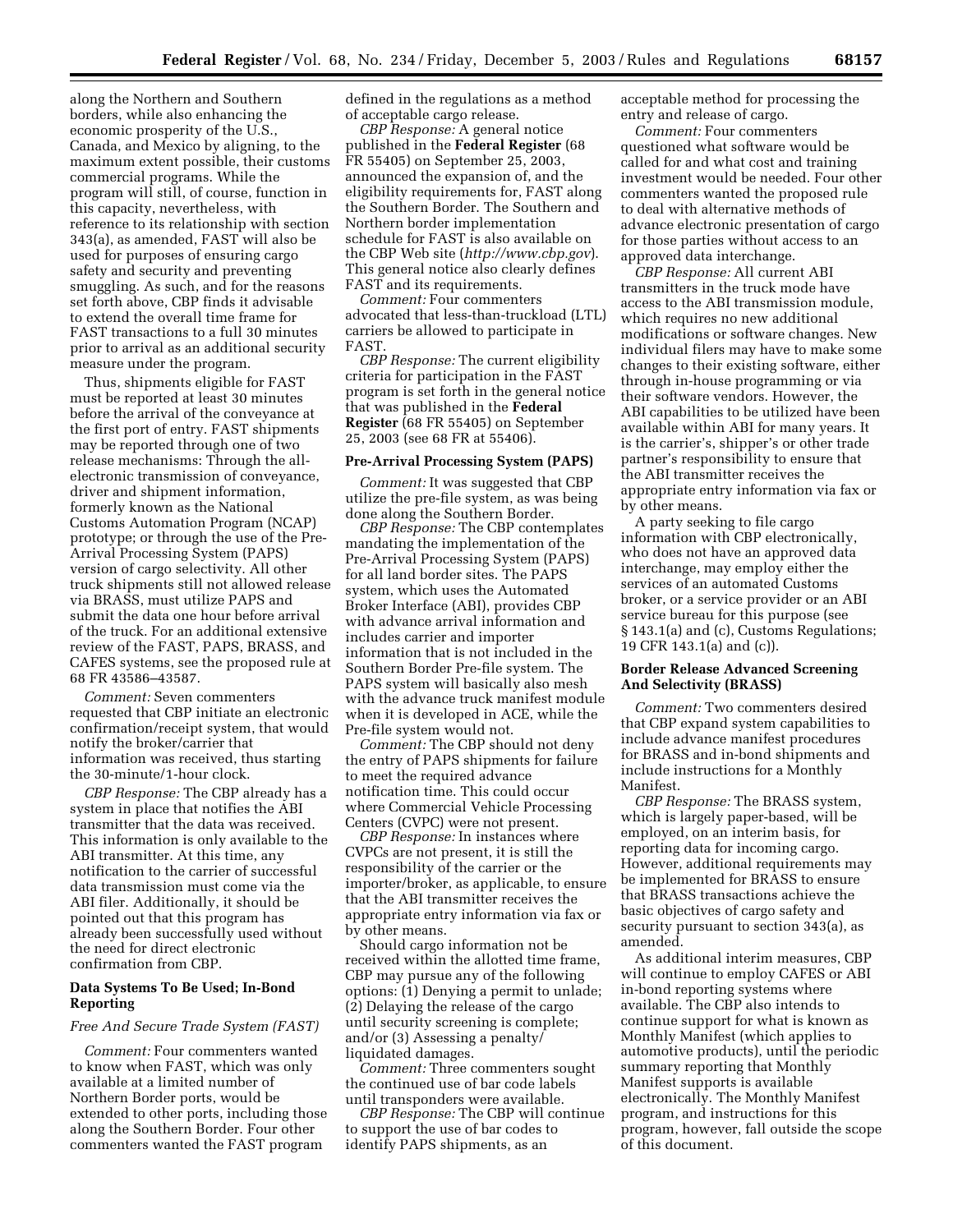along the Northern and Southern borders, while also enhancing the economic prosperity of the U.S., Canada, and Mexico by aligning, to the maximum extent possible, their customs commercial programs. While the program will still, of course, function in this capacity, nevertheless, with reference to its relationship with section 343(a), as amended, FAST will also be used for purposes of ensuring cargo safety and security and preventing smuggling. As such, and for the reasons set forth above, CBP finds it advisable to extend the overall time frame for FAST transactions to a full 30 minutes prior to arrival as an additional security measure under the program.

Thus, shipments eligible for FAST must be reported at least 30 minutes before the arrival of the conveyance at the first port of entry. FAST shipments may be reported through one of two release mechanisms: Through the all-electronic transmission of conveyance, driver and shipment information, formerly known as the National Customs Automation Program (NCAP) prototype; or through the use of the Pre-Arrival Processing System (PAPS) version of cargo selectivity. All other truck shipments still not allowed release via BRASS, must utilize PAPS and submit the data one hour before arrival of the truck. For an additional extensive review of the FAST, PAPS, BRASS, and CAFES systems, see the proposed rule at 68 FR 43586–43587.

*Comment:* Seven commenters requested that CBP initiate an electronic confirmation/receipt system, that would notify the broker/carrier that information was received, thus starting the 30-minute/1-hour clock.

*CBP Response:* The CBP already has a system in place that notifies the ABI transmitter that the data was received. This information is only available to the ABI transmitter. At this time, any notification to the carrier of successful data transmission must come via the ABI filer. Additionally, it should be pointed out that this program has already been successfully used without the need for direct electronic confirmation from CBP.

**Data Systems To Be Used; In-Bond Reporting**

*Free And Secure Trade System (FAST)*

*Comment:* Four commenters wanted to know when FAST, which was only available at a limited number of Northern Border ports, would be extended to other ports, including those along the Southern Border. Four other commenters wanted the FAST program defined in the regulations as a method of acceptable cargo release.

*CBP Response:* A general notice published in the **Federal Register** (68 FR 55405) on September 25, 2003, announced the expansion of, and the eligibility requirements for, FAST along the Southern Border. The Southern and Northern border implementation schedule for FAST is also available on the CBP Web site (*http://www.cbp.gov*). This general notice also clearly defines FAST and its requirements.

*Comment:* Four commenters advocated that less-than-truckload (LTL) carriers be allowed to participate in FAST.

*CBP Response:* The current eligibility criteria for participation in the FAST program is set forth in the general notice that was published in the **Federal Register** (68 FR 55405) on September 25, 2003 (see 68 FR at 55406).

**Pre-Arrival Processing System (PAPS)**

*Comment:* It was suggested that CBP utilize the pre-file system, as was being done along the Southern Border.

*CBP Response:* The CBP contemplates mandating the implementation of the Pre-Arrival Processing System (PAPS) for all land border sites. The PAPS system, which uses the Automated Broker Interface (ABI), provides CBP with advance arrival information and includes carrier and importer information that is not included in the Southern Border Pre-file system. The PAPS system will basically also mesh with the advance truck manifest module when it is developed in ACE, while the Pre-file system would not.

*Comment:* The CBP should not deny the entry of PAPS shipments for failure to meet the required advance notification time. This could occur where Commercial Vehicle Processing Centers (CVPC) were not present.

*CBP Response:* In instances where CVPCs are not present, it is still the responsibility of the carrier or the importer/broker, as applicable, to ensure that the ABI transmitter receives the appropriate entry information via fax or by other means.

Should cargo information not be received within the allotted time frame, CBP may pursue any of the following options: (1) Denying a permit to unlade; (2) Delaying the release of the cargo until security screening is complete; and/or (3) Assessing a penalty/liquidated damages.

*Comment:* Three commenters sought the continued use of bar code labels until transponders were available.

*CBP Response:* The CBP will continue to support the use of bar codes to identify PAPS shipments, as an acceptable method for processing the entry and release of cargo.

*Comment:* Four commenters questioned what software would be called for and what cost and training investment would be needed. Four other commenters wanted the proposed rule to deal with alternative methods of advance electronic presentation of cargo for those parties without access to an approved data interchange.

*CBP Response:* All current ABI transmitters in the truck mode have access to the ABI transmission module, which requires no new additional modifications or software changes. New individual filers may have to make some changes to their existing software, either through in-house programming or via their software vendors. However, the ABI capabilities to be utilized have been available within ABI for many years. It is the carrier's, shipper's or other trade partner's responsibility to ensure that the ABI transmitter receives the appropriate entry information via fax or by other means.

A party seeking to file cargo information with CBP electronically, who does not have an approved data interchange, may employ either the services of an automated Customs broker, or a service provider or an ABI service bureau for this purpose (see § 143.1(a) and (c), Customs Regulations; 19 CFR 143.1(a) and (c)).

**Border Release Advanced Screening And Selectivity (BRASS)**

*Comment:* Two commenters desired that CBP expand system capabilities to include advance manifest procedures for BRASS and in-bond shipments and include instructions for a Monthly Manifest.

*CBP Response:* The BRASS system, which is largely paper-based, will be employed, on an interim basis, for reporting data for incoming cargo. However, additional requirements may be implemented for BRASS to ensure that BRASS transactions achieve the basic objectives of cargo safety and security pursuant to section 343(a), as amended.

As additional interim measures, CBP will continue to employ CAFES or ABI in-bond reporting systems where available. The CBP also intends to continue support for what is known as Monthly Manifest (which applies to automotive products), until the periodic summary reporting that Monthly Manifest supports is available electronically. The Monthly Manifest program, and instructions for this program, however, fall outside the scope of this document.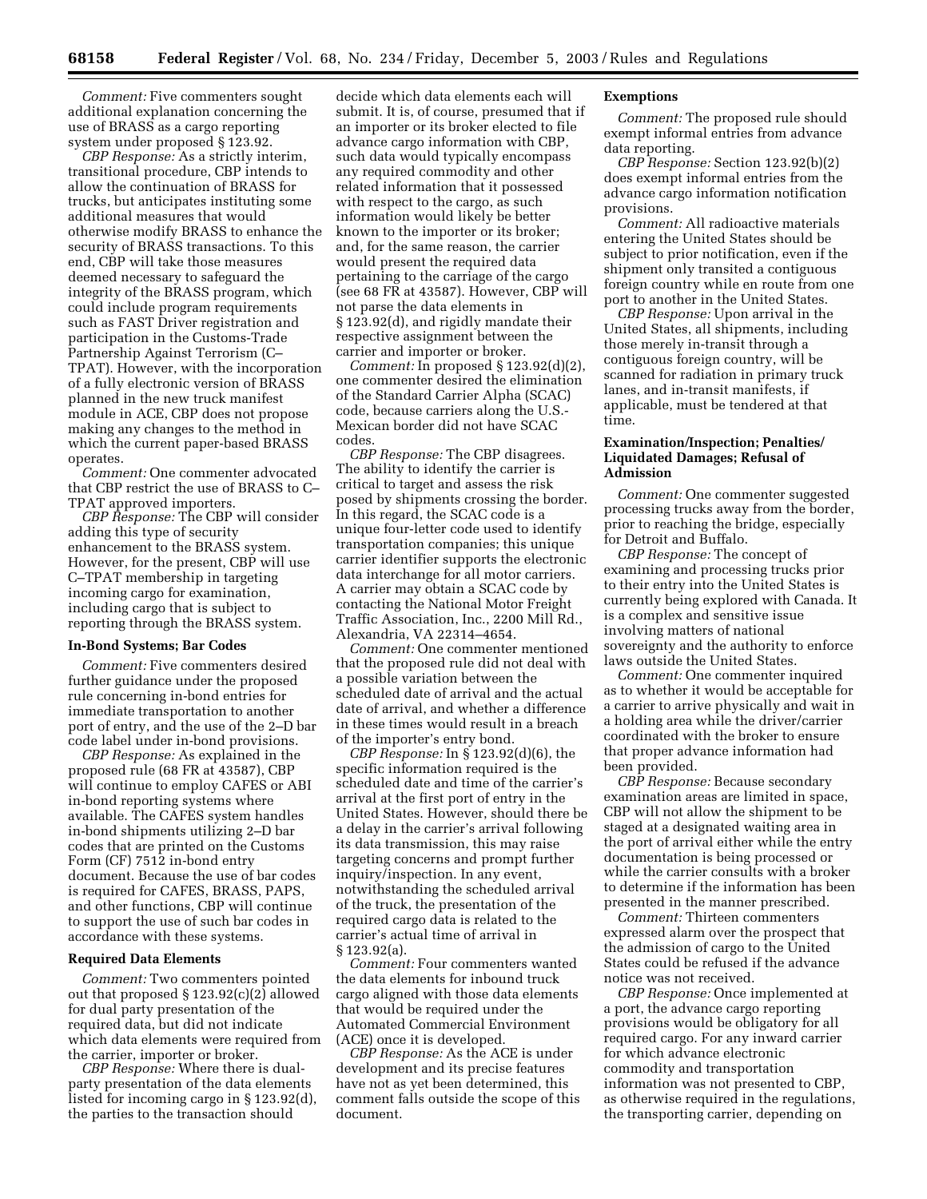*Comment:* Five commenters sought additional explanation concerning the use of BRASS as a cargo reporting system under proposed § 123.92.

*CBP Response:* As a strictly interim, transitional procedure, CBP intends to allow the continuation of BRASS for trucks, but anticipates instituting some additional measures that would otherwise modify BRASS to enhance the security of BRASS transactions. To this end, CBP will take those measures deemed necessary to safeguard the integrity of the BRASS program, which could include program requirements such as FAST Driver registration and participation in the Customs-Trade Partnership Against Terrorism (C–TPAT). However, with the incorporation of a fully electronic version of BRASS planned in the new truck manifest module in ACE, CBP does not propose making any changes to the method in which the current paper-based BRASS operates.

*Comment:* One commenter advocated that CBP restrict the use of BRASS to C–TPAT approved importers.

*CBP Response:* The CBP will consider adding this type of security enhancement to the BRASS system. However, for the present, CBP will use C–TPAT membership in targeting incoming cargo for examination, including cargo that is subject to reporting through the BRASS system.

### In-Bond Systems; Bar Codes

*Comment:* Five commenters desired further guidance under the proposed rule concerning in-bond entries for immediate transportation to another port of entry, and the use of the 2–D bar code label under in-bond provisions.

*CBP Response:* As explained in the proposed rule (68 FR at 43587), CBP will continue to employ CAFES or ABI in-bond reporting systems where available. The CAFES system handles in-bond shipments utilizing 2–D bar codes that are printed on the Customs Form (CF) 7512 in-bond entry document. Because the use of bar codes is required for CAFES, BRASS, PAPS, and other functions, CBP will continue to support the use of such bar codes in accordance with these systems.

### Required Data Elements

*Comment:* Two commenters pointed out that proposed § 123.92(c)(2) allowed for dual party presentation of the required data, but did not indicate which data elements were required from the carrier, importer or broker.

*CBP Response:* Where there is dual-party presentation of the data elements listed for incoming cargo in § 123.92(d), the parties to the transaction should decide which data elements each will submit. It is, of course, presumed that if an importer or its broker elected to file advance cargo information with CBP, such data would typically encompass any required commodity and other related information that it possessed with respect to the cargo, as such information would likely be better known to the importer or its broker; and, for the same reason, the carrier would present the required data pertaining to the carriage of the cargo (see 68 FR at 43587). However, CBP will not parse the data elements in § 123.92(d), and rigidly mandate their respective assignment between the carrier and importer or broker.

*Comment:* In proposed § 123.92(d)(2), one commenter desired the elimination of the Standard Carrier Alpha (SCAC) code, because carriers along the U.S.-Mexican border did not have SCAC codes.

*CBP Response:* The CBP disagrees. The ability to identify the carrier is critical to target and assess the risk posed by shipments crossing the border. In this regard, the SCAC code is a unique four-letter code used to identify transportation companies; this unique carrier identifier supports the electronic data interchange for all motor carriers. A carrier may obtain a SCAC code by contacting the National Motor Freight Traffic Association, Inc., 2200 Mill Rd., Alexandria, VA 22314–4654.

*Comment:* One commenter mentioned that the proposed rule did not deal with a possible variation between the scheduled date of arrival and the actual date of arrival, and whether a difference in these times would result in a breach of the importer's entry bond.

*CBP Response:* In § 123.92(d)(6), the specific information required is the scheduled date and time of the carrier's arrival at the first port of entry in the United States. However, should there be a delay in the carrier's arrival following its data transmission, this may raise targeting concerns and prompt further inquiry/inspection. In any event, notwithstanding the scheduled arrival of the truck, the presentation of the required cargo data is related to the carrier's actual time of arrival in § 123.92(a).

*Comment:* Four commenters wanted the data elements for inbound truck cargo aligned with those data elements that would be required under the Automated Commercial Environment (ACE) once it is developed.

*CBP Response:* As the ACE is under development and its precise features have not as yet been determined, this comment falls outside the scope of this document.

### Exemptions

*Comment:* The proposed rule should exempt informal entries from advance data reporting.

*CBP Response:* Section 123.92(b)(2) does exempt informal entries from the advance cargo information notification provisions.

*Comment:* All radioactive materials entering the United States should be subject to prior notification, even if the shipment only transited a contiguous foreign country while en route from one port to another in the United States.

*CBP Response:* Upon arrival in the United States, all shipments, including those merely in-transit through a contiguous foreign country, will be scanned for radiation in primary truck lanes, and in-transit manifests, if applicable, must be tendered at that time.

### Examination/Inspection; Penalties/Liquidated Damages; Refusal of Admission

*Comment:* One commenter suggested processing trucks away from the border, prior to reaching the bridge, especially for Detroit and Buffalo.

*CBP Response:* The concept of examining and processing trucks prior to their entry into the United States is currently being explored with Canada. It is a complex and sensitive issue involving matters of national sovereignty and the authority to enforce laws outside the United States.

*Comment:* One commenter inquired as to whether it would be acceptable for a carrier to arrive physically and wait in a holding area while the driver/carrier coordinated with the broker to ensure that proper advance information had been provided.

*CBP Response:* Because secondary examination areas are limited in space, CBP will not allow the shipment to be staged at a designated waiting area in the port of arrival either while the entry documentation is being processed or while the carrier consults with a broker to determine if the information has been presented in the manner prescribed.

*Comment:* Thirteen commenters expressed alarm over the prospect that the admission of cargo to the United States could be refused if the advance notice was not received.

*CBP Response:* Once implemented at a port, the advance cargo reporting provisions would be obligatory for all required cargo. For any inward carrier for which advance electronic commodity and transportation information was not presented to CBP, as otherwise required in the regulations, the transporting carrier, depending on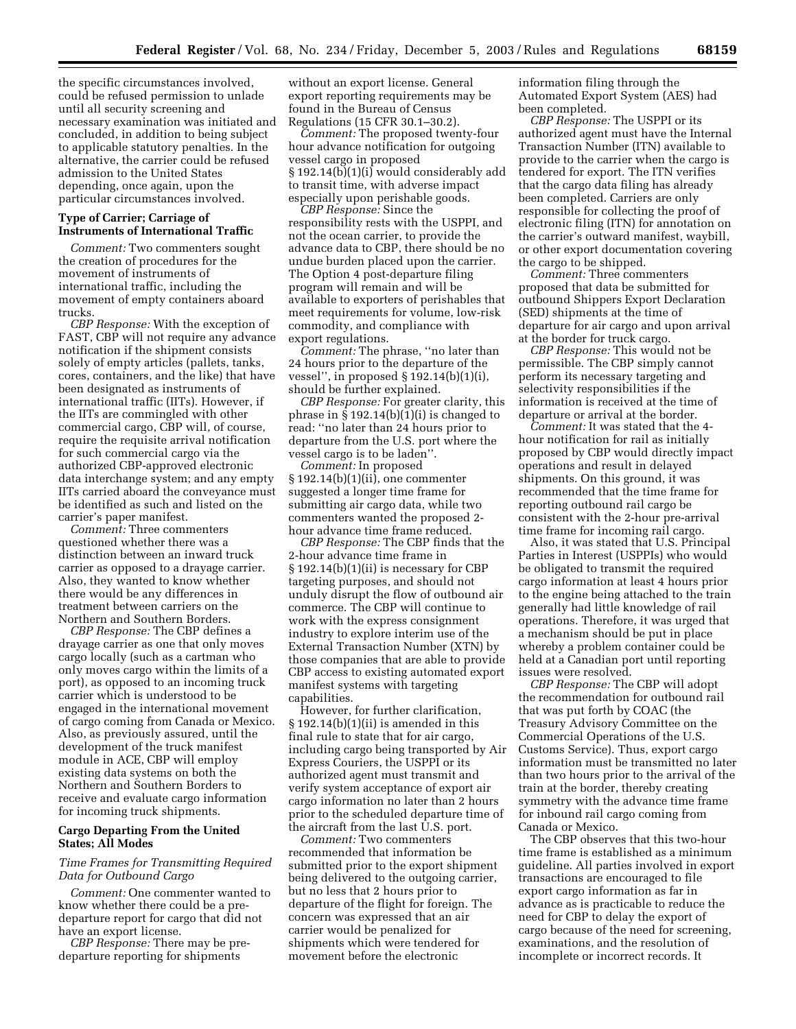the specific circumstances involved, could be refused permission to unlade until all security screening and necessary examination was initiated and concluded, in addition to being subject to applicable statutory penalties. In the alternative, the carrier could be refused admission to the United States depending, once again, upon the particular circumstances involved.

### Type of Carrier; Carriage of Instruments of International Traffic

*Comment:* Two commenters sought the creation of procedures for the movement of instruments of international traffic, including the movement of empty containers aboard trucks.

*CBP Response:* With the exception of FAST, CBP will not require any advance notification if the shipment consists solely of empty articles (pallets, tanks, cores, containers, and the like) that have been designated as instruments of international traffic (IITs). However, if the IITs are commingled with other commercial cargo, CBP will, of course, require the requisite arrival notification for such commercial cargo via the authorized CBP-approved electronic data interchange system; and any empty IITs carried aboard the conveyance must be identified as such and listed on the carrier's paper manifest.

*Comment:* Three commenters questioned whether there was a distinction between an inward truck carrier as opposed to a drayage carrier. Also, they wanted to know whether there would be any differences in treatment between carriers on the Northern and Southern Borders.

*CBP Response:* The CBP defines a drayage carrier as one that only moves cargo locally (such as a cartman who only moves cargo within the limits of a port), as opposed to an incoming truck carrier which is understood to be engaged in the international movement of cargo coming from Canada or Mexico. Also, as previously assured, until the development of the truck manifest module in ACE, CBP will employ existing data systems on both the Northern and Southern Borders to receive and evaluate cargo information for incoming truck shipments.

### Cargo Departing From the United States; All Modes

#### *Time Frames for Transmitting Required Data for Outbound Cargo*

*Comment:* One commenter wanted to know whether there could be a pre-departure report for cargo that did not have an export license.

*CBP Response:* There may be pre-departure reporting for shipments without an export license. General export reporting requirements may be found in the Bureau of Census Regulations (15 CFR 30.1–30.2).

*Comment:* The proposed twenty-four hour advance notification for outgoing vessel cargo in proposed § 192.14(b)(1)(i) would considerably add to transit time, with adverse impact especially upon perishable goods.

*CBP Response:* Since the responsibility rests with the USPPI, and not the ocean carrier, to provide the advance data to CBP, there should be no undue burden placed upon the carrier. The Option 4 post-departure filing program will remain and will be available to exporters of perishables that meet requirements for volume, low-risk commodity, and compliance with export regulations.

*Comment:* The phrase, ''no later than 24 hours prior to the departure of the vessel'', in proposed § 192.14(b)(1)(i), should be further explained.

*CBP Response:* For greater clarity, this phrase in § 192.14(b)(1)(i) is changed to read: ''no later than 24 hours prior to departure from the U.S. port where the vessel cargo is to be laden''.

*Comment:* In proposed § 192.14(b)(1)(ii), one commenter suggested a longer time frame for submitting air cargo data, while two commenters wanted the proposed 2-hour advance time frame reduced.

*CBP Response:* The CBP finds that the 2-hour advance time frame in § 192.14(b)(1)(ii) is necessary for CBP targeting purposes, and should not unduly disrupt the flow of outbound air commerce. The CBP will continue to work with the express consignment industry to explore interim use of the External Transaction Number (XTN) by those companies that are able to provide CBP access to existing automated export manifest systems with targeting capabilities.

However, for further clarification, § 192.14(b)(1)(ii) is amended in this final rule to state that for air cargo, including cargo being transported by Air Express Couriers, the USPPI or its authorized agent must transmit and verify system acceptance of export air cargo information no later than 2 hours prior to the scheduled departure time of the aircraft from the last U.S. port.

*Comment:* Two commenters recommended that information be submitted prior to the export shipment being delivered to the outgoing carrier, but no less that 2 hours prior to departure of the flight for foreign. The concern was expressed that an air carrier would be penalized for shipments which were tendered for movement before the electronic information filing through the Automated Export System (AES) had been completed.

*CBP Response:* The USPPI or its authorized agent must have the Internal Transaction Number (ITN) available to provide to the carrier when the cargo is tendered for export. The ITN verifies that the cargo data filing has already been completed. Carriers are only responsible for collecting the proof of electronic filing (ITN) for annotation on the carrier's outward manifest, waybill, or other export documentation covering the cargo to be shipped.

*Comment:* Three commenters proposed that data be submitted for outbound Shippers Export Declaration (SED) shipments at the time of departure for air cargo and upon arrival at the border for truck cargo.

*CBP Response:* This would not be permissible. The CBP simply cannot perform its necessary targeting and selectivity responsibilities if the information is received at the time of departure or arrival at the border.

*Comment:* It was stated that the 4-hour notification for rail as initially proposed by CBP would directly impact operations and result in delayed shipments. On this ground, it was recommended that the time frame for reporting outbound rail cargo be consistent with the 2-hour pre-arrival time frame for incoming rail cargo.

Also, it was stated that U.S. Principal Parties in Interest (USPPIs) who would be obligated to transmit the required cargo information at least 4 hours prior to the engine being attached to the train generally had little knowledge of rail operations. Therefore, it was urged that a mechanism should be put in place whereby a problem container could be held at a Canadian port until reporting issues were resolved.

*CBP Response:* The CBP will adopt the recommendation for outbound rail that was put forth by COAC (the Treasury Advisory Committee on the Commercial Operations of the U.S. Customs Service). Thus, export cargo information must be transmitted no later than two hours prior to the arrival of the train at the border, thereby creating symmetry with the advance time frame for inbound rail cargo coming from Canada or Mexico.

The CBP observes that this two-hour time frame is established as a minimum guideline. All parties involved in export transactions are encouraged to file export cargo information as far in advance as is practicable to reduce the need for CBP to delay the export of cargo because of the need for screening, examinations, and the resolution of incomplete or incorrect records. It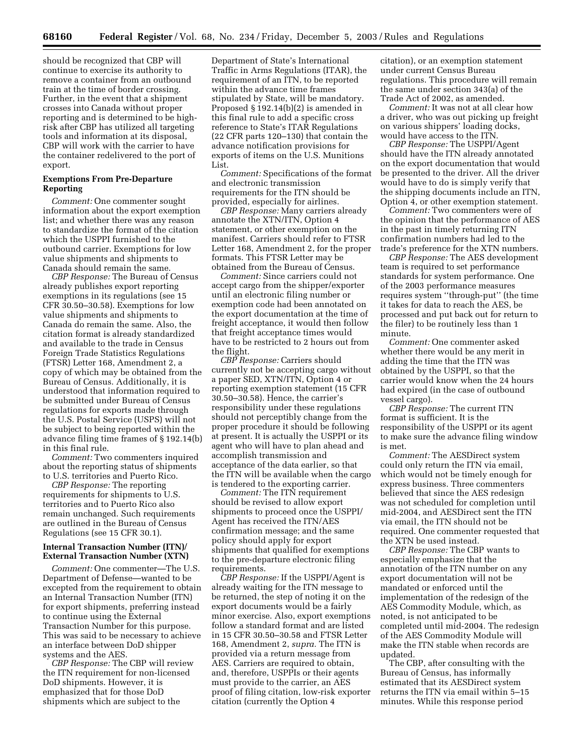should be recognized that CBP will continue to exercise its authority to remove a container from an outbound train at the time of border crossing. Further, in the event that a shipment crosses into Canada without proper reporting and is determined to be high-risk after CBP has utilized all targeting tools and information at its disposal, CBP will work with the carrier to have the container redelivered to the port of export.

**Exemptions From Pre-Departure Reporting**

*Comment:* One commenter sought information about the export exemption list; and whether there was any reason to standardize the format of the citation which the USPPI furnished to the outbound carrier. Exemptions for low value shipments and shipments to Canada should remain the same.

*CBP Response:* The Bureau of Census already publishes export reporting exemptions in its regulations (see 15 CFR 30.50–30.58). Exemptions for low value shipments and shipments to Canada do remain the same. Also, the citation format is already standardized and available to the trade in Census Foreign Trade Statistics Regulations (FTSR) Letter 168, Amendment 2, a copy of which may be obtained from the Bureau of Census. Additionally, it is understood that information required to be submitted under Bureau of Census regulations for exports made through the U.S. Postal Service (USPS) will not be subject to being reported within the advance filing time frames of § 192.14(b) in this final rule.

*Comment:* Two commenters inquired about the reporting status of shipments to U.S. territories and Puerto Rico.

*CBP Response:* The reporting requirements for shipments to U.S. territories and to Puerto Rico also remain unchanged. Such requirements are outlined in the Bureau of Census Regulations (see 15 CFR 30.1).

**Internal Transaction Number (ITN)/External Transaction Number (XTN)**

*Comment:* One commenter—The U.S. Department of Defense—wanted to be excepted from the requirement to obtain an Internal Transaction Number (ITN) for export shipments, preferring instead to continue using the External Transaction Number for this purpose. This was said to be necessary to achieve an interface between DoD shipper systems and the AES.

*CBP Response:* The CBP will review the ITN requirement for non-licensed DoD shipments. However, it is emphasized that for those DoD shipments which are subject to the Department of State's International Traffic in Arms Regulations (ITAR), the requirement of an ITN, to be reported within the advance time frames stipulated by State, will be mandatory. Proposed § 192.14(b)(2) is amended in this final rule to add a specific cross reference to State's ITAR Regulations (22 CFR parts 120–130) that contain the advance notification provisions for exports of items on the U.S. Munitions List.

*Comment:* Specifications of the format and electronic transmission requirements for the ITN should be provided, especially for airlines.

*CBP Response:* Many carriers already annotate the XTN/ITN, Option 4 statement, or other exemption on the manifest. Carriers should refer to FTSR Letter 168, Amendment 2, for the proper formats. This FTSR Letter may be obtained from the Bureau of Census.

*Comment:* Since carriers could not accept cargo from the shipper/exporter until an electronic filing number or exemption code had been annotated on the export documentation at the time of freight acceptance, it would then follow that freight acceptance times would have to be restricted to 2 hours out from the flight.

*CBP Response:* Carriers should currently not be accepting cargo without a paper SED, XTN/ITN, Option 4 or reporting exemption statement (15 CFR 30.50–30.58). Hence, the carrier's responsibility under these regulations should not perceptibly change from the proper procedure it should be following at present. It is actually the USPPI or its agent who will have to plan ahead and accomplish transmission and acceptance of the data earlier, so that the ITN will be available when the cargo is tendered to the exporting carrier.

*Comment:* The ITN requirement should be revised to allow export shipments to proceed once the USPPI/Agent has received the ITN/AES confirmation message; and the same policy should apply for export shipments that qualified for exemptions to the pre-departure electronic filing requirements.

*CBP Response:* If the USPPI/Agent is already waiting for the ITN message to be returned, the step of noting it on the export documents would be a fairly minor exercise. Also, export exemptions follow a standard format and are listed in 15 CFR 30.50–30.58 and FTSR Letter 168, Amendment 2, *supra.* The ITN is provided via a return message from AES. Carriers are required to obtain, and, therefore, USPPIs or their agents must provide to the carrier, an AES proof of filing citation, low-risk exporter citation (currently the Option 4 citation), or an exemption statement under current Census Bureau regulations. This procedure will remain the same under section 343(a) of the Trade Act of 2002, as amended.

*Comment:* It was not at all clear how a driver, who was out picking up freight on various shippers' loading docks, would have access to the ITN.

*CBP Response:* The USPPI/Agent should have the ITN already annotated on the export documentation that would be presented to the driver. All the driver would have to do is simply verify that the shipping documents include an ITN, Option 4, or other exemption statement.

*Comment:* Two commenters were of the opinion that the performance of AES in the past in timely returning ITN confirmation numbers had led to the trade's preference for the XTN numbers.

*CBP Response:* The AES development team is required to set performance standards for system performance. One of the 2003 performance measures requires system "through-put" (the time it takes for data to reach the AES, be processed and put back out for return to the filer) to be routinely less than 1 minute.

*Comment:* One commenter asked whether there would be any merit in adding the time that the ITN was obtained by the USPPI, so that the carrier would know when the 24 hours had expired (in the case of outbound vessel cargo).

*CBP Response:* The current ITN format is sufficient. It is the responsibility of the USPPI or its agent to make sure the advance filing window is met.

*Comment:* The AESDirect system could only return the ITN via email, which would not be timely enough for express business. Three commenters believed that since the AES redesign was not scheduled for completion until mid-2004, and AESDirect sent the ITN via email, the ITN should not be required. One commenter requested that the XTN be used instead.

*CBP Response:* The CBP wants to especially emphasize that the annotation of the ITN number on any export documentation will not be mandated or enforced until the implementation of the redesign of the AES Commodity Module, which, as noted, is not anticipated to be completed until mid-2004. The redesign of the AES Commodity Module will make the ITN stable when records are updated.

The CBP, after consulting with the Bureau of Census, has informally estimated that its AESDirect system returns the ITN via email within 5–15 minutes. While this response period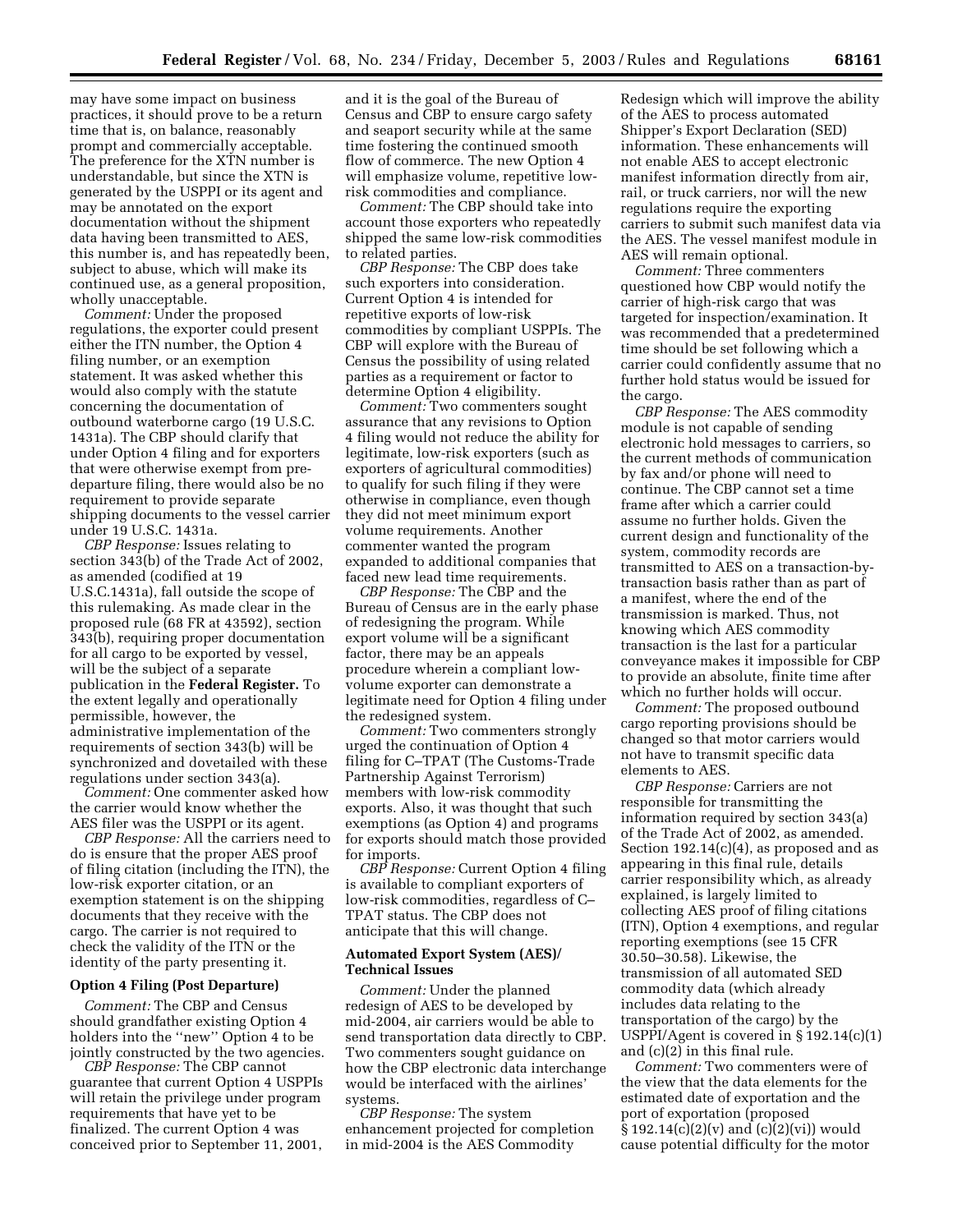may have some impact on business practices, it should prove to be a return time that is, on balance, reasonably prompt and commercially acceptable. The preference for the XTN number is understandable, but since the XTN is generated by the USPPI or its agent and may be annotated on the export documentation without the shipment data having been transmitted to AES, this number is, and has repeatedly been, subject to abuse, which will make its continued use, as a general proposition, wholly unacceptable.

*Comment:* Under the proposed regulations, the exporter could present either the ITN number, the Option 4 filing number, or an exemption statement. It was asked whether this would also comply with the statute concerning the documentation of outbound waterborne cargo (19 U.S.C. 1431a). The CBP should clarify that under Option 4 filing and for exporters that were otherwise exempt from pre-departure filing, there would also be no requirement to provide separate shipping documents to the vessel carrier under 19 U.S.C. 1431a.

*CBP Response:* Issues relating to section 343(b) of the Trade Act of 2002, as amended (codified at 19 U.S.C.1431a), fall outside the scope of this rulemaking. As made clear in the proposed rule (68 FR at 43592), section 343(b), requiring proper documentation for all cargo to be exported by vessel, will be the subject of a separate publication in the **Federal Register.** To the extent legally and operationally permissible, however, the administrative implementation of the requirements of section 343(b) will be synchronized and dovetailed with these regulations under section 343(a).

*Comment:* One commenter asked how the carrier would know whether the AES filer was the USPPI or its agent.

*CBP Response:* All the carriers need to do is ensure that the proper AES proof of filing citation (including the ITN), the low-risk exporter citation, or an exemption statement is on the shipping documents that they receive with the cargo. The carrier is not required to check the validity of the ITN or the identity of the party presenting it.

### Option 4 Filing (Post Departure)

*Comment:* The CBP and Census should grandfather existing Option 4 holders into the "new" Option 4 to be jointly constructed by the two agencies.

*CBP Response:* The CBP cannot guarantee that current Option 4 USPPIs will retain the privilege under program requirements that have yet to be finalized. The current Option 4 was conceived prior to September 11, 2001, and it is the goal of the Bureau of Census and CBP to ensure cargo safety and seaport security while at the same time fostering the continued smooth flow of commerce. The new Option 4 will emphasize volume, repetitive low-risk commodities and compliance.

*Comment:* The CBP should take into account those exporters who repeatedly shipped the same low-risk commodities to related parties.

*CBP Response:* The CBP does take such exporters into consideration. Current Option 4 is intended for repetitive exports of low-risk commodities by compliant USPPIs. The CBP will explore with the Bureau of Census the possibility of using related parties as a requirement or factor to determine Option 4 eligibility.

*Comment:* Two commenters sought assurance that any revisions to Option 4 filing would not reduce the ability for legitimate, low-risk exporters (such as exporters of agricultural commodities) to qualify for such filing if they were otherwise in compliance, even though they did not meet minimum export volume requirements. Another commenter wanted the program expanded to additional companies that faced new lead time requirements.

*CBP Response:* The CBP and the Bureau of Census are in the early phase of redesigning the program. While export volume will be a significant factor, there may be an appeals procedure wherein a compliant low-volume exporter can demonstrate a legitimate need for Option 4 filing under the redesigned system.

*Comment:* Two commenters strongly urged the continuation of Option 4 filing for C–TPAT (The Customs-Trade Partnership Against Terrorism) members with low-risk commodity exports. Also, it was thought that such exemptions (as Option 4) and programs for exports should match those provided for imports.

*CBP Response:* Current Option 4 filing is available to compliant exporters of low-risk commodities, regardless of C–TPAT status. The CBP does not anticipate that this will change.

### Automated Export System (AES)/ Technical Issues

*Comment:* Under the planned redesign of AES to be developed by mid-2004, air carriers would be able to send transportation data directly to CBP. Two commenters sought guidance on how the CBP electronic data interchange would be interfaced with the airlines' systems.

*CBP Response:* The system enhancement projected for completion in mid-2004 is the AES Commodity Redesign which will improve the ability of the AES to process automated Shipper's Export Declaration (SED) information. These enhancements will not enable AES to accept electronic manifest information directly from air, rail, or truck carriers, nor will the new regulations require the exporting carriers to submit such manifest data via the AES. The vessel manifest module in AES will remain optional.

*Comment:* Three commenters questioned how CBP would notify the carrier of high-risk cargo that was targeted for inspection/examination. It was recommended that a predetermined time should be set following which a carrier could confidently assume that no further hold status would be issued for the cargo.

*CBP Response:* The AES commodity module is not capable of sending electronic hold messages to carriers, so the current methods of communication by fax and/or phone will need to continue. The CBP cannot set a time frame after which a carrier could assume no further holds. Given the current design and functionality of the system, commodity records are transmitted to AES on a transaction-by-transaction basis rather than as part of a manifest, where the end of the transmission is marked. Thus, not knowing which AES commodity transaction is the last for a particular conveyance makes it impossible for CBP to provide an absolute, finite time after which no further holds will occur.

*Comment:* The proposed outbound cargo reporting provisions should be changed so that motor carriers would not have to transmit specific data elements to AES.

*CBP Response:* Carriers are not responsible for transmitting the information required by section 343(a) of the Trade Act of 2002, as amended. Section 192.14(c)(4), as proposed and as appearing in this final rule, details carrier responsibility which, as already explained, is largely limited to collecting AES proof of filing citations (ITN), Option 4 exemptions, and regular reporting exemptions (see 15 CFR 30.50–30.58). Likewise, the transmission of all automated SED commodity data (which already includes data relating to the transportation of the cargo) by the USPPI/Agent is covered in § 192.14(c)(1) and (c)(2) in this final rule.

*Comment:* Two commenters were of the view that the data elements for the estimated date of exportation and the port of exportation (proposed § 192.14(c)(2)(v) and (c)(2)(vi)) would cause potential difficulty for the motor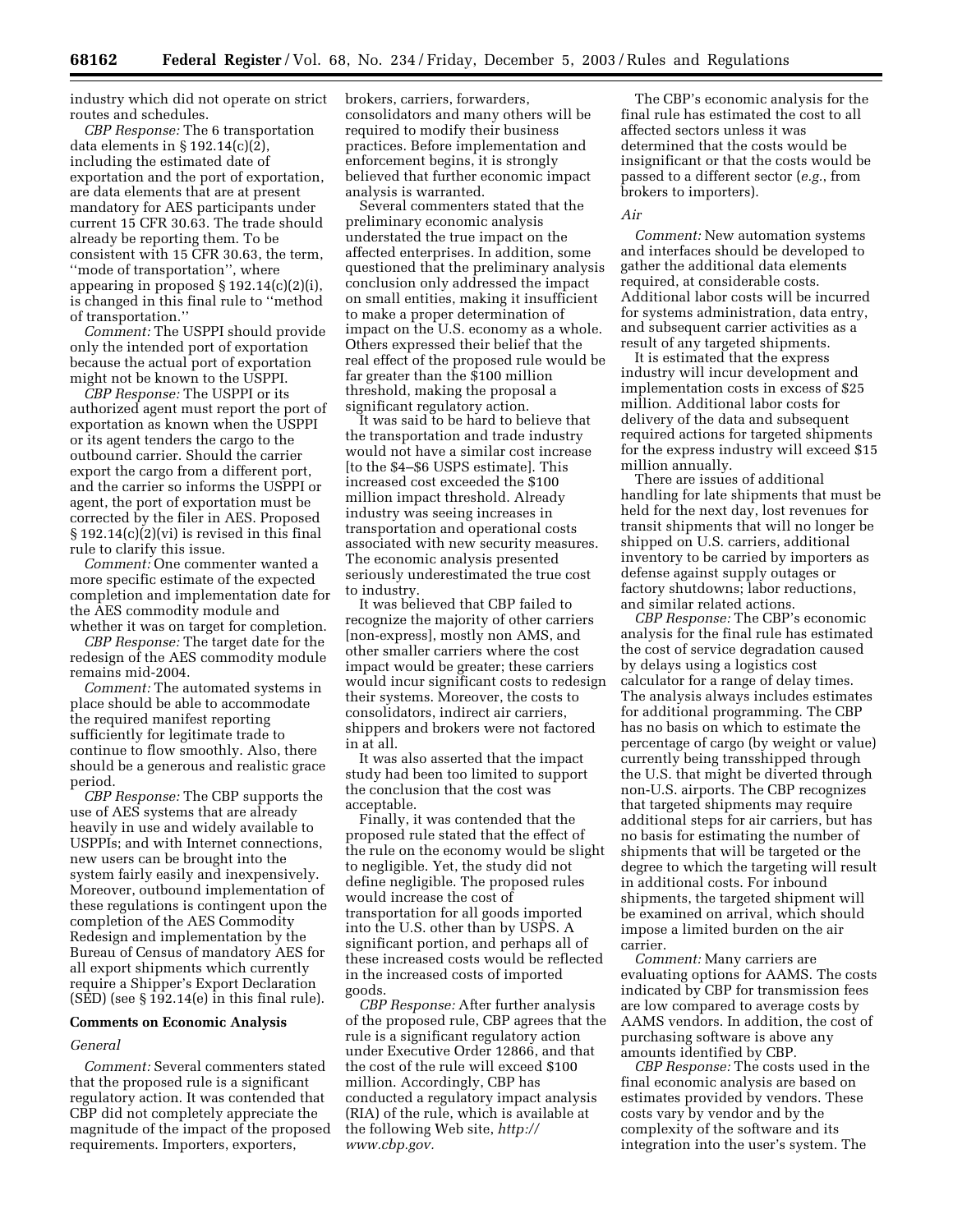industry which did not operate on strict routes and schedules.

*CBP Response:* The 6 transportation data elements in § 192.14(c)(2), including the estimated date of exportation and the port of exportation, are data elements that are at present mandatory for AES participants under current 15 CFR 30.63. The trade should already be reporting them. To be consistent with 15 CFR 30.63, the term, ''mode of transportation'', where appearing in proposed § 192.14(c)(2)(i), is changed in this final rule to ''method of transportation.''

*Comment:* The USPPI should provide only the intended port of exportation because the actual port of exportation might not be known to the USPPI.

*CBP Response:* The USPPI or its authorized agent must report the port of exportation as known when the USPPI or its agent tenders the cargo to the outbound carrier. Should the carrier export the cargo from a different port, and the carrier so informs the USPPI or agent, the port of exportation must be corrected by the filer in AES. Proposed § 192.14(c)(2)(vi) is revised in this final rule to clarify this issue.

*Comment:* One commenter wanted a more specific estimate of the expected completion and implementation date for the AES commodity module and whether it was on target for completion.

*CBP Response:* The target date for the redesign of the AES commodity module remains mid-2004.

*Comment:* The automated systems in place should be able to accommodate the required manifest reporting sufficiently for legitimate trade to continue to flow smoothly. Also, there should be a generous and realistic grace period.

*CBP Response:* The CBP supports the use of AES systems that are already heavily in use and widely available to USPPIs; and with Internet connections, new users can be brought into the system fairly easily and inexpensively. Moreover, outbound implementation of these regulations is contingent upon the completion of the AES Commodity Redesign and implementation by the Bureau of Census of mandatory AES for all export shipments which currently require a Shipper's Export Declaration (SED) (see § 192.14(e) in this final rule).

## Comments on Economic Analysis

### *General*

*Comment:* Several commenters stated that the proposed rule is a significant regulatory action. It was contended that CBP did not completely appreciate the magnitude of the impact of the proposed requirements. Importers, exporters, brokers, carriers, forwarders, consolidators and many others will be required to modify their business practices. Before implementation and enforcement begins, it is strongly believed that further economic impact analysis is warranted.

Several commenters stated that the preliminary economic analysis understated the true impact on the affected enterprises. In addition, some questioned that the preliminary analysis conclusion only addressed the impact on small entities, making it insufficient to make a proper determination of impact on the U.S. economy as a whole. Others expressed their belief that the real effect of the proposed rule would be far greater than the $100 million threshold, making the proposal a significant regulatory action.

It was said to be hard to believe that the transportation and trade industry would not have a similar cost increase [to the $4–$6 USPS estimate]. This increased cost exceeded the $100 million impact threshold. Already industry was seeing increases in transportation and operational costs associated with new security measures. The economic analysis presented seriously underestimated the true cost to industry.

It was believed that CBP failed to recognize the majority of other carriers [non-express], mostly non AMS, and other smaller carriers where the cost impact would be greater; these carriers would incur significant costs to redesign their systems. Moreover, the costs to consolidators, indirect air carriers, shippers and brokers were not factored in at all.

It was also asserted that the impact study had been too limited to support the conclusion that the cost was acceptable.

Finally, it was contended that the proposed rule stated that the effect of the rule on the economy would be slight to negligible. Yet, the study did not define negligible. The proposed rules would increase the cost of transportation for all goods imported into the U.S. other than by USPS. A significant portion, and perhaps all of these increased costs would be reflected in the increased costs of imported goods.

*CBP Response:* After further analysis of the proposed rule, CBP agrees that the rule is a significant regulatory action under Executive Order 12866, and that the cost of the rule will exceed $100 million. Accordingly, CBP has conducted a regulatory impact analysis (RIA) of the rule, which is available at the following Web site, *http://www.cbp.gov.*

The CBP's economic analysis for the final rule has estimated the cost to all affected sectors unless it was determined that the costs would be insignificant or that the costs would be passed to a different sector (*e.g.*, from brokers to importers).

### *Air*

*Comment:* New automation systems and interfaces should be developed to gather the additional data elements required, at considerable costs. Additional labor costs will be incurred for systems administration, data entry, and subsequent carrier activities as a result of any targeted shipments.

It is estimated that the express industry will incur development and implementation costs in excess of $25 million. Additional labor costs for delivery of the data and subsequent required actions for targeted shipments for the express industry will exceed $15 million annually.

There are issues of additional handling for late shipments that must be held for the next day, lost revenues for transit shipments that will no longer be shipped on U.S. carriers, additional inventory to be carried by importers as defense against supply outages or factory shutdowns; labor reductions, and similar related actions.

*CBP Response:* The CBP's economic analysis for the final rule has estimated the cost of service degradation caused by delays using a logistics cost calculator for a range of delay times. The analysis always includes estimates for additional programming. The CBP has no basis on which to estimate the percentage of cargo (by weight or value) currently being transshipped through the U.S. that might be diverted through non-U.S. airports. The CBP recognizes that targeted shipments may require additional steps for air carriers, but has no basis for estimating the number of shipments that will be targeted or the degree to which the targeting will result in additional costs. For inbound shipments, the targeted shipment will be examined on arrival, which should impose a limited burden on the air carrier.

*Comment:* Many carriers are evaluating options for AAMS. The costs indicated by CBP for transmission fees are low compared to average costs by AAMS vendors. In addition, the cost of purchasing software is above any amounts identified by CBP.

*CBP Response:* The costs used in the final economic analysis are based on estimates provided by vendors. These costs vary by vendor and by the complexity of the software and its integration into the user's system. The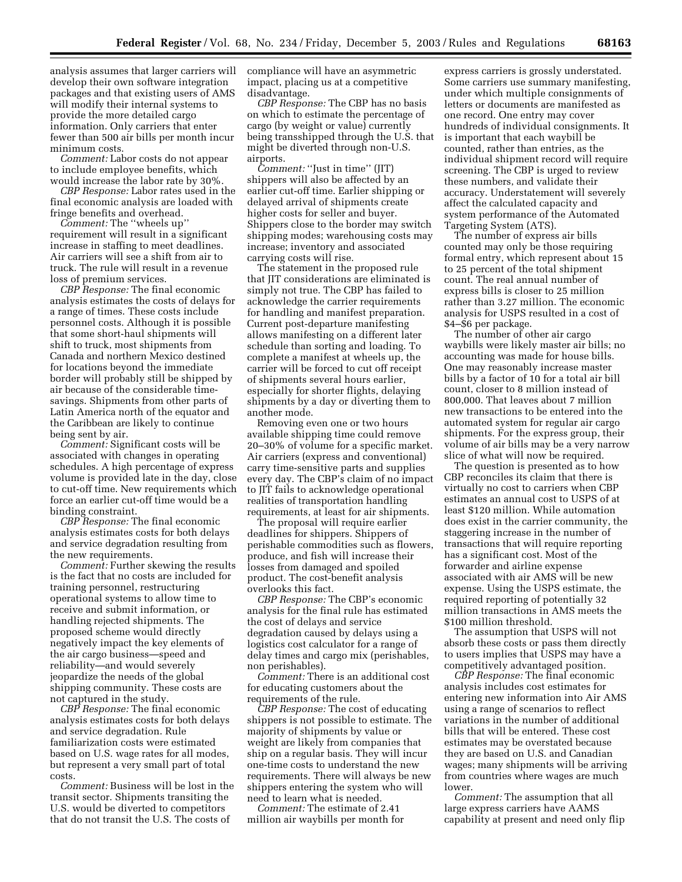analysis assumes that larger carriers will develop their own software integration packages and that existing users of AMS will modify their internal systems to provide the more detailed cargo information. Only carriers that enter fewer than 500 air bills per month incur minimum costs.

*Comment:* Labor costs do not appear to include employee benefits, which would increase the labor rate by 30%.

*CBP Response:* Labor rates used in the final economic analysis are loaded with fringe benefits and overhead.

*Comment:* The ''wheels up'' requirement will result in a significant increase in staffing to meet deadlines. Air carriers will see a shift from air to truck. The rule will result in a revenue loss of premium services.

*CBP Response:* The final economic analysis estimates the costs of delays for a range of times. These costs include personnel costs. Although it is possible that some short-haul shipments will shift to truck, most shipments from Canada and northern Mexico destined for locations beyond the immediate border will probably still be shipped by air because of the considerable time-savings. Shipments from other parts of Latin America north of the equator and the Caribbean are likely to continue being sent by air.

*Comment:* Significant costs will be associated with changes in operating schedules. A high percentage of express volume is provided late in the day, close to cut-off time. New requirements which force an earlier cut-off time would be a binding constraint.

*CBP Response:* The final economic analysis estimates costs for both delays and service degradation resulting from the new requirements.

*Comment:* Further skewing the results is the fact that no costs are included for training personnel, restructuring operational systems to allow time to receive and submit information, or handling rejected shipments. The proposed scheme would directly negatively impact the key elements of the air cargo business—speed and reliability—and would severely jeopardize the needs of the global shipping community. These costs are not captured in the study.

*CBP Response:* The final economic analysis estimates costs for both delays and service degradation. Rule familiarization costs were estimated based on U.S. wage rates for all modes, but represent a very small part of total costs.

*Comment:* Business will be lost in the transit sector. Shipments transiting the U.S. would be diverted to competitors that do not transit the U.S. The costs of compliance will have an asymmetric impact, placing us at a competitive disadvantage.

*CBP Response:* The CBP has no basis on which to estimate the percentage of cargo (by weight or value) currently being transshipped through the U.S. that might be diverted through non-U.S. airports.

*Comment:* ''Just in time'' (JIT) shippers will also be affected by an earlier cut-off time. Earlier shipping or delayed arrival of shipments create higher costs for seller and buyer. Shippers close to the border may switch shipping modes; warehousing costs may increase; inventory and associated carrying costs will rise.

The statement in the proposed rule that JIT considerations are eliminated is simply not true. The CBP has failed to acknowledge the carrier requirements for handling and manifest preparation. Current post-departure manifesting allows manifesting on a different later schedule than sorting and loading. To complete a manifest at wheels up, the carrier will be forced to cut off receipt of shipments several hours earlier, especially for shorter flights, delaying shipments by a day or diverting them to another mode.

Removing even one or two hours available shipping time could remove 20–30% of volume for a specific market. Air carriers (express and conventional) carry time-sensitive parts and supplies every day. The CBP's claim of no impact to JIT fails to acknowledge operational realities of transportation handling requirements, at least for air shipments.

The proposal will require earlier deadlines for shippers. Shippers of perishable commodities such as flowers, produce, and fish will increase their losses from damaged and spoiled product. The cost-benefit analysis overlooks this fact.

*CBP Response:* The CBP's economic analysis for the final rule has estimated the cost of delays and service degradation caused by delays using a logistics cost calculator for a range of delay times and cargo mix (perishables, non perishables).

*Comment:* There is an additional cost for educating customers about the requirements of the rule.

*CBP Response:* The cost of educating shippers is not possible to estimate. The majority of shipments by value or weight are likely from companies that ship on a regular basis. They will incur one-time costs to understand the new requirements. There will always be new shippers entering the system who will need to learn what is needed.

*Comment:* The estimate of 2.41 million air waybills per month for express carriers is grossly understated. Some carriers use summary manifesting, under which multiple consignments of letters or documents are manifested as one record. One entry may cover hundreds of individual consignments. It is important that each waybill be counted, rather than entries, as the individual shipment record will require screening. The CBP is urged to review these numbers, and validate their accuracy. Understatement will severely affect the calculated capacity and system performance of the Automated Targeting System (ATS).

The number of express air bills counted may only be those requiring formal entry, which represent about 15 to 25 percent of the total shipment count. The real annual number of express bills is closer to 25 million rather than 3.27 million. The economic analysis for USPS resulted in a cost of $4–$6 per package.

The number of other air cargo waybills were likely master air bills; no accounting was made for house bills. One may reasonably increase master bills by a factor of 10 for a total air bill count, closer to 8 million instead of 800,000. That leaves about 7 million new transactions to be entered into the automated system for regular air cargo shipments. For the express group, their volume of air bills may be a very narrow slice of what will now be required.

The question is presented as to how CBP reconciles its claim that there is virtually no cost to carriers when CBP estimates an annual cost to USPS of at least $120 million. While automation does exist in the carrier community, the staggering increase in the number of transactions that will require reporting has a significant cost. Most of the forwarder and airline expense associated with air AMS will be new expense. Using the USPS estimate, the required reporting of potentially 32 million transactions in AMS meets the $100 million threshold.

The assumption that USPS will not absorb these costs or pass them directly to users implies that USPS may have a competitively advantaged position.

*CBP Response:* The final economic analysis includes cost estimates for entering new information into Air AMS using a range of scenarios to reflect variations in the number of additional bills that will be entered. These cost estimates may be overstated because they are based on U.S. and Canadian wages; many shipments will be arriving from countries where wages are much lower.

*Comment:* The assumption that all large express carriers have AAMS capability at present and need only flip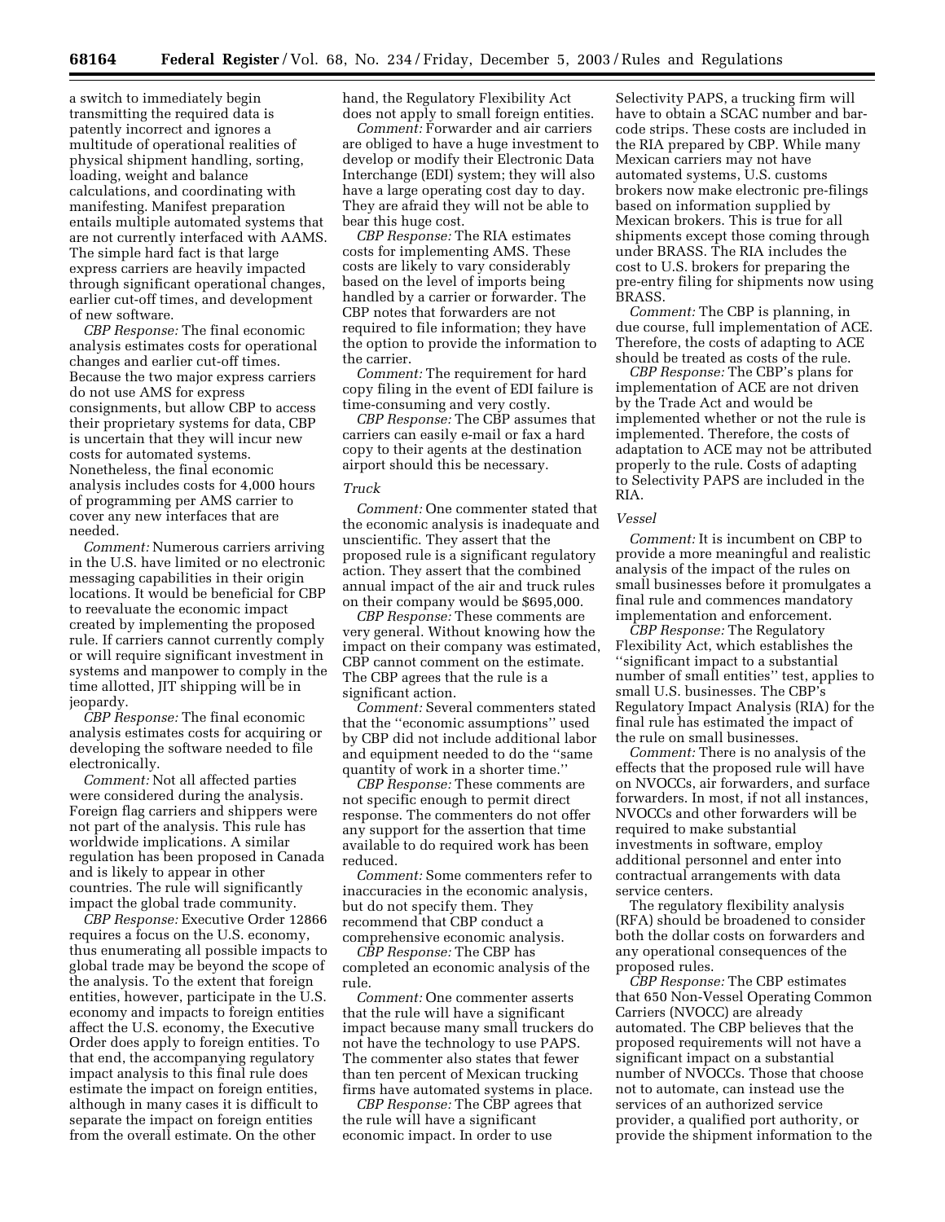a switch to immediately begin transmitting the required data is patently incorrect and ignores a multitude of operational realities of physical shipment handling, sorting, loading, weight and balance calculations, and coordinating with manifesting. Manifest preparation entails multiple automated systems that are not currently interfaced with AAMS. The simple hard fact is that large express carriers are heavily impacted through significant operational changes, earlier cut-off times, and development of new software.

*CBP Response:* The final economic analysis estimates costs for operational changes and earlier cut-off times. Because the two major express carriers do not use AMS for express consignments, but allow CBP to access their proprietary systems for data, CBP is uncertain that they will incur new costs for automated systems. Nonetheless, the final economic analysis includes costs for 4,000 hours of programming per AMS carrier to cover any new interfaces that are needed.

*Comment:* Numerous carriers arriving in the U.S. have limited or no electronic messaging capabilities in their origin locations. It would be beneficial for CBP to reevaluate the economic impact created by implementing the proposed rule. If carriers cannot currently comply or will require significant investment in systems and manpower to comply in the time allotted, JIT shipping will be in jeopardy.

*CBP Response:* The final economic analysis estimates costs for acquiring or developing the software needed to file electronically.

*Comment:* Not all affected parties were considered during the analysis. Foreign flag carriers and shippers were not part of the analysis. This rule has worldwide implications. A similar regulation has been proposed in Canada and is likely to appear in other countries. The rule will significantly impact the global trade community.

*CBP Response:* Executive Order 12866 requires a focus on the U.S. economy, thus enumerating all possible impacts to global trade may be beyond the scope of the analysis. To the extent that foreign entities, however, participate in the U.S. economy and impacts to foreign entities affect the U.S. economy, the Executive Order does apply to foreign entities. To that end, the accompanying regulatory impact analysis to this final rule does estimate the impact on foreign entities, although in many cases it is difficult to separate the impact on foreign entities from the overall estimate. On the other hand, the Regulatory Flexibility Act does not apply to small foreign entities.

*Comment:* Forwarder and air carriers are obliged to have a huge investment to develop or modify their Electronic Data Interchange (EDI) system; they will also have a large operating cost day to day. They are afraid they will not be able to bear this huge cost.

*CBP Response:* The RIA estimates costs for implementing AMS. These costs are likely to vary considerably based on the level of imports being handled by a carrier or forwarder. The CBP notes that forwarders are not required to file information; they have the option to provide the information to the carrier.

*Comment:* The requirement for hard copy filing in the event of EDI failure is time-consuming and very costly.

*CBP Response:* The CBP assumes that carriers can easily e-mail or fax a hard copy to their agents at the destination airport should this be necessary.

### *Truck*

*Comment:* One commenter stated that the economic analysis is inadequate and unscientific. They assert that the proposed rule is a significant regulatory action. They assert that the combined annual impact of the air and truck rules on their company would be $695,000.

*CBP Response:* These comments are very general. Without knowing how the impact on their company was estimated, CBP cannot comment on the estimate. The CBP agrees that the rule is a significant action.

*Comment:* Several commenters stated that the ''economic assumptions'' used by CBP did not include additional labor and equipment needed to do the ''same quantity of work in a shorter time.''

*CBP Response:* These comments are not specific enough to permit direct response. The commenters do not offer any support for the assertion that time available to do required work has been reduced.

*Comment:* Some commenters refer to inaccuracies in the economic analysis, but do not specify them. They recommend that CBP conduct a comprehensive economic analysis.

*CBP Response:* The CBP has completed an economic analysis of the rule.

*Comment:* One commenter asserts that the rule will have a significant impact because many small truckers do not have the technology to use PAPS. The commenter also states that fewer than ten percent of Mexican trucking firms have automated systems in place.

*CBP Response:* The CBP agrees that the rule will have a significant economic impact. In order to use Selectivity PAPS, a trucking firm will have to obtain a SCAC number and bar-code strips. These costs are included in the RIA prepared by CBP. While many Mexican carriers may not have automated systems, U.S. customs brokers now make electronic pre-filings based on information supplied by Mexican brokers. This is true for all shipments except those coming through under BRASS. The RIA includes the cost to U.S. brokers for preparing the pre-entry filing for shipments now using BRASS.

*Comment:* The CBP is planning, in due course, full implementation of ACE. Therefore, the costs of adapting to ACE should be treated as costs of the rule.

*CBP Response:* The CBP's plans for implementation of ACE are not driven by the Trade Act and would be implemented whether or not the rule is implemented. Therefore, the costs of adaptation to ACE may not be attributed properly to the rule. Costs of adapting to Selectivity PAPS are included in the RIA.

### *Vessel*

*Comment:* It is incumbent on CBP to provide a more meaningful and realistic analysis of the impact of the rules on small businesses before it promulgates a final rule and commences mandatory implementation and enforcement.

*CBP Response:* The Regulatory Flexibility Act, which establishes the ''significant impact to a substantial number of small entities'' test, applies to small U.S. businesses. The CBP's Regulatory Impact Analysis (RIA) for the final rule has estimated the impact of the rule on small businesses.

*Comment:* There is no analysis of the effects that the proposed rule will have on NVOCCs, air forwarders, and surface forwarders. In most, if not all instances, NVOCCs and other forwarders will be required to make substantial investments in software, employ additional personnel and enter into contractual arrangements with data service centers.

The regulatory flexibility analysis (RFA) should be broadened to consider both the dollar costs on forwarders and any operational consequences of the proposed rules.

*CBP Response:* The CBP estimates that 650 Non-Vessel Operating Common Carriers (NVOCC) are already automated. The CBP believes that the proposed requirements will not have a significant impact on a substantial number of NVOCCs. Those that choose not to automate, can instead use the services of an authorized service provider, a qualified port authority, or provide the shipment information to the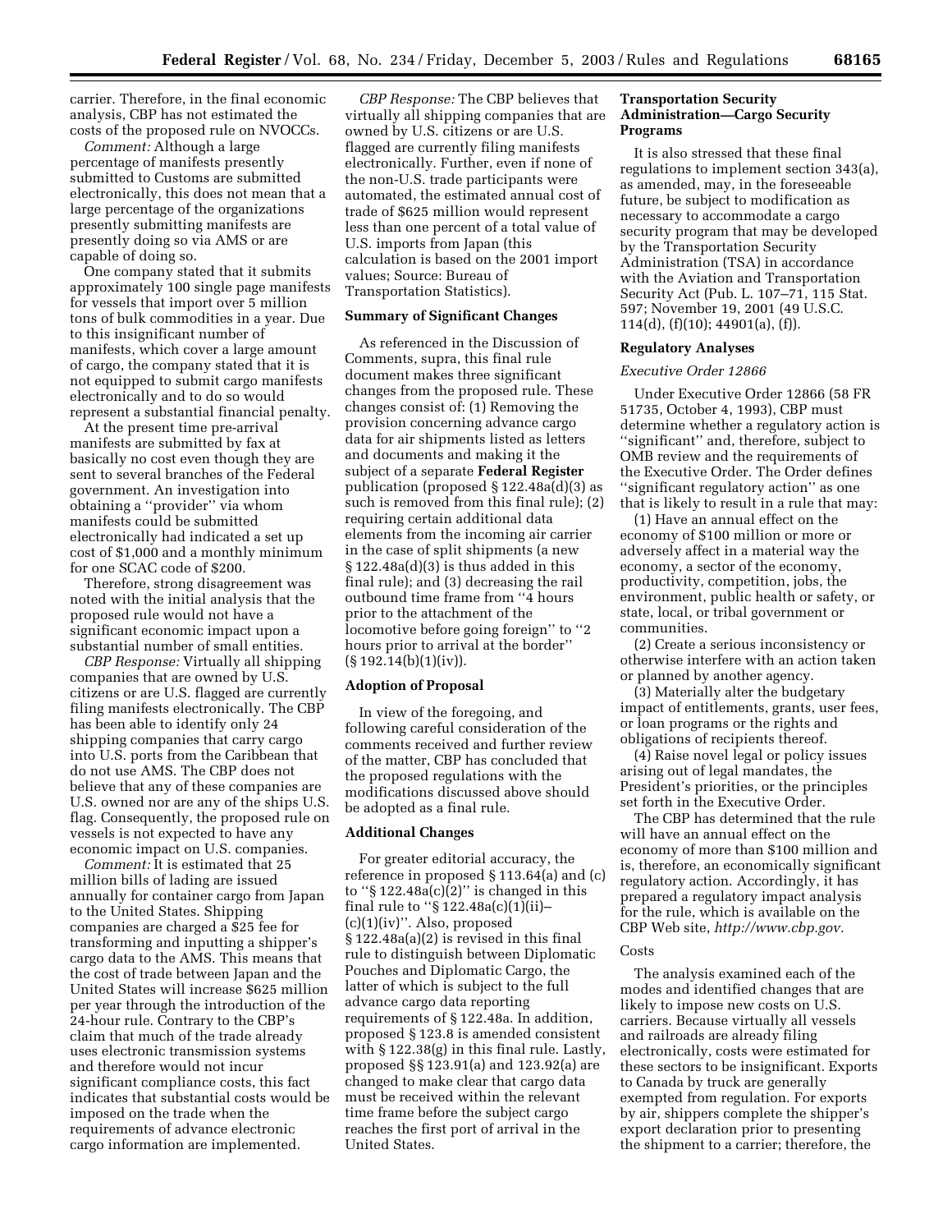carrier. Therefore, in the final economic analysis, CBP has not estimated the costs of the proposed rule on NVOCCs.

*Comment:* Although a large percentage of manifests presently submitted to Customs are submitted electronically, this does not mean that a large percentage of the organizations presently submitting manifests are presently doing so via AMS or are capable of doing so.

One company stated that it submits approximately 100 single page manifests for vessels that import over 5 million tons of bulk commodities in a year. Due to this insignificant number of manifests, which cover a large amount of cargo, the company stated that it is not equipped to submit cargo manifests electronically and to do so would represent a substantial financial penalty.

At the present time pre-arrival manifests are submitted by fax at basically no cost even though they are sent to several branches of the Federal government. An investigation into obtaining a ''provider'' via whom manifests could be submitted electronically had indicated a set up cost of $1,000 and a monthly minimum for one SCAC code of $200.

Therefore, strong disagreement was noted with the initial analysis that the proposed rule would not have a significant economic impact upon a substantial number of small entities.

*CBP Response:* Virtually all shipping companies that are owned by U.S. citizens or are U.S. flagged are currently filing manifests electronically. The CBP has been able to identify only 24 shipping companies that carry cargo into U.S. ports from the Caribbean that do not use AMS. The CBP does not believe that any of these companies are U.S. owned nor are any of the ships U.S. flag. Consequently, the proposed rule on vessels is not expected to have any economic impact on U.S. companies.

*Comment:* It is estimated that 25 million bills of lading are issued annually for container cargo from Japan to the United States. Shipping companies are charged a $25 fee for transforming and inputting a shipper's cargo data to the AMS. This means that the cost of trade between Japan and the United States will increase $625 million per year through the introduction of the 24-hour rule. Contrary to the CBP's claim that much of the trade already uses electronic transmission systems and therefore would not incur significant compliance costs, this fact indicates that substantial costs would be imposed on the trade when the requirements of advance electronic cargo information are implemented.

*CBP Response:* The CBP believes that virtually all shipping companies that are owned by U.S. citizens or are U.S. flagged are currently filing manifests electronically. Further, even if none of the non-U.S. trade participants were automated, the estimated annual cost of trade of $625 million would represent less than one percent of a total value of U.S. imports from Japan (this calculation is based on the 2001 import values; Source: Bureau of Transportation Statistics).

**Summary of Significant Changes**

As referenced in the Discussion of Comments, supra, this final rule document makes three significant changes from the proposed rule. These changes consist of: (1) Removing the provision concerning advance cargo data for air shipments listed as letters and documents and making it the subject of a separate **Federal Register** publication (proposed § 122.48a(d)(3) as such is removed from this final rule); (2) requiring certain additional data elements from the incoming air carrier in the case of split shipments (a new § 122.48a(d)(3) is thus added in this final rule); and (3) decreasing the rail outbound time frame from ''4 hours prior to the attachment of the locomotive before going foreign'' to ''2 hours prior to arrival at the border'' (§ 192.14(b)(1)(iv)).

**Adoption of Proposal**

In view of the foregoing, and following careful consideration of the comments received and further review of the matter, CBP has concluded that the proposed regulations with the modifications discussed above should be adopted as a final rule.

**Additional Changes**

For greater editorial accuracy, the reference in proposed § 113.64(a) and (c) to ''§ 122.48a(c)(2)'' is changed in this final rule to ''§ 122.48a(c)(1)(ii)–(c)(1)(iv)''. Also, proposed § 122.48a(a)(2) is revised in this final rule to distinguish between Diplomatic Pouches and Diplomatic Cargo, the latter of which is subject to the full advance cargo data reporting requirements of § 122.48a. In addition, proposed § 123.8 is amended consistent with § 122.38(g) in this final rule. Lastly, proposed §§ 123.91(a) and 123.92(a) are changed to make clear that cargo data must be received within the relevant time frame before the subject cargo reaches the first port of arrival in the United States.

**Transportation Security Administration—Cargo Security Programs**

It is also stressed that these final regulations to implement section 343(a), as amended, may, in the foreseeable future, be subject to modification as necessary to accommodate a cargo security program that may be developed by the Transportation Security Administration (TSA) in accordance with the Aviation and Transportation Security Act (Pub. L. 107–71, 115 Stat. 597; November 19, 2001 (49 U.S.C. 114(d), (f)(10); 44901(a), (f)).

**Regulatory Analyses**

*Executive Order 12866*

Under Executive Order 12866 (58 FR 51735, October 4, 1993), CBP must determine whether a regulatory action is ''significant'' and, therefore, subject to OMB review and the requirements of the Executive Order. The Order defines ''significant regulatory action'' as one that is likely to result in a rule that may:

(1) Have an annual effect on the economy of $100 million or more or adversely affect in a material way the economy, a sector of the economy, productivity, competition, jobs, the environment, public health or safety, or state, local, or tribal government or communities.

(2) Create a serious inconsistency or otherwise interfere with an action taken or planned by another agency.

(3) Materially alter the budgetary impact of entitlements, grants, user fees, or loan programs or the rights and obligations of recipients thereof.

(4) Raise novel legal or policy issues arising out of legal mandates, the President's priorities, or the principles set forth in the Executive Order.

The CBP has determined that the rule will have an annual effect on the economy of more than $100 million and is, therefore, an economically significant regulatory action. Accordingly, it has prepared a regulatory impact analysis for the rule, which is available on the CBP Web site, *http://www.cbp.gov.*

Costs

The analysis examined each of the modes and identified changes that are likely to impose new costs on U.S. carriers. Because virtually all vessels and railroads are already filing electronically, costs were estimated for these sectors to be insignificant. Exports to Canada by truck are generally exempted from regulation. For exports by air, shippers complete the shipper's export declaration prior to presenting the shipment to a carrier; therefore, the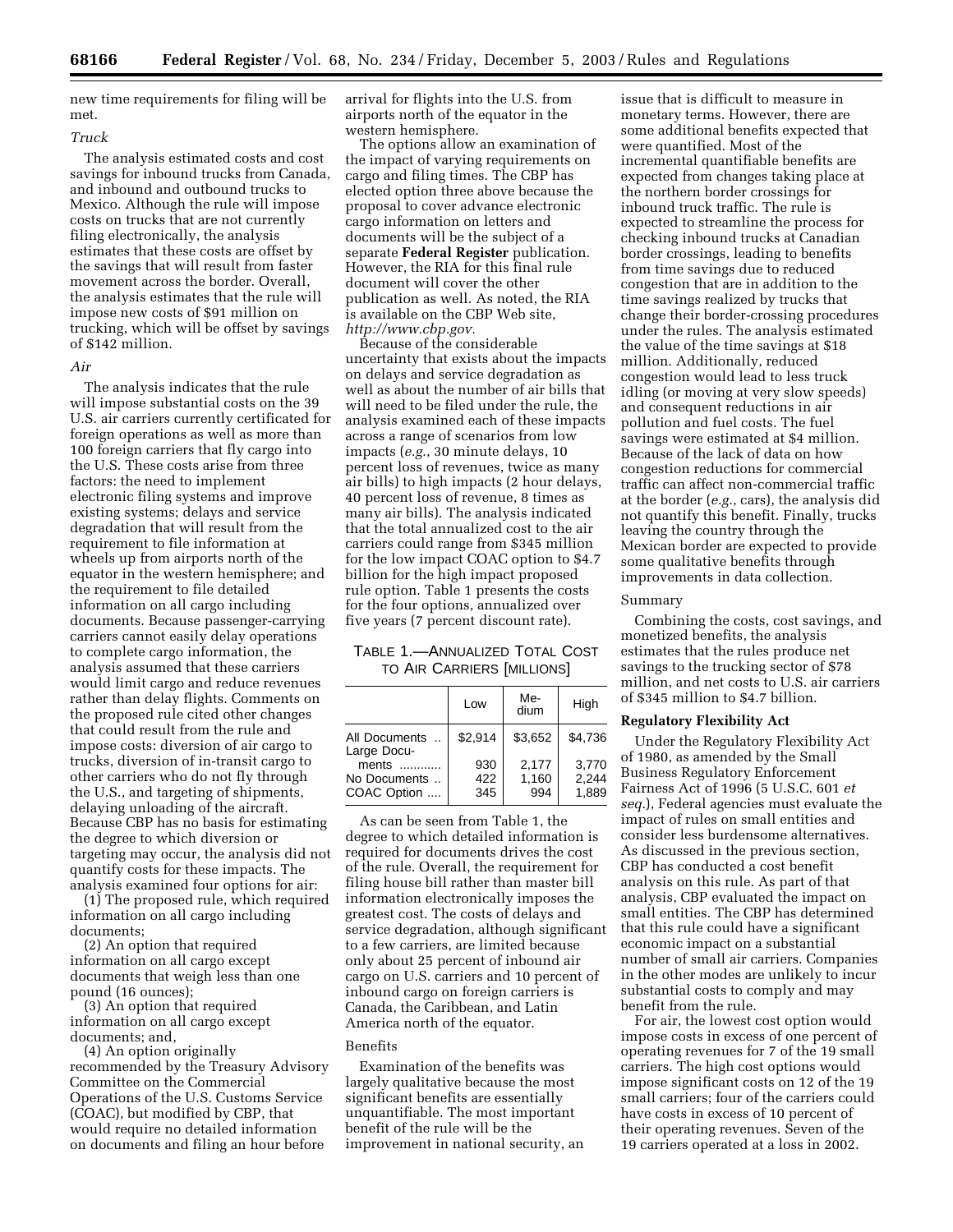new time requirements for filing will be met.

*Truck*

The analysis estimated costs and cost savings for inbound trucks from Canada, and inbound and outbound trucks to Mexico. Although the rule will impose costs on trucks that are not currently filing electronically, the analysis estimates that these costs are offset by the savings that will result from faster movement across the border. Overall, the analysis estimates that the rule will impose new costs of $91 million on trucking, which will be offset by savings of $142 million.

*Air*

The analysis indicates that the rule will impose substantial costs on the 39 U.S. air carriers currently certificated for foreign operations as well as more than 100 foreign carriers that fly cargo into the U.S. These costs arise from three factors: the need to implement electronic filing systems and improve existing systems; delays and service degradation that will result from the requirement to file information at wheels up from airports north of the equator in the western hemisphere; and the requirement to file detailed information on all cargo including documents. Because passenger-carrying carriers cannot easily delay operations to complete cargo information, the analysis assumed that these carriers would limit cargo and reduce revenues rather than delay flights. Comments on the proposed rule cited other changes that could result from the rule and impose costs: diversion of air cargo to trucks, diversion of in-transit cargo to other carriers who do not fly through the U.S., and targeting of shipments, delaying unloading of the aircraft. Because CBP has no basis for estimating the degree to which diversion or targeting may occur, the analysis did not quantify costs for these impacts. The analysis examined four options for air:

(1) The proposed rule, which required information on all cargo including documents;

(2) An option that required information on all cargo except documents that weigh less than one pound (16 ounces);

(3) An option that required information on all cargo except documents; and,

(4) An option originally recommended by the Treasury Advisory Committee on the Commercial Operations of the U.S. Customs Service (COAC), but modified by CBP, that would require no detailed information on documents and filing an hour before arrival for flights into the U.S. from airports north of the equator in the western hemisphere.

The options allow an examination of the impact of varying requirements on cargo and filing times. The CBP has elected option three above because the proposal to cover advance electronic cargo information on letters and documents will be the subject of a separate **Federal Register** publication. However, the RIA for this final rule document will cover the other publication as well. As noted, the RIA is available on the CBP Web site, *http://www.cbp.gov.*

Because of the considerable uncertainty that exists about the impacts on delays and service degradation as well as about the number of air bills that will need to be filed under the rule, the analysis examined each of these impacts across a range of scenarios from low impacts (*e.g.*, 30 minute delays, 10 percent loss of revenues, twice as many air bills) to high impacts (2 hour delays, 40 percent loss of revenue, 8 times as many air bills). The analysis indicated that the total annualized cost to the air carriers could range from $345 million for the low impact COAC option to $4.7 billion for the high impact proposed rule option. Table 1 presents the costs for the four options, annualized over five years (7 percent discount rate).

TABLE 1.—ANNUALIZED TOTAL COST TO AIR CARRIERS [MILLIONS]

| | Low | Medium | High |
|---|---|---|---|
| All Documents | $2,914 | $3,652 | $4,736 |
| Large Documents | 930 | 2,177 | 3,770 |
| No Documents | 422 | 1,160 | 2,244 |
| COAC Option | 345 | 994 | 1,889 |

As can be seen from Table 1, the degree to which detailed information is required for documents drives the cost of the rule. Overall, the requirement for filing house bill rather than master bill information electronically imposes the greatest cost. The costs of delays and service degradation, although significant to a few carriers, are limited because only about 25 percent of inbound air cargo on U.S. carriers and 10 percent of inbound cargo on foreign carriers is Canada, the Caribbean, and Latin America north of the equator.

Benefits

Examination of the benefits was largely qualitative because the most significant benefits are essentially unquantifiable. The most important benefit of the rule will be the improvement in national security, an issue that is difficult to measure in monetary terms. However, there are some additional benefits expected that were quantified. Most of the incremental quantifiable benefits are expected from changes taking place at the northern border crossings for inbound truck traffic. The rule is expected to streamline the process for checking inbound trucks at Canadian border crossings, leading to benefits from time savings due to reduced congestion that are in addition to the time savings realized by trucks that change their border-crossing procedures under the rules. The analysis estimated the value of the time savings at $18 million. Additionally, reduced congestion would lead to less truck idling (or moving at very slow speeds) and consequent reductions in air pollution and fuel costs. The fuel savings were estimated at $4 million. Because of the lack of data on how congestion reductions for commercial traffic can affect non-commercial traffic at the border (*e.g.*, cars), the analysis did not quantify this benefit. Finally, trucks leaving the country through the Mexican border are expected to provide some qualitative benefits through improvements in data collection.

Summary

Combining the costs, cost savings, and monetized benefits, the analysis estimates that the rules produce net savings to the trucking sector of $78 million, and net costs to U.S. air carriers of $345 million to $4.7 billion.

**Regulatory Flexibility Act**

Under the Regulatory Flexibility Act of 1980, as amended by the Small Business Regulatory Enforcement Fairness Act of 1996 (5 U.S.C. 601 *et seq.*), Federal agencies must evaluate the impact of rules on small entities and consider less burdensome alternatives. As discussed in the previous section, CBP has conducted a cost benefit analysis on this rule. As part of that analysis, CBP evaluated the impact on small entities. The CBP has determined that this rule could have a significant economic impact on a substantial number of small air carriers. Companies in the other modes are unlikely to incur substantial costs to comply and may benefit from the rule.

For air, the lowest cost option would impose costs in excess of one percent of operating revenues for 7 of the 19 small carriers. The high cost options would impose significant costs on 12 of the 19 small carriers; four of the carriers could have costs in excess of 10 percent of their operating revenues. Seven of the 19 carriers operated at a loss in 2002.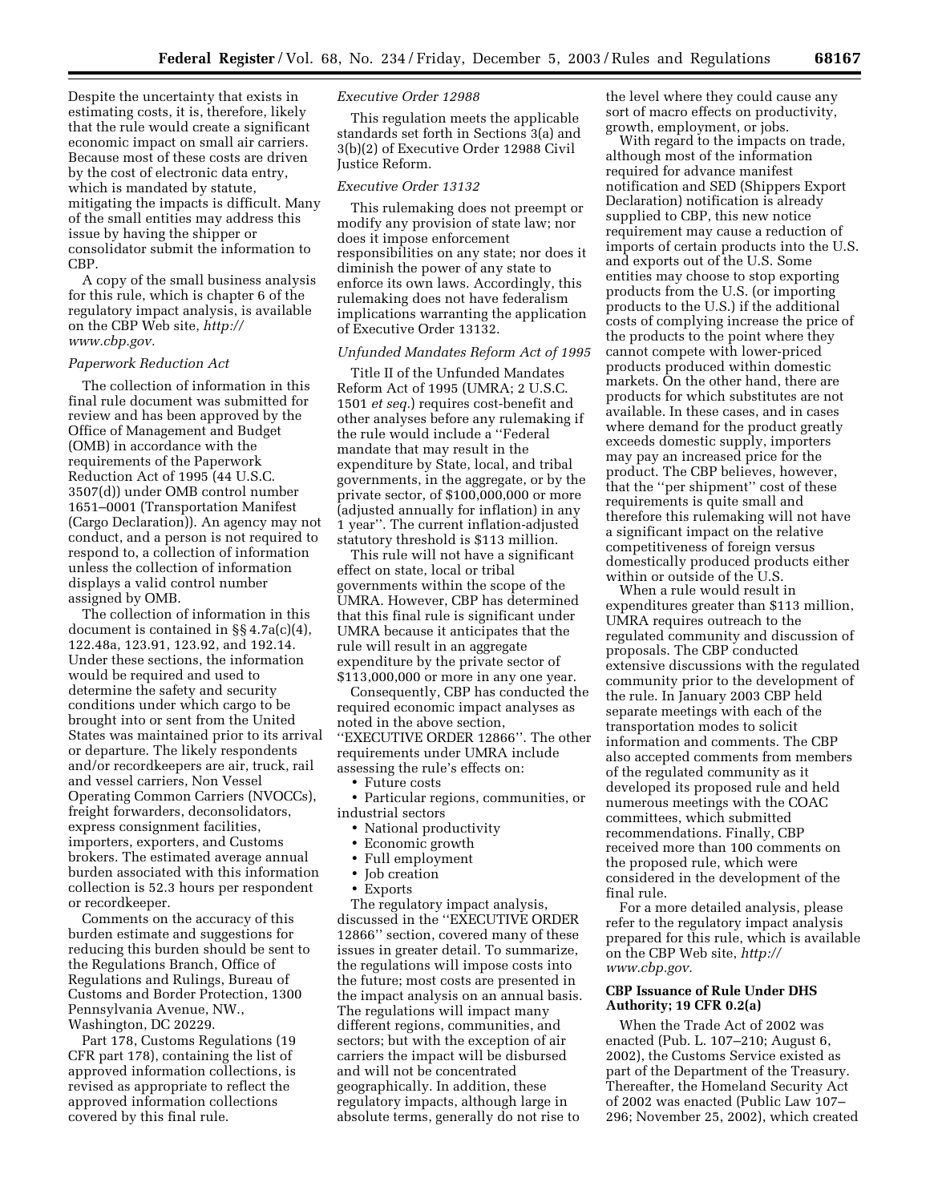Despite the uncertainty that exists in estimating costs, it is, therefore, likely that the rule would create a significant economic impact on small air carriers. Because most of these costs are driven by the cost of electronic data entry, which is mandated by statute, mitigating the impacts is difficult. Many of the small entities may address this issue by having the shipper or consolidator submit the information to CBP.

A copy of the small business analysis for this rule, which is chapter 6 of the regulatory impact analysis, is available on the CBP Web site, *http://www.cbp.gov.*

### *Paperwork Reduction Act*

The collection of information in this final rule document was submitted for review and has been approved by the Office of Management and Budget (OMB) in accordance with the requirements of the Paperwork Reduction Act of 1995 (44 U.S.C. 3507(d)) under OMB control number 1651–0001 (Transportation Manifest (Cargo Declaration)). An agency may not conduct, and a person is not required to respond to, a collection of information unless the collection of information displays a valid control number assigned by OMB.

The collection of information in this document is contained in §§ 4.7a(c)(4), 122.48a, 123.91, 123.92, and 192.14. Under these sections, the information would be required and used to determine the safety and security conditions under which cargo to be brought into or sent from the United States was maintained prior to its arrival or departure. The likely respondents and/or recordkeepers are air, truck, rail and vessel carriers, Non Vessel Operating Common Carriers (NVOCCs), freight forwarders, deconsolidators, express consignment facilities, importers, exporters, and Customs brokers. The estimated average annual burden associated with this information collection is 52.3 hours per respondent or recordkeeper.

Comments on the accuracy of this burden estimate and suggestions for reducing this burden should be sent to the Regulations Branch, Office of Regulations and Rulings, Bureau of Customs and Border Protection, 1300 Pennsylvania Avenue, NW., Washington, DC 20229.

Part 178, Customs Regulations (19 CFR part 178), containing the list of approved information collections, is revised as appropriate to reflect the approved information collections covered by this final rule.

### *Executive Order 12988*

This regulation meets the applicable standards set forth in Sections 3(a) and 3(b)(2) of Executive Order 12988 Civil Justice Reform.

### *Executive Order 13132*

This rulemaking does not preempt or modify any provision of state law; nor does it impose enforcement responsibilities on any state; nor does it diminish the power of any state to enforce its own laws. Accordingly, this rulemaking does not have federalism implications warranting the application of Executive Order 13132.

### *Unfunded Mandates Reform Act of 1995*

Title II of the Unfunded Mandates Reform Act of 1995 (UMRA; 2 U.S.C. 1501 *et seq.*) requires cost-benefit and other analyses before any rulemaking if the rule would include a ''Federal mandate that may result in the expenditure by State, local, and tribal governments, in the aggregate, or by the private sector, of $100,000,000 or more (adjusted annually for inflation) in any 1 year''. The current inflation-adjusted statutory threshold is $113 million.

This rule will not have a significant effect on state, local or tribal governments within the scope of the UMRA. However, CBP has determined that this final rule is significant under UMRA because it anticipates that the rule will result in an aggregate expenditure by the private sector of $113,000,000 or more in any one year.

Consequently, CBP has conducted the required economic impact analyses as noted in the above section, ''EXECUTIVE ORDER 12866''. The other requirements under UMRA include assessing the rule's effects on:

- Future costs
- Particular regions, communities, or industrial sectors
- National productivity
- Economic growth
- Full employment
- Job creation
- Exports

The regulatory impact analysis, discussed in the ''EXECUTIVE ORDER 12866'' section, covered many of these issues in greater detail. To summarize, the regulations will impose costs into the future; most costs are presented in the impact analysis on an annual basis. The regulations will impact many different regions, communities, and sectors; but with the exception of air carriers the impact will be disbursed and will not be concentrated geographically. In addition, these regulatory impacts, although large in absolute terms, generally do not rise to the level where they could cause any sort of macro effects on productivity, growth, employment, or jobs.

With regard to the impacts on trade, although most of the information required for advance manifest notification and SED (Shippers Export Declaration) notification is already supplied to CBP, this new notice requirement may cause a reduction of imports of certain products into the U.S. and exports out of the U.S. Some entities may choose to stop exporting products from the U.S. (or importing products to the U.S.) if the additional costs of complying increase the price of the products to the point where they cannot compete with lower-priced products produced within domestic markets. On the other hand, there are products for which substitutes are not available. In these cases, and in cases where demand for the product greatly exceeds domestic supply, importers may pay an increased price for the product. The CBP believes, however, that the ''per shipment'' cost of these requirements is quite small and therefore this rulemaking will not have a significant impact on the relative competitiveness of foreign versus domestically produced products either within or outside of the U.S.

When a rule would result in expenditures greater than $113 million, UMRA requires outreach to the regulated community and discussion of proposals. The CBP conducted extensive discussions with the regulated community prior to the development of the rule. In January 2003 CBP held separate meetings with each of the transportation modes to solicit information and comments. The CBP also accepted comments from members of the regulated community as it developed its proposed rule and held numerous meetings with the COAC committees, which submitted recommendations. Finally, CBP received more than 100 comments on the proposed rule, which were considered in the development of the final rule.

For a more detailed analysis, please refer to the regulatory impact analysis prepared for this rule, which is available on the CBP Web site, *http://www.cbp.gov.*

## CBP Issuance of Rule Under DHS Authority; 19 CFR 0.2(a)

When the Trade Act of 2002 was enacted (Pub. L. 107–210; August 6, 2002), the Customs Service existed as part of the Department of the Treasury. Thereafter, the Homeland Security Act of 2002 was enacted (Public Law 107–296; November 25, 2002), which created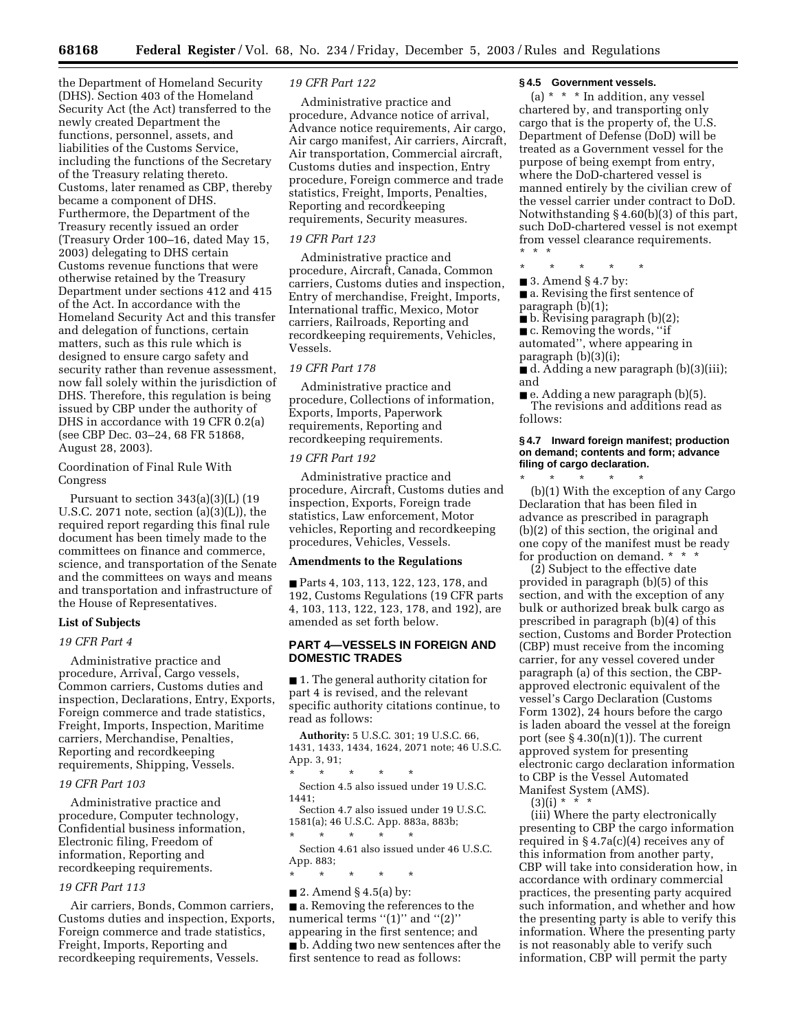the Department of Homeland Security (DHS). Section 403 of the Homeland Security Act (the Act) transferred to the newly created Department the functions, personnel, assets, and liabilities of the Customs Service, including the functions of the Secretary of the Treasury relating thereto. Customs, later renamed as CBP, thereby became a component of DHS. Furthermore, the Department of the Treasury recently issued an order (Treasury Order 100–16, dated May 15, 2003) delegating to DHS certain Customs revenue functions that were otherwise retained by the Treasury Department under sections 412 and 415 of the Act. In accordance with the Homeland Security Act and this transfer and delegation of functions, certain matters, such as this rule which is designed to ensure cargo safety and security rather than revenue assessment, now fall solely within the jurisdiction of DHS. Therefore, this regulation is being issued by CBP under the authority of DHS in accordance with 19 CFR 0.2(a) (see CBP Dec. 03–24, 68 FR 51868, August 28, 2003).

Coordination of Final Rule With Congress

Pursuant to section 343(a)(3)(L) (19 U.S.C. 2071 note, section (a)(3)(L)), the required report regarding this final rule document has been timely made to the committees on finance and commerce, science, and transportation of the Senate and the committees on ways and means and transportation and infrastructure of the House of Representatives.

**List of Subjects**

*19 CFR Part 4*

Administrative practice and procedure, Arrival, Cargo vessels, Common carriers, Customs duties and inspection, Declarations, Entry, Exports, Foreign commerce and trade statistics, Freight, Imports, Inspection, Maritime carriers, Merchandise, Penalties, Reporting and recordkeeping requirements, Shipping, Vessels.

*19 CFR Part 103*

Administrative practice and procedure, Computer technology, Confidential business information, Electronic filing, Freedom of information, Reporting and recordkeeping requirements.

*19 CFR Part 113*

Air carriers, Bonds, Common carriers, Customs duties and inspection, Exports, Foreign commerce and trade statistics, Freight, Imports, Reporting and recordkeeping requirements, Vessels.

*19 CFR Part 122*

Administrative practice and procedure, Advance notice of arrival, Advance notice requirements, Air cargo, Air cargo manifest, Air carriers, Aircraft, Air transportation, Commercial aircraft, Customs duties and inspection, Entry procedure, Foreign commerce and trade statistics, Freight, Imports, Penalties, Reporting and recordkeeping requirements, Security measures.

*19 CFR Part 123*

Administrative practice and procedure, Aircraft, Canada, Common carriers, Customs duties and inspection, Entry of merchandise, Freight, Imports, International traffic, Mexico, Motor carriers, Railroads, Reporting and recordkeeping requirements, Vehicles, Vessels.

*19 CFR Part 178*

Administrative practice and procedure, Collections of information, Exports, Imports, Paperwork requirements, Reporting and recordkeeping requirements.

*19 CFR Part 192*

Administrative practice and procedure, Aircraft, Customs duties and inspection, Exports, Foreign trade statistics, Law enforcement, Motor vehicles, Reporting and recordkeeping procedures, Vehicles, Vessels.

**Amendments to the Regulations**

■ Parts 4, 103, 113, 122, 123, 178, and 192, Customs Regulations (19 CFR parts 4, 103, 113, 122, 123, 178, and 192), are amended as set forth below.

## PART 4—VESSELS IN FOREIGN AND DOMESTIC TRADES

■ 1. The general authority citation for part 4 is revised, and the relevant specific authority citations continue, to read as follows:

**Authority:** 5 U.S.C. 301; 19 U.S.C. 66, 1431, 1433, 1434, 1624, 2071 note; 46 U.S.C. App. 3, 91;

\* \* \* \* \*

Section 4.5 also issued under 19 U.S.C. 1441;

Section 4.7 also issued under 19 U.S.C. 1581(a); 46 U.S.C. App. 883a, 883b;

\* \* \* \* \*

Section 4.61 also issued under 46 U.S.C. App. 883;

\* \* \* \* \*

■ 2. Amend § 4.5(a) by:

■ a. Removing the references to the numerical terms "(1)" and "(2)" appearing in the first sentence; and

■ b. Adding two new sentences after the first sentence to read as follows:

**§ 4.5 Government vessels.**

(a) \* \* \* In addition, any vessel chartered by, and transporting only cargo that is the property of, the U.S. Department of Defense (DoD) will be treated as a Government vessel for the purpose of being exempt from entry, where the DoD-chartered vessel is manned entirely by the civilian crew of the vessel carrier under contract to DoD. Notwithstanding § 4.60(b)(3) of this part, such DoD-chartered vessel is not exempt from vessel clearance requirements. \* \* \*

\* \* \* \* \*

■ 3. Amend § 4.7 by:

■ a. Revising the first sentence of paragraph (b)(1);

■ b. Revising paragraph (b)(2);

■ c. Removing the words, "if automated", where appearing in paragraph (b)(3)(i);

■ d. Adding a new paragraph (b)(3)(iii); and

■ e. Adding a new paragraph (b)(5).

The revisions and additions read as follows:

**§ 4.7 Inward foreign manifest; production on demand; contents and form; advance filing of cargo declaration.**

\* \* \* \* \*

(b)(1) With the exception of any Cargo Declaration that has been filed in advance as prescribed in paragraph (b)(2) of this section, the original and one copy of the manifest must be ready for production on demand. \* \* \*

(2) Subject to the effective date provided in paragraph (b)(5) of this section, and with the exception of any bulk or authorized break bulk cargo as prescribed in paragraph (b)(4) of this section, Customs and Border Protection (CBP) must receive from the incoming carrier, for any vessel covered under paragraph (a) of this section, the CBP-approved electronic equivalent of the vessel's Cargo Declaration (Customs Form 1302), 24 hours before the cargo is laden aboard the vessel at the foreign port (see § 4.30(n)(1)). The current approved system for presenting electronic cargo declaration information to CBP is the Vessel Automated Manifest System (AMS).

(3)(i) \* \* \*

(iii) Where the party electronically presenting to CBP the cargo information required in § 4.7a(c)(4) receives any of this information from another party, CBP will take into consideration how, in accordance with ordinary commercial practices, the presenting party acquired such information, and whether and how the presenting party is able to verify this information. Where the presenting party is not reasonably able to verify such information, CBP will permit the party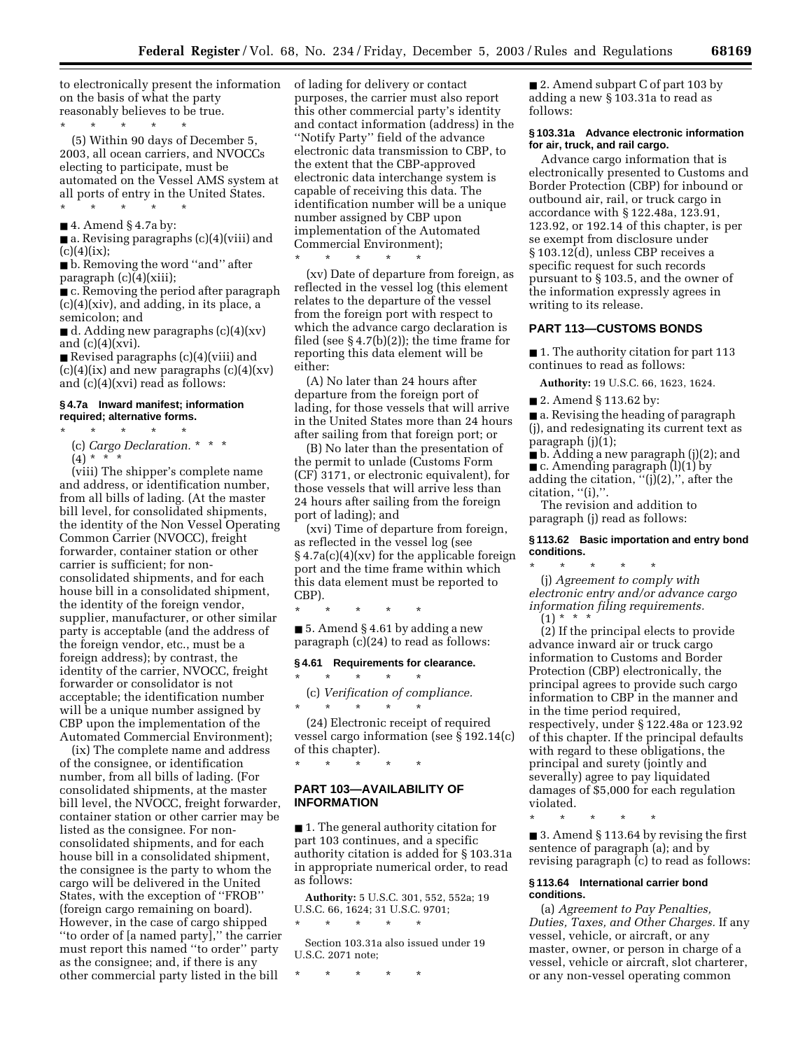to electronically present the information on the basis of what the party reasonably believes to be true.

\* \* \* \* \*

(5) Within 90 days of December 5, 2003, all ocean carriers, and NVOCCs electing to participate, must be automated on the Vessel AMS system at all ports of entry in the United States.

\* \* \* \* \*

■ 4. Amend § 4.7a by:

■ a. Revising paragraphs (c)(4)(viii) and (c)(4)(ix);

■ b. Removing the word ''and'' after paragraph (c)(4)(xiii);

■ c. Removing the period after paragraph (c)(4)(xiv), and adding, in its place, a semicolon; and

■ d. Adding new paragraphs (c)(4)(xv) and (c)(4)(xvi).

■ Revised paragraphs (c)(4)(viii) and (c)(4)(ix) and new paragraphs (c)(4)(xv) and (c)(4)(xvi) read as follows:

#### § 4.7a Inward manifest; information required; alternative forms.

\* \* \* \* \*

(c) *Cargo Declaration.* \* \* \*

(4) \* \* \*

(viii) The shipper's complete name and address, or identification number, from all bills of lading. (At the master bill level, for consolidated shipments, the identity of the Non Vessel Operating Common Carrier (NVOCC), freight forwarder, container station or other carrier is sufficient; for non-consolidated shipments, and for each house bill in a consolidated shipment, the identity of the foreign vendor, supplier, manufacturer, or other similar party is acceptable (and the address of the foreign vendor, etc., must be a foreign address); by contrast, the identity of the carrier, NVOCC, freight forwarder or consolidator is not acceptable; the identification number will be a unique number assigned by CBP upon the implementation of the Automated Commercial Environment);

(ix) The complete name and address of the consignee, or identification number, from all bills of lading. (For consolidated shipments, at the master bill level, the NVOCC, freight forwarder, container station or other carrier may be listed as the consignee. For non-consolidated shipments, and for each house bill in a consolidated shipment, the consignee is the party to whom the cargo will be delivered in the United States, with the exception of ''FROB'' (foreign cargo remaining on board). However, in the case of cargo shipped ''to order of [a named party],'' the carrier must report this named ''to order'' party as the consignee; and, if there is any other commercial party listed in the bill of lading for delivery or contact purposes, the carrier must also report this other commercial party's identity and contact information (address) in the ''Notify Party'' field of the advance electronic data transmission to CBP, to the extent that the CBP-approved electronic data interchange system is capable of receiving this data. The identification number will be a unique number assigned by CBP upon implementation of the Automated Commercial Environment);

\* \* \* \* \*

(xv) Date of departure from foreign, as reflected in the vessel log (this element relates to the departure of the vessel from the foreign port with respect to which the advance cargo declaration is filed (see § 4.7(b)(2)); the time frame for reporting this data element will be either:

(A) No later than 24 hours after departure from the foreign port of lading, for those vessels that will arrive in the United States more than 24 hours after sailing from that foreign port; or

(B) No later than the presentation of the permit to unlade (Customs Form (CF) 3171, or electronic equivalent), for those vessels that will arrive less than 24 hours after sailing from the foreign port of lading); and

(xvi) Time of departure from foreign, as reflected in the vessel log (see § 4.7a(c)(4)(xv) for the applicable foreign port and the time frame within which this data element must be reported to CBP).

\* \* \* \* \*

■ 5. Amend § 4.61 by adding a new paragraph (c)(24) to read as follows:

#### § 4.61 Requirements for clearance.

\* \* \* \* \*

(c) *Verification of compliance.*

\* \* \* \* \*

(24) Electronic receipt of required vessel cargo information (see § 192.14(c) of this chapter).

\* \* \* \* \*

### PART 103—AVAILABILITY OF INFORMATION

■ 1. The general authority citation for part 103 continues, and a specific authority citation is added for § 103.31a in appropriate numerical order, to read as follows:

**Authority:** 5 U.S.C. 301, 552, 552a; 19 U.S.C. 66, 1624; 31 U.S.C. 9701;

\* \* \* \* \*

Section 103.31a also issued under 19 U.S.C. 2071 note;

\* \* \* \* \*

■ 2. Amend subpart C of part 103 by adding a new § 103.31a to read as follows:

#### § 103.31a Advance electronic information for air, truck, and rail cargo.

Advance cargo information that is electronically presented to Customs and Border Protection (CBP) for inbound or outbound air, rail, or truck cargo in accordance with § 122.48a, 123.91, 123.92, or 192.14 of this chapter, is per se exempt from disclosure under § 103.12(d), unless CBP receives a specific request for such records pursuant to § 103.5, and the owner of the information expressly agrees in writing to its release.

### PART 113—CUSTOMS BONDS

■ 1. The authority citation for part 113 continues to read as follows:

**Authority:** 19 U.S.C. 66, 1623, 1624.

■ 2. Amend § 113.62 by:

■ a. Revising the heading of paragraph (j), and redesignating its current text as paragraph (j)(1);

■ b. Adding a new paragraph (j)(2); and

■ c. Amending paragraph (l)(1) by adding the citation, ''(j)(2),'', after the citation, ''(i),''.

The revision and addition to paragraph (j) read as follows:

#### § 113.62 Basic importation and entry bond conditions.

\* \* \* \* \*

(j) *Agreement to comply with electronic entry and/or advance cargo information filing requirements.*

(1) \* \* \*

(2) If the principal elects to provide advance inward air or truck cargo information to Customs and Border Protection (CBP) electronically, the principal agrees to provide such cargo information to CBP in the manner and in the time period required, respectively, under § 122.48a or 123.92 of this chapter. If the principal defaults with regard to these obligations, the principal and surety (jointly and severally) agree to pay liquidated damages of $5,000 for each regulation violated.

\* \* \* \* \*

■ 3. Amend § 113.64 by revising the first sentence of paragraph (a); and by revising paragraph (c) to read as follows:

#### § 113.64 International carrier bond conditions.

(a) *Agreement to Pay Penalties, Duties, Taxes, and Other Charges.* If any vessel, vehicle, or aircraft, or any master, owner, or person in charge of a vessel, vehicle or aircraft, slot charterer, or any non-vessel operating common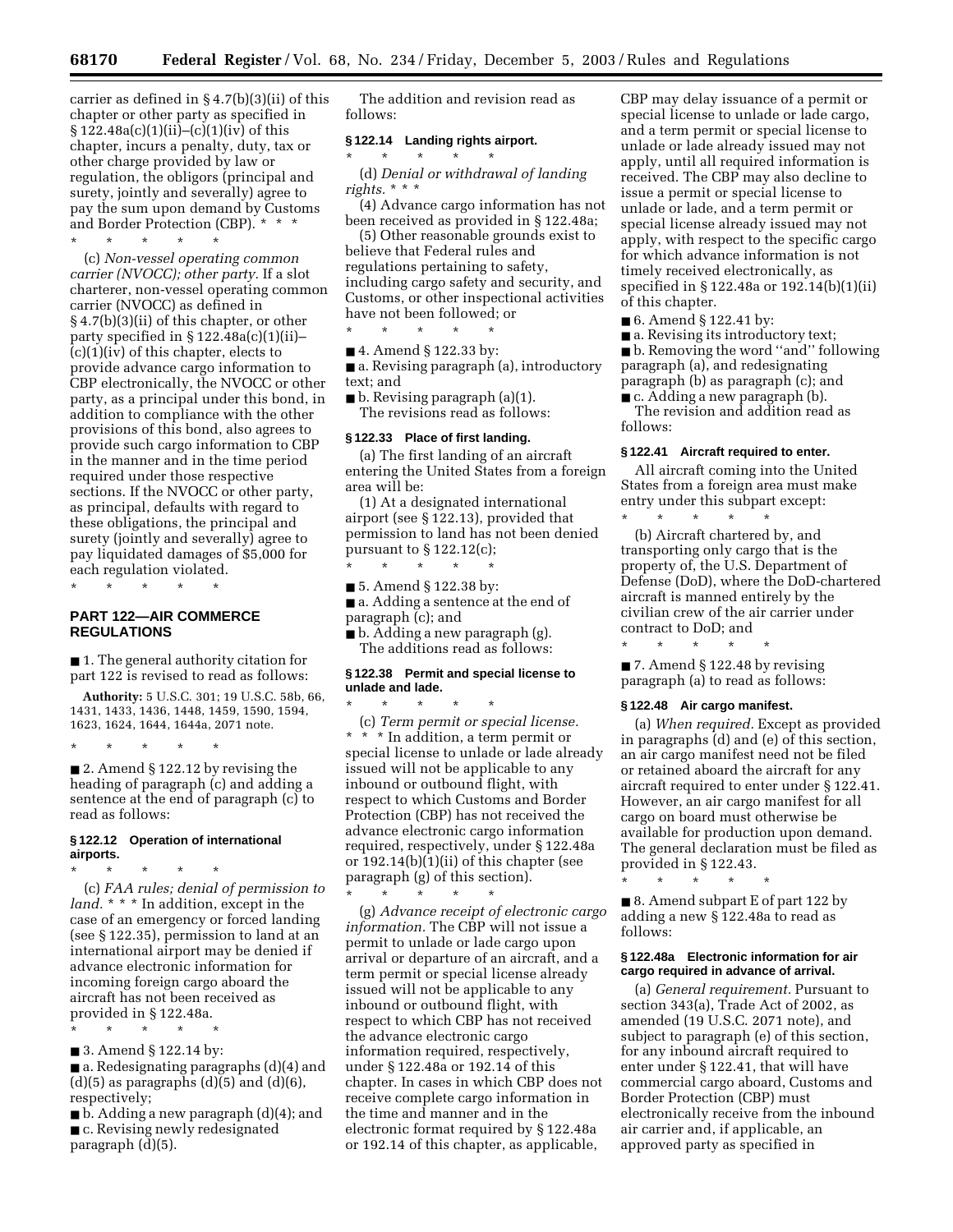carrier as defined in § 4.7(b)(3)(ii) of this chapter or other party as specified in § 122.48a(c)(1)(ii)–(c)(1)(iv) of this chapter, incurs a penalty, duty, tax or other charge provided by law or regulation, the obligors (principal and surety, jointly and severally) agree to pay the sum upon demand by Customs and Border Protection (CBP). * * *

\* \* \* \* \*

(c) *Non-vessel operating common carrier (NVOCC); other party.* If a slot charterer, non-vessel operating common carrier (NVOCC) as defined in § 4.7(b)(3)(ii) of this chapter, or other party specified in § 122.48a(c)(1)(ii)–(c)(1)(iv) of this chapter, elects to provide advance cargo information to CBP electronically, the NVOCC or other party, as a principal under this bond, in addition to compliance with the other provisions of this bond, also agrees to provide such cargo information to CBP in the manner and in the time period required under those respective sections. If the NVOCC or other party, as principal, defaults with regard to these obligations, the principal and surety (jointly and severally) agree to pay liquidated damages of $5,000 for each regulation violated.

\* \* \* \* \*

## PART 122—AIR COMMERCE REGULATIONS

■ 1. The general authority citation for part 122 is revised to read as follows:

**Authority:** 5 U.S.C. 301; 19 U.S.C. 58b, 66, 1431, 1433, 1436, 1448, 1459, 1590, 1594, 1623, 1624, 1644, 1644a, 2071 note.

\* \* \* \* \*

■ 2. Amend § 122.12 by revising the heading of paragraph (c) and adding a sentence at the end of paragraph (c) to read as follows:

### § 122.12 Operation of international airports.

\* \* \* \* \*

(c) *FAA rules; denial of permission to land.* * * * In addition, except in the case of an emergency or forced landing (see § 122.35), permission to land at an international airport may be denied if advance electronic information for incoming foreign cargo aboard the aircraft has not been received as provided in § 122.48a.

\* \* \* \* \*

■ 3. Amend § 122.14 by:

■ a. Redesignating paragraphs (d)(4) and (d)(5) as paragraphs (d)(5) and (d)(6), respectively;

■ b. Adding a new paragraph (d)(4); and

■ c. Revising newly redesignated paragraph (d)(5).

The addition and revision read as follows:

### § 122.14 Landing rights airport.

\* \* \* \* \*

(d) *Denial or withdrawal of landing rights.* * * *

(4) Advance cargo information has not been received as provided in § 122.48a;

(5) Other reasonable grounds exist to believe that Federal rules and regulations pertaining to safety, including cargo safety and security, and Customs, or other inspectional activities have not been followed; or

\* \* \* \* \*

■ 4. Amend § 122.33 by:

■ a. Revising paragraph (a), introductory text; and

■ b. Revising paragraph (a)(1).

The revisions read as follows:

### § 122.33 Place of first landing.

(a) The first landing of an aircraft entering the United States from a foreign area will be:

(1) At a designated international airport (see § 122.13), provided that permission to land has not been denied pursuant to § 122.12(c);

\* \* \* \* \*

■ 5. Amend § 122.38 by:

■ a. Adding a sentence at the end of paragraph (c); and

■ b. Adding a new paragraph (g).

The additions read as follows:

### § 122.38 Permit and special license to unlade and lade.

\* \* \* \* \*

(c) *Term permit or special license.* * * * In addition, a term permit or special license to unlade or lade already issued will not be applicable to any inbound or outbound flight, with respect to which Customs and Border Protection (CBP) has not received the advance electronic cargo information required, respectively, under § 122.48a or 192.14(b)(1)(ii) of this chapter (see paragraph (g) of this section).

\* \* \* \* \*

(g) *Advance receipt of electronic cargo information.* The CBP will not issue a permit to unlade or lade cargo upon arrival or departure of an aircraft, and a term permit or special license already issued will not be applicable to any inbound or outbound flight, with respect to which CBP has not received the advance electronic cargo information required, respectively, under § 122.48a or 192.14 of this chapter. In cases in which CBP does not receive complete cargo information in the time and manner and in the electronic format required by § 122.48a or 192.14 of this chapter, as applicable, CBP may delay issuance of a permit or special license to unlade or lade cargo, and a term permit or special license to unlade or lade already issued may not apply, until all required information is received. The CBP may also decline to issue a permit or special license to unlade or lade, and a term permit or special license already issued may not apply, with respect to the specific cargo for which advance information is not timely received electronically, as specified in § 122.48a or 192.14(b)(1)(ii) of this chapter.

■ 6. Amend § 122.41 by:

■ a. Revising its introductory text;

■ b. Removing the word "and" following paragraph (a), and redesignating paragraph (b) as paragraph (c); and

■ c. Adding a new paragraph (b).

The revision and addition read as follows:

### § 122.41 Aircraft required to enter.

All aircraft coming into the United States from a foreign area must make entry under this subpart except:

\* \* \* \* \*

(b) Aircraft chartered by, and transporting only cargo that is the property of, the U.S. Department of Defense (DoD), where the DoD-chartered aircraft is manned entirely by the civilian crew of the air carrier under contract to DoD; and

\* \* \* \* \*

■ 7. Amend § 122.48 by revising paragraph (a) to read as follows:

### § 122.48 Air cargo manifest.

(a) *When required.* Except as provided in paragraphs (d) and (e) of this section, an air cargo manifest need not be filed or retained aboard the aircraft for any aircraft required to enter under § 122.41. However, an air cargo manifest for all cargo on board must otherwise be available for production upon demand. The general declaration must be filed as provided in § 122.43.

\* \* \* \* \*

■ 8. Amend subpart E of part 122 by adding a new § 122.48a to read as follows:

### § 122.48a Electronic information for air cargo required in advance of arrival.

(a) *General requirement.* Pursuant to section 343(a), Trade Act of 2002, as amended (19 U.S.C. 2071 note), and subject to paragraph (e) of this section, for any inbound aircraft required to enter under § 122.41, that will have commercial cargo aboard, Customs and Border Protection (CBP) must electronically receive from the inbound air carrier and, if applicable, an approved party as specified in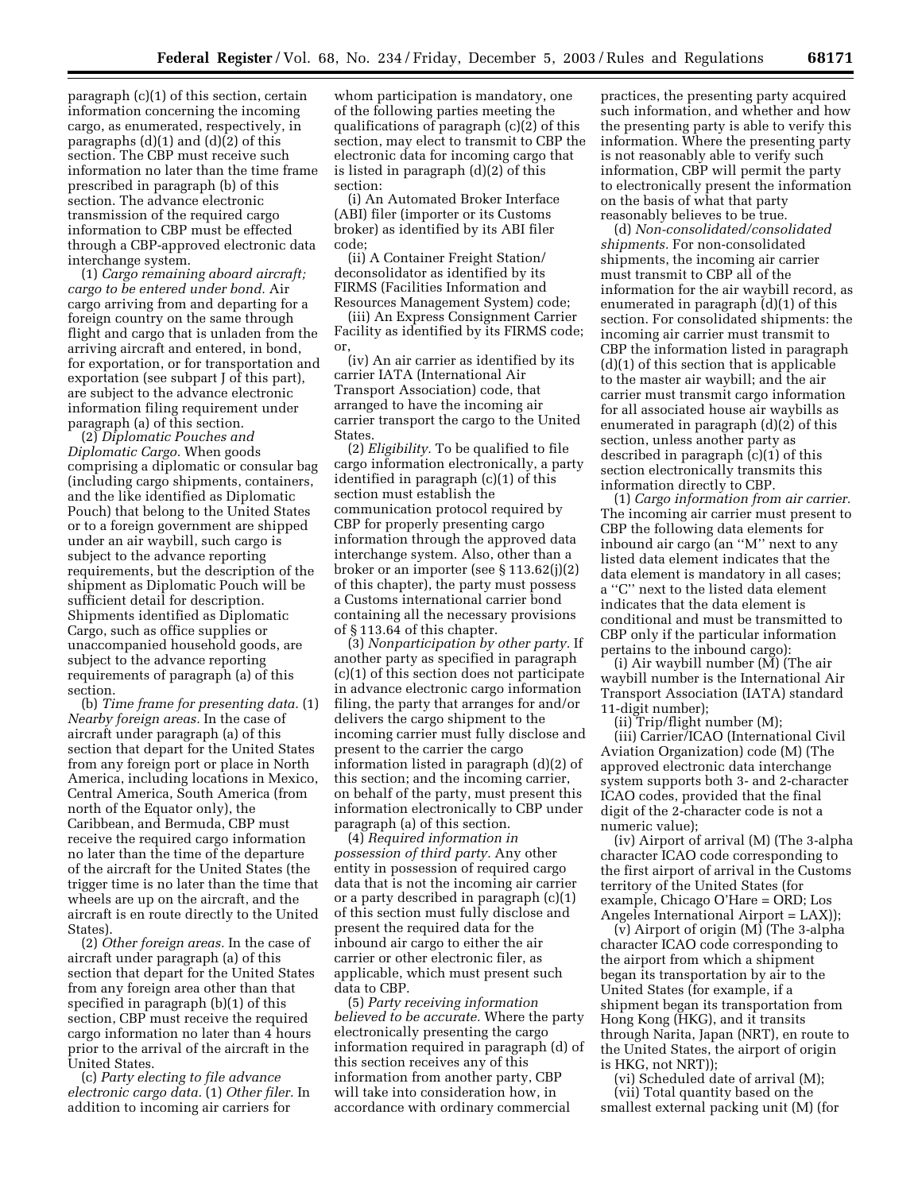paragraph (c)(1) of this section, certain information concerning the incoming cargo, as enumerated, respectively, in paragraphs (d)(1) and (d)(2) of this section. The CBP must receive such information no later than the time frame prescribed in paragraph (b) of this section. The advance electronic transmission of the required cargo information to CBP must be effected through a CBP-approved electronic data interchange system.

(1) *Cargo remaining aboard aircraft; cargo to be entered under bond.* Air cargo arriving from and departing for a foreign country on the same through flight and cargo that is unladen from the arriving aircraft and entered, in bond, for exportation, or for transportation and exportation (see subpart J of this part), are subject to the advance electronic information filing requirement under paragraph (a) of this section.

(2) *Diplomatic Pouches and Diplomatic Cargo.* When goods comprising a diplomatic or consular bag (including cargo shipments, containers, and the like identified as Diplomatic Pouch) that belong to the United States or to a foreign government are shipped under an air waybill, such cargo is subject to the advance reporting requirements, but the description of the shipment as Diplomatic Pouch will be sufficient detail for description. Shipments identified as Diplomatic Cargo, such as office supplies or unaccompanied household goods, are subject to the advance reporting requirements of paragraph (a) of this section.

(b) *Time frame for presenting data.* (1) *Nearby foreign areas.* In the case of aircraft under paragraph (a) of this section that depart for the United States from any foreign port or place in North America, including locations in Mexico, Central America, South America (from north of the Equator only), the Caribbean, and Bermuda, CBP must receive the required cargo information no later than the time of the departure of the aircraft for the United States (the trigger time is no later than the time that wheels are up on the aircraft, and the aircraft is en route directly to the United States).

(2) *Other foreign areas.* In the case of aircraft under paragraph (a) of this section that depart for the United States from any foreign area other than that specified in paragraph (b)(1) of this section, CBP must receive the required cargo information no later than 4 hours prior to the arrival of the aircraft in the United States.

(c) *Party electing to file advance electronic cargo data.* (1) *Other filer.* In addition to incoming air carriers for whom participation is mandatory, one of the following parties meeting the qualifications of paragraph (c)(2) of this section, may elect to transmit to CBP the electronic data for incoming cargo that is listed in paragraph (d)(2) of this section:

(i) An Automated Broker Interface (ABI) filer (importer or its Customs broker) as identified by its ABI filer code;

(ii) A Container Freight Station/deconsolidator as identified by its FIRMS (Facilities Information and Resources Management System) code;

(iii) An Express Consignment Carrier Facility as identified by its FIRMS code; or,

(iv) An air carrier as identified by its carrier IATA (International Air Transport Association) code, that arranged to have the incoming air carrier transport the cargo to the United States.

(2) *Eligibility.* To be qualified to file cargo information electronically, a party identified in paragraph (c)(1) of this section must establish the communication protocol required by CBP for properly presenting cargo information through the approved data interchange system. Also, other than a broker or an importer (see § 113.62(j)(2) of this chapter), the party must possess a Customs international carrier bond containing all the necessary provisions of § 113.64 of this chapter.

(3) *Nonparticipation by other party.* If another party as specified in paragraph (c)(1) of this section does not participate in advance electronic cargo information filing, the party that arranges for and/or delivers the cargo shipment to the incoming carrier must fully disclose and present to the carrier the cargo information listed in paragraph (d)(2) of this section; and the incoming carrier, on behalf of the party, must present this information electronically to CBP under paragraph (a) of this section.

(4) *Required information in possession of third party.* Any other entity in possession of required cargo data that is not the incoming air carrier or a party described in paragraph (c)(1) of this section must fully disclose and present the required data for the inbound air cargo to either the air carrier or other electronic filer, as applicable, which must present such data to CBP.

(5) *Party receiving information believed to be accurate.* Where the party electronically presenting the cargo information required in paragraph (d) of this section receives any of this information from another party, CBP will take into consideration how, in accordance with ordinary commercial practices, the presenting party acquired such information, and whether and how the presenting party is able to verify this information. Where the presenting party is not reasonably able to verify such information, CBP will permit the party to electronically present the information on the basis of what that party reasonably believes to be true.

(d) *Non-consolidated/consolidated shipments.* For non-consolidated shipments, the incoming air carrier must transmit to CBP all of the information for the air waybill record, as enumerated in paragraph (d)(1) of this section. For consolidated shipments: the incoming air carrier must transmit to CBP the information listed in paragraph (d)(1) of this section that is applicable to the master air waybill; and the air carrier must transmit cargo information for all associated house air waybills as enumerated in paragraph (d)(2) of this section, unless another party as described in paragraph (c)(1) of this section electronically transmits this information directly to CBP.

(1) *Cargo information from air carrier.* The incoming air carrier must present to CBP the following data elements for inbound air cargo (an "M" next to any listed data element indicates that the data element is mandatory in all cases; a "C" next to the listed data element indicates that the data element is conditional and must be transmitted to CBP only if the particular information pertains to the inbound cargo):

(i) Air waybill number (M) (The air waybill number is the International Air Transport Association (IATA) standard 11-digit number);

(ii) Trip/flight number (M);

(iii) Carrier/ICAO (International Civil Aviation Organization) code (M) (The approved electronic data interchange system supports both 3- and 2-character ICAO codes, provided that the final digit of the 2-character code is not a numeric value);

(iv) Airport of arrival (M) (The 3-alpha character ICAO code corresponding to the first airport of arrival in the Customs territory of the United States (for example, Chicago O'Hare = ORD; Los Angeles International Airport = LAX));

(v) Airport of origin (M) (The 3-alpha character ICAO code corresponding to the airport from which a shipment began its transportation by air to the United States (for example, if a shipment began its transportation from Hong Kong (HKG), and it transits through Narita, Japan (NRT), en route to the United States, the airport of origin is HKG, not NRT));

(vi) Scheduled date of arrival (M);

(vii) Total quantity based on the smallest external packing unit (M) (for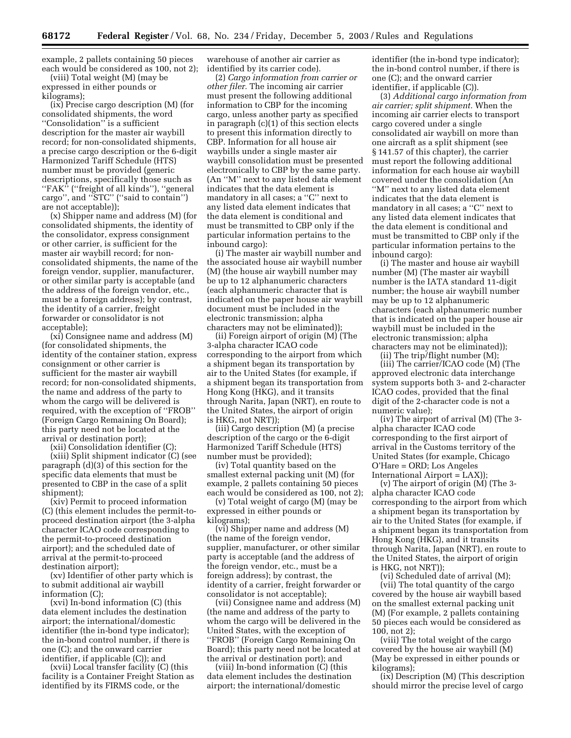example, 2 pallets containing 50 pieces each would be considered as 100, not 2);

(viii) Total weight (M) (may be expressed in either pounds or kilograms);

(ix) Precise cargo description (M) (for consolidated shipments, the word ''Consolidation'' is a sufficient description for the master air waybill record; for non-consolidated shipments, a precise cargo description or the 6-digit Harmonized Tariff Schedule (HTS) number must be provided (generic descriptions, specifically those such as ''FAK'' (''freight of all kinds''), ''general cargo'', and ''STC'' (''said to contain'') are not acceptable));

(x) Shipper name and address (M) (for consolidated shipments, the identity of the consolidator, express consignment or other carrier, is sufficient for the master air waybill record; for non-consolidated shipments, the name of the foreign vendor, supplier, manufacturer, or other similar party is acceptable (and the address of the foreign vendor, etc., must be a foreign address); by contrast, the identity of a carrier, freight forwarder or consolidator is not acceptable);

(xi) Consignee name and address (M) (for consolidated shipments, the identity of the container station, express consignment or other carrier is sufficient for the master air waybill record; for non-consolidated shipments, the name and address of the party to whom the cargo will be delivered is required, with the exception of ''FROB'' (Foreign Cargo Remaining On Board); this party need not be located at the arrival or destination port);

(xii) Consolidation identifier (C);

(xiii) Split shipment indicator (C) (see paragraph (d)(3) of this section for the specific data elements that must be presented to CBP in the case of a split shipment);

(xiv) Permit to proceed information (C) (this element includes the permit-to-proceed destination airport (the 3-alpha character ICAO code corresponding to the permit-to-proceed destination airport); and the scheduled date of arrival at the permit-to-proceed destination airport);

(xv) Identifier of other party which is to submit additional air waybill information (C);

(xvi) In-bond information (C) (this data element includes the destination airport; the international/domestic identifier (the in-bond type indicator); the in-bond control number, if there is one (C); and the onward carrier identifier, if applicable (C)); and

(xvii) Local transfer facility (C) (this facility is a Container Freight Station as identified by its FIRMS code, or the warehouse of another air carrier as identified by its carrier code).

(2) *Cargo information from carrier or other filer.* The incoming air carrier must present the following additional information to CBP for the incoming cargo, unless another party as specified in paragraph (c)(1) of this section elects to present this information directly to CBP. Information for all house air waybills under a single master air waybill consolidation must be presented electronically to CBP by the same party. (An ''M'' next to any listed data element indicates that the data element is mandatory in all cases; a ''C'' next to any listed data element indicates that the data element is conditional and must be transmitted to CBP only if the particular information pertains to the inbound cargo):

(i) The master air waybill number and the associated house air waybill number (M) (the house air waybill number may be up to 12 alphanumeric characters (each alphanumeric character that is indicated on the paper house air waybill document must be included in the electronic transmission; alpha characters may not be eliminated));

(ii) Foreign airport of origin (M) (The 3-alpha character ICAO code corresponding to the airport from which a shipment began its transportation by air to the United States (for example, if a shipment began its transportation from Hong Kong (HKG), and it transits through Narita, Japan (NRT), en route to the United States, the airport of origin is HKG, not NRT));

(iii) Cargo description (M) (a precise description of the cargo or the 6-digit Harmonized Tariff Schedule (HTS) number must be provided);

(iv) Total quantity based on the smallest external packing unit (M) (for example, 2 pallets containing 50 pieces each would be considered as 100, not 2);

(v) Total weight of cargo (M) (may be expressed in either pounds or kilograms);

(vi) Shipper name and address (M) (the name of the foreign vendor, supplier, manufacturer, or other similar party is acceptable (and the address of the foreign vendor, etc., must be a foreign address); by contrast, the identity of a carrier, freight forwarder or consolidator is not acceptable);

(vii) Consignee name and address (M) (the name and address of the party to whom the cargo will be delivered in the United States, with the exception of ''FROB'' (Foreign Cargo Remaining On Board); this party need not be located at the arrival or destination port); and

(viii) In-bond information (C) (this data element includes the destination airport; the international/domestic identifier (the in-bond type indicator); the in-bond control number, if there is one (C); and the onward carrier identifier, if applicable (C)).

(3) *Additional cargo information from air carrier; split shipment.* When the incoming air carrier elects to transport cargo covered under a single consolidated air waybill on more than one aircraft as a split shipment (see § 141.57 of this chapter), the carrier must report the following additional information for each house air waybill covered under the consolidation (An ''M'' next to any listed data element indicates that the data element is mandatory in all cases; a ''C'' next to any listed data element indicates that the data element is conditional and must be transmitted to CBP only if the particular information pertains to the inbound cargo):

(i) The master and house air waybill number (M) (The master air waybill number is the IATA standard 11-digit number; the house air waybill number may be up to 12 alphanumeric characters (each alphanumeric number that is indicated on the paper house air waybill document must be included in the electronic transmission; alpha characters may not be eliminated));

(ii) The trip/flight number (M);

(iii) The carrier/ICAO code (M) (The approved electronic data interchange system supports both 3- and 2-character ICAO codes, provided that the final digit of the 2-character code is not a numeric value);

(iv) The airport of arrival (M) (The 3-alpha character ICAO code corresponding to the first airport of arrival in the Customs territory of the United States (for example, Chicago O'Hare = ORD; Los Angeles International Airport = LAX));

(v) The airport of origin (M) (The 3-alpha character ICAO code corresponding to the airport from which a shipment began its transportation by air to the United States (for example, if a shipment began its transportation from Hong Kong (HKG), and it transits through Narita, Japan (NRT), en route to the United States, the airport of origin is HKG, not NRT));

(vi) Scheduled date of arrival (M);

(vii) The total quantity of the cargo covered by the house air waybill based on the smallest external packing unit (M) (For example, 2 pallets containing 50 pieces each would be considered as 100, not 2);

(viii) The total weight of the cargo covered by the house air waybill (M) (May be expressed in either pounds or kilograms);

(ix) Description (M) (This description should mirror the precise level of cargo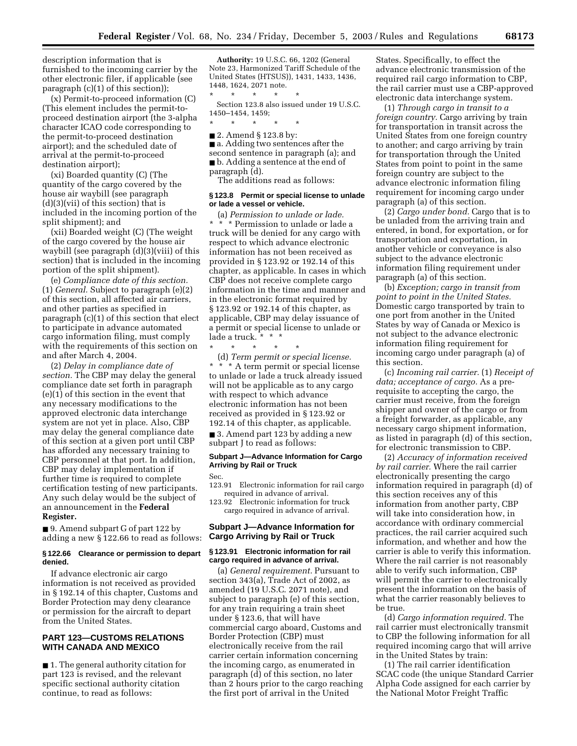description information that is furnished to the incoming carrier by the other electronic filer, if applicable (see paragraph (c)(1) of this section));

(x) Permit-to-proceed information (C) (This element includes the permit-to-proceed destination airport (the 3-alpha character ICAO code corresponding to the permit-to-proceed destination airport); and the scheduled date of arrival at the permit-to-proceed destination airport);

(xi) Boarded quantity (C) (The quantity of the cargo covered by the house air waybill (see paragraph (d)(3)(vii) of this section) that is included in the incoming portion of the split shipment); and

(xii) Boarded weight (C) (The weight of the cargo covered by the house air waybill (see paragraph (d)(3)(viii) of this section) that is included in the incoming portion of the split shipment).

(e) *Compliance date of this section.* (1) *General.* Subject to paragraph (e)(2) of this section, all affected air carriers, and other parties as specified in paragraph (c)(1) of this section that elect to participate in advance automated cargo information filing, must comply with the requirements of this section on and after March 4, 2004.

(2) *Delay in compliance date of section.* The CBP may delay the general compliance date set forth in paragraph (e)(1) of this section in the event that any necessary modifications to the approved electronic data interchange system are not yet in place. Also, CBP may delay the general compliance date of this section at a given port until CBP has afforded any necessary training to CBP personnel at that port. In addition, CBP may delay implementation if further time is required to complete certification testing of new participants. Any such delay would be the subject of an announcement in the **Federal Register.**

■ 9. Amend subpart G of part 122 by adding a new § 122.66 to read as follows:

**§ 122.66 Clearance or permission to depart denied.**

If advance electronic air cargo information is not received as provided in § 192.14 of this chapter, Customs and Border Protection may deny clearance or permission for the aircraft to depart from the United States.

## PART 123—CUSTOMS RELATIONS WITH CANADA AND MEXICO

■ 1. The general authority citation for part 123 is revised, and the relevant specific sectional authority citation continue, to read as follows:

**Authority:** 19 U.S.C. 66, 1202 (General Note 23, Harmonized Tariff Schedule of the United States (HTSUS)), 1431, 1433, 1436, 1448, 1624, 2071 note.

\* \* \* \* \*

Section 123.8 also issued under 19 U.S.C. 1450–1454, 1459;

\* \* \* \* \*

■ 2. Amend § 123.8 by:

■ a. Adding two sentences after the second sentence in paragraph (a); and

■ b. Adding a sentence at the end of paragraph (d).

The additions read as follows:

**§ 123.8 Permit or special license to unlade or lade a vessel or vehicle.**

(a) *Permission to unlade or lade.* \* \* \* Permission to unlade or lade a truck will be denied for any cargo with respect to which advance electronic information has not been received as provided in § 123.92 or 192.14 of this chapter, as applicable. In cases in which CBP does not receive complete cargo information in the time and manner and in the electronic format required by § 123.92 or 192.14 of this chapter, as applicable, CBP may delay issuance of a permit or special license to unlade or lade a truck. \* \* \*

\* \* \* \* \*

(d) *Term permit or special license.* \* \* \* A term permit or special license to unlade or lade a truck already issued will not be applicable as to any cargo with respect to which advance electronic information has not been received as provided in § 123.92 or 192.14 of this chapter, as applicable.

■ 3. Amend part 123 by adding a new subpart J to read as follows:

**Subpart J—Advance Information for Cargo Arriving by Rail or Truck**

Sec.
123.91 Electronic information for rail cargo required in advance of arrival.
123.92 Electronic information for truck cargo required in advance of arrival.

### Subpart J—Advance Information for Cargo Arriving by Rail or Truck

**§ 123.91 Electronic information for rail cargo required in advance of arrival.**

(a) *General requirement.* Pursuant to section 343(a), Trade Act of 2002, as amended (19 U.S.C. 2071 note), and subject to paragraph (e) of this section, for any train requiring a train sheet under § 123.6, that will have commercial cargo aboard, Customs and Border Protection (CBP) must electronically receive from the rail carrier certain information concerning the incoming cargo, as enumerated in paragraph (d) of this section, no later than 2 hours prior to the cargo reaching the first port of arrival in the United States. Specifically, to effect the advance electronic transmission of the required rail cargo information to CBP, the rail carrier must use a CBP-approved electronic data interchange system.

(1) *Through cargo in transit to a foreign country.* Cargo arriving by train for transportation in transit across the United States from one foreign country to another; and cargo arriving by train for transportation through the United States from point to point in the same foreign country are subject to the advance electronic information filing requirement for incoming cargo under paragraph (a) of this section.

(2) *Cargo under bond.* Cargo that is to be unladed from the arriving train and entered, in bond, for exportation, or for transportation and exportation, in another vehicle or conveyance is also subject to the advance electronic information filing requirement under paragraph (a) of this section.

(b) *Exception; cargo in transit from point to point in the United States.* Domestic cargo transported by train to one port from another in the United States by way of Canada or Mexico is not subject to the advance electronic information filing requirement for incoming cargo under paragraph (a) of this section.

(c) *Incoming rail carrier.* (1) *Receipt of data; acceptance of cargo.* As a prerequisite to accepting the cargo, the carrier must receive, from the foreign shipper and owner of the cargo or from a freight forwarder, as applicable, any necessary cargo shipment information, as listed in paragraph (d) of this section, for electronic transmission to CBP.

(2) *Accuracy of information received by rail carrier.* Where the rail carrier electronically presenting the cargo information required in paragraph (d) of this section receives any of this information from another party, CBP will take into consideration how, in accordance with ordinary commercial practices, the rail carrier acquired such information, and whether and how the carrier is able to verify this information. Where the rail carrier is not reasonably able to verify such information, CBP will permit the carrier to electronically present the information on the basis of what the carrier reasonably believes to be true.

(d) *Cargo information required.* The rail carrier must electronically transmit to CBP the following information for all required incoming cargo that will arrive in the United States by train:

(1) The rail carrier identification SCAC code (the unique Standard Carrier Alpha Code assigned for each carrier by the National Motor Freight Traffic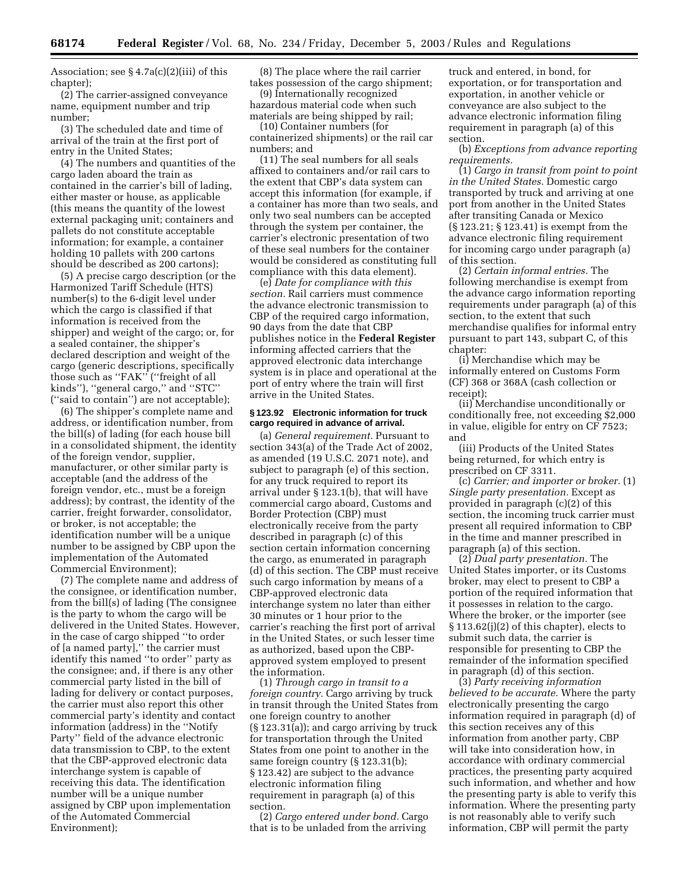Association; see § 4.7a(c)(2)(iii) of this chapter);

(2) The carrier-assigned conveyance name, equipment number and trip number;

(3) The scheduled date and time of arrival of the train at the first port of entry in the United States;

(4) The numbers and quantities of the cargo laden aboard the train as contained in the carrier's bill of lading, either master or house, as applicable (this means the quantity of the lowest external packaging unit; containers and pallets do not constitute acceptable information; for example, a container holding 10 pallets with 200 cartons should be described as 200 cartons);

(5) A precise cargo description (or the Harmonized Tariff Schedule (HTS) number(s) to the 6-digit level under which the cargo is classified if that information is received from the shipper) and weight of the cargo; or, for a sealed container, the shipper's declared description and weight of the cargo (generic descriptions, specifically those such as ''FAK'' (''freight of all kinds''), ''general cargo,'' and ''STC'' (''said to contain'') are not acceptable);

(6) The shipper's complete name and address, or identification number, from the bill(s) of lading (for each house bill in a consolidated shipment, the identity of the foreign vendor, supplier, manufacturer, or other similar party is acceptable (and the address of the foreign vendor, etc., must be a foreign address); by contrast, the identity of the carrier, freight forwarder, consolidator, or broker, is not acceptable; the identification number will be a unique number to be assigned by CBP upon the implementation of the Automated Commercial Environment);

(7) The complete name and address of the consignee, or identification number, from the bill(s) of lading (The consignee is the party to whom the cargo will be delivered in the United States. However, in the case of cargo shipped ''to order of [a named party],'' the carrier must identify this named ''to order'' party as the consignee; and, if there is any other commercial party listed in the bill of lading for delivery or contact purposes, the carrier must also report this other commercial party's identity and contact information (address) in the ''Notify Party'' field of the advance electronic data transmission to CBP, to the extent that the CBP-approved electronic data interchange system is capable of receiving this data. The identification number will be a unique number assigned by CBP upon implementation of the Automated Commercial Environment);

(8) The place where the rail carrier takes possession of the cargo shipment;

(9) Internationally recognized hazardous material code when such materials are being shipped by rail;

(10) Container numbers (for containerized shipments) or the rail car numbers; and

(11) The seal numbers for all seals affixed to containers and/or rail cars to the extent that CBP's data system can accept this information (for example, if a container has more than two seals, and only two seal numbers can be accepted through the system per container, the carrier's electronic presentation of two of these seal numbers for the container would be considered as constituting full compliance with this data element).

(e) *Date for compliance with this section.* Rail carriers must commence the advance electronic transmission to CBP of the required cargo information, 90 days from the date that CBP publishes notice in the **Federal Register** informing affected carriers that the approved electronic data interchange system is in place and operational at the port of entry where the train will first arrive in the United States.

#### § 123.92 Electronic information for truck cargo required in advance of arrival.

(a) *General requirement.* Pursuant to section 343(a) of the Trade Act of 2002, as amended (19 U.S.C. 2071 note), and subject to paragraph (e) of this section, for any truck required to report its arrival under § 123.1(b), that will have commercial cargo aboard, Customs and Border Protection (CBP) must electronically receive from the party described in paragraph (c) of this section certain information concerning the cargo, as enumerated in paragraph (d) of this section. The CBP must receive such cargo information by means of a CBP-approved electronic data interchange system no later than either 30 minutes or 1 hour prior to the carrier's reaching the first port of arrival in the United States, or such lesser time as authorized, based upon the CBP-approved system employed to present the information.

(1) *Through cargo in transit to a foreign country.* Cargo arriving by truck in transit through the United States from one foreign country to another (§ 123.31(a)); and cargo arriving by truck for transportation through the United States from one point to another in the same foreign country (§ 123.31(b); § 123.42) are subject to the advance electronic information filing requirement in paragraph (a) of this section.

(2) *Cargo entered under bond.* Cargo that is to be unladed from the arriving truck and entered, in bond, for exportation, or for transportation and exportation, in another vehicle or conveyance are also subject to the advance electronic information filing requirement in paragraph (a) of this section.

(b) *Exceptions from advance reporting requirements.*

(1) *Cargo in transit from point to point in the United States.* Domestic cargo transported by truck and arriving at one port from another in the United States after transiting Canada or Mexico (§ 123.21; § 123.41) is exempt from the advance electronic filing requirement for incoming cargo under paragraph (a) of this section.

(2) *Certain informal entries.* The following merchandise is exempt from the advance cargo information reporting requirements under paragraph (a) of this section, to the extent that such merchandise qualifies for informal entry pursuant to part 143, subpart C, of this chapter:

(i) Merchandise which may be informally entered on Customs Form (CF) 368 or 368A (cash collection or receipt);

(ii) Merchandise unconditionally or conditionally free, not exceeding $2,000 in value, eligible for entry on CF 7523; and

(iii) Products of the United States being returned, for which entry is prescribed on CF 3311.

(c) *Carrier; and importer or broker.* (1) *Single party presentation.* Except as provided in paragraph (c)(2) of this section, the incoming truck carrier must present all required information to CBP in the time and manner prescribed in paragraph (a) of this section.

(2) *Dual party presentation.* The United States importer, or its Customs broker, may elect to present to CBP a portion of the required information that it possesses in relation to the cargo. Where the broker, or the importer (see § 113.62(j)(2) of this chapter), elects to submit such data, the carrier is responsible for presenting to CBP the remainder of the information specified in paragraph (d) of this section.

(3) *Party receiving information believed to be accurate.* Where the party electronically presenting the cargo information required in paragraph (d) of this section receives any of this information from another party, CBP will take into consideration how, in accordance with ordinary commercial practices, the presenting party acquired such information, and whether and how the presenting party is able to verify this information. Where the presenting party is not reasonably able to verify such information, CBP will permit the party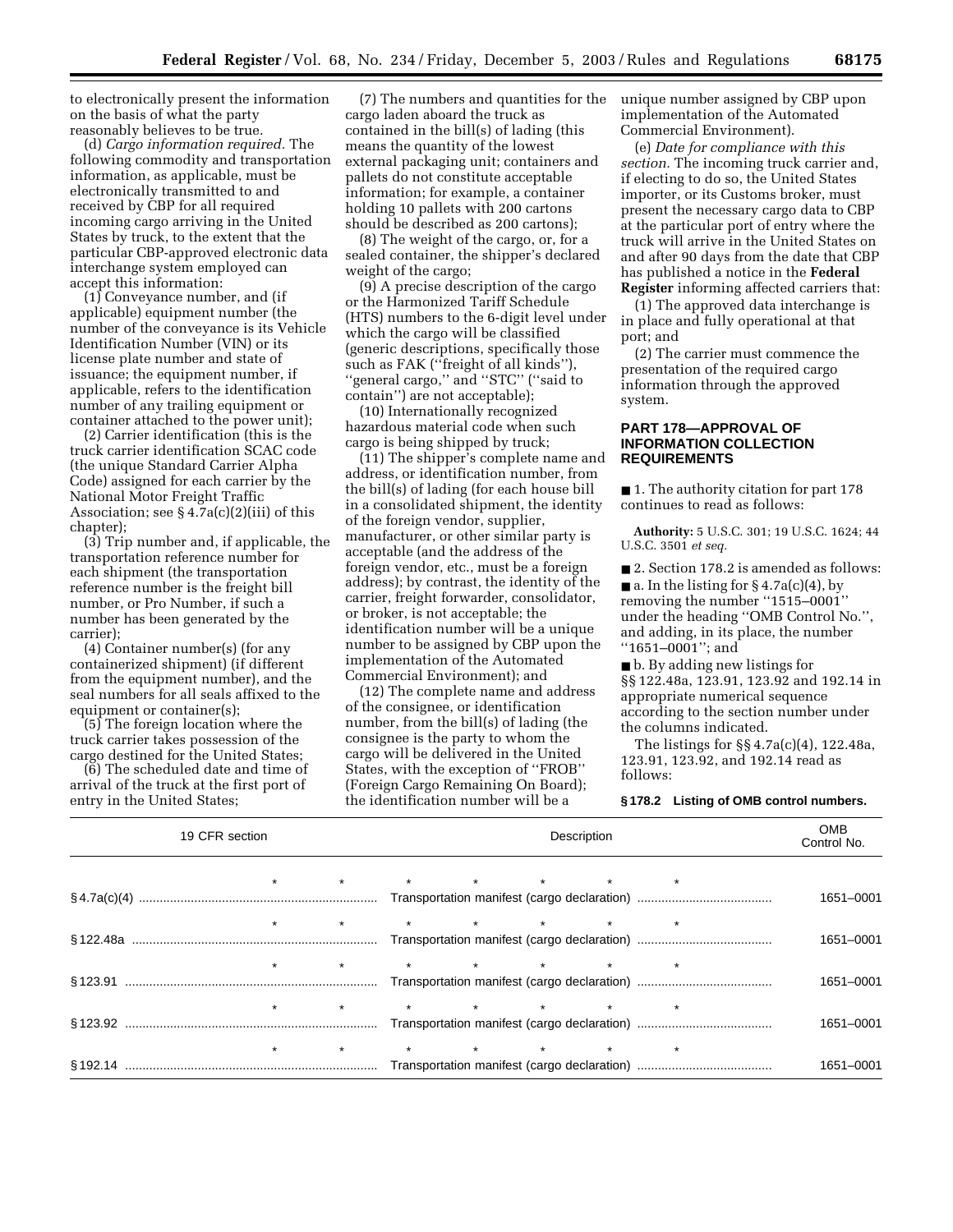to electronically present the information on the basis of what the party reasonably believes to be true.

(d) *Cargo information required.* The following commodity and transportation information, as applicable, must be electronically transmitted to and received by CBP for all required incoming cargo arriving in the United States by truck, to the extent that the particular CBP-approved electronic data interchange system employed can accept this information:

(1) Conveyance number, and (if applicable) equipment number (the number of the conveyance is its Vehicle Identification Number (VIN) or its license plate number and state of issuance; the equipment number, if applicable, refers to the identification number of any trailing equipment or container attached to the power unit);

(2) Carrier identification (this is the truck carrier identification SCAC code (the unique Standard Carrier Alpha Code) assigned for each carrier by the National Motor Freight Traffic Association; see § 4.7a(c)(2)(iii) of this chapter);

(3) Trip number and, if applicable, the transportation reference number for each shipment (the transportation reference number is the freight bill number, or Pro Number, if such a number has been generated by the carrier);

(4) Container number(s) (for any containerized shipment) (if different from the equipment number), and the seal numbers for all seals affixed to the equipment or container(s);

(5) The foreign location where the truck carrier takes possession of the cargo destined for the United States;

(6) The scheduled date and time of arrival of the truck at the first port of entry in the United States;

(7) The numbers and quantities for the cargo laden aboard the truck as contained in the bill(s) of lading (this means the quantity of the lowest external packaging unit; containers and pallets do not constitute acceptable information; for example, a container holding 10 pallets with 200 cartons should be described as 200 cartons);

(8) The weight of the cargo, or, for a sealed container, the shipper's declared weight of the cargo;

(9) A precise description of the cargo or the Harmonized Tariff Schedule (HTS) numbers to the 6-digit level under which the cargo will be classified (generic descriptions, specifically those such as FAK (''freight of all kinds''), ''general cargo,'' and ''STC'' (''said to contain'') are not acceptable);

(10) Internationally recognized hazardous material code when such cargo is being shipped by truck;

(11) The shipper's complete name and address, or identification number, from the bill(s) of lading (for each house bill in a consolidated shipment, the identity of the foreign vendor, supplier, manufacturer, or other similar party is acceptable (and the address of the foreign vendor, etc., must be a foreign address); by contrast, the identity of the carrier, freight forwarder, consolidator, or broker, is not acceptable; the identification number will be a unique number to be assigned by CBP upon the implementation of the Automated Commercial Environment); and

(12) The complete name and address of the consignee, or identification number, from the bill(s) of lading (the consignee is the party to whom the cargo will be delivered in the United States, with the exception of ''FROB'' (Foreign Cargo Remaining On Board); the identification number will be a unique number assigned by CBP upon implementation of the Automated Commercial Environment).

(e) *Date for compliance with this section.* The incoming truck carrier and, if electing to do so, the United States importer, or its Customs broker, must present the necessary cargo data to CBP at the particular port of entry where the truck will arrive in the United States on and after 90 days from the date that CBP has published a notice in the **Federal Register** informing affected carriers that:

(1) The approved data interchange is in place and fully operational at that port; and

(2) The carrier must commence the presentation of the required cargo information through the approved system.

## PART 178—APPROVAL OF INFORMATION COLLECTION REQUIREMENTS

■ 1. The authority citation for part 178 continues to read as follows:

**Authority:** 5 U.S.C. 301; 19 U.S.C. 1624; 44 U.S.C. 3501 *et seq.*

■ 2. Section 178.2 is amended as follows:

■ a. In the listing for § 4.7a(c)(4), by removing the number ''1515–0001'' under the heading ''OMB Control No.'', and adding, in its place, the number ''1651–0001''; and

■ b. By adding new listings for §§ 122.48a, 123.91, 123.92 and 192.14 in appropriate numerical sequence according to the section number under the columns indicated.

The listings for §§ 4.7a(c)(4), 122.48a, 123.91, 123.92, and 192.14 read as follows:

**§ 178.2 Listing of OMB control numbers.**

| 19 CFR section | Description | OMB Control No. |
|---|---|---|
| * * * | * * * | * |
| § 4.7a(c)(4) | Transportation manifest (cargo declaration) | 1651–0001 |
| * * * | * * * | * |
| § 122.48a | Transportation manifest (cargo declaration) | 1651–0001 |
| * * * | * * * | * |
| § 123.91 | Transportation manifest (cargo declaration) | 1651–0001 |
| * * * | * * * | * |
| § 123.92 | Transportation manifest (cargo declaration) | 1651–0001 |
| * * * | * * * | * |
| § 192.14 | Transportation manifest (cargo declaration) | 1651–0001 |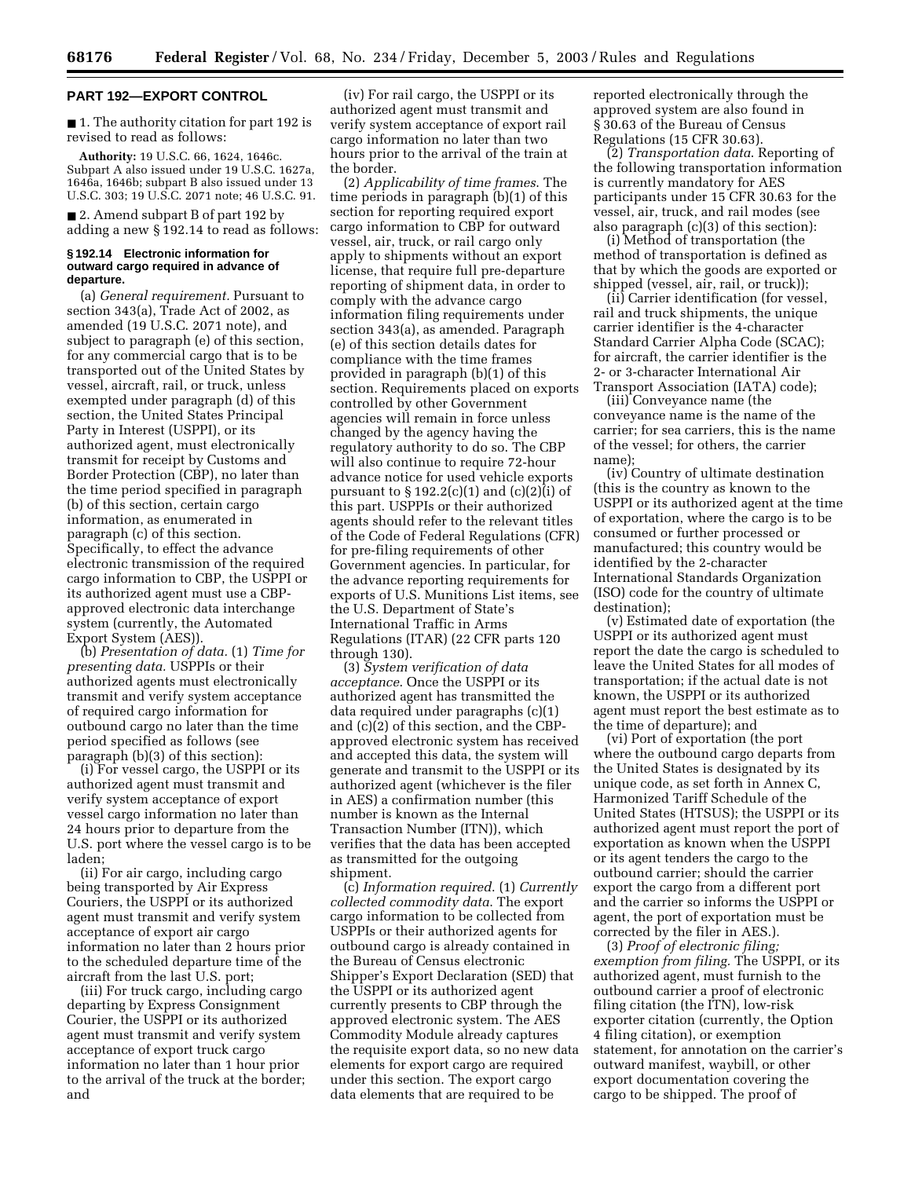## PART 192—EXPORT CONTROL

■ 1. The authority citation for part 192 is revised to read as follows:

**Authority:** 19 U.S.C. 66, 1624, 1646c. Subpart A also issued under 19 U.S.C. 1627a, 1646a, 1646b; subpart B also issued under 13 U.S.C. 303; 19 U.S.C. 2071 note; 46 U.S.C. 91.

■ 2. Amend subpart B of part 192 by adding a new § 192.14 to read as follows:

### § 192.14 Electronic information for outward cargo required in advance of departure.

(a) *General requirement.* Pursuant to section 343(a), Trade Act of 2002, as amended (19 U.S.C. 2071 note), and subject to paragraph (e) of this section, for any commercial cargo that is to be transported out of the United States by vessel, aircraft, rail, or truck, unless exempted under paragraph (d) of this section, the United States Principal Party in Interest (USPPI), or its authorized agent, must electronically transmit for receipt by Customs and Border Protection (CBP), no later than the time period specified in paragraph (b) of this section, certain cargo information, as enumerated in paragraph (c) of this section. Specifically, to effect the advance electronic transmission of the required cargo information to CBP, the USPPI or its authorized agent must use a CBP-approved electronic data interchange system (currently, the Automated Export System (AES)).

(b) *Presentation of data.* (1) *Time for presenting data.* USPPIs or their authorized agents must electronically transmit and verify system acceptance of required cargo information for outbound cargo no later than the time period specified as follows (see paragraph (b)(3) of this section):

(i) For vessel cargo, the USPPI or its authorized agent must transmit and verify system acceptance of export vessel cargo information no later than 24 hours prior to departure from the U.S. port where the vessel cargo is to be laden;

(ii) For air cargo, including cargo being transported by Air Express Couriers, the USPPI or its authorized agent must transmit and verify system acceptance of export air cargo information no later than 2 hours prior to the scheduled departure time of the aircraft from the last U.S. port;

(iii) For truck cargo, including cargo departing by Express Consignment Courier, the USPPI or its authorized agent must transmit and verify system acceptance of export truck cargo information no later than 1 hour prior to the arrival of the truck at the border; and

(iv) For rail cargo, the USPPI or its authorized agent must transmit and verify system acceptance of export rail cargo information no later than two hours prior to the arrival of the train at the border.

(2) *Applicability of time frames.* The time periods in paragraph (b)(1) of this section for reporting required export cargo information to CBP for outward vessel, air, truck, or rail cargo only apply to shipments without an export license, that require full pre-departure reporting of shipment data, in order to comply with the advance cargo information filing requirements under section 343(a), as amended. Paragraph (e) of this section details dates for compliance with the time frames provided in paragraph (b)(1) of this section. Requirements placed on exports controlled by other Government agencies will remain in force unless changed by the agency having the regulatory authority to do so. The CBP will also continue to require 72-hour advance notice for used vehicle exports pursuant to § 192.2(c)(1) and (c)(2)(i) of this part. USPPIs or their authorized agents should refer to the relevant titles of the Code of Federal Regulations (CFR) for pre-filing requirements of other Government agencies. In particular, for the advance reporting requirements for exports of U.S. Munitions List items, see the U.S. Department of State's International Traffic in Arms Regulations (ITAR) (22 CFR parts 120 through 130).

(3) *System verification of data acceptance.* Once the USPPI or its authorized agent has transmitted the data required under paragraphs (c)(1) and (c)(2) of this section, and the CBP-approved electronic system has received and accepted this data, the system will generate and transmit to the USPPI or its authorized agent (whichever is the filer in AES) a confirmation number (this number is known as the Internal Transaction Number (ITN)), which verifies that the data has been accepted as transmitted for the outgoing shipment.

(c) *Information required.* (1) *Currently collected commodity data.* The export cargo information to be collected from USPPIs or their authorized agents for outbound cargo is already contained in the Bureau of Census electronic Shipper's Export Declaration (SED) that the USPPI or its authorized agent currently presents to CBP through the approved electronic system. The AES Commodity Module already captures the requisite export data, so no new data elements for export cargo are required under this section. The export cargo data elements that are required to be reported electronically through the approved system are also found in § 30.63 of the Bureau of Census Regulations (15 CFR 30.63).

(2) *Transportation data.* Reporting of the following transportation information is currently mandatory for AES participants under 15 CFR 30.63 for the vessel, air, truck, and rail modes (see also paragraph (c)(3) of this section):

(i) Method of transportation (the method of transportation is defined as that by which the goods are exported or shipped (vessel, air, rail, or truck));

(ii) Carrier identification (for vessel, rail and truck shipments, the unique carrier identifier is the 4-character Standard Carrier Alpha Code (SCAC); for aircraft, the carrier identifier is the 2- or 3-character International Air Transport Association (IATA) code);

(iii) Conveyance name (the conveyance name is the name of the carrier; for sea carriers, this is the name of the vessel; for others, the carrier name);

(iv) Country of ultimate destination (this is the country as known to the USPPI or its authorized agent at the time of exportation, where the cargo is to be consumed or further processed or manufactured; this country would be identified by the 2-character International Standards Organization (ISO) code for the country of ultimate destination);

(v) Estimated date of exportation (the USPPI or its authorized agent must report the date the cargo is scheduled to leave the United States for all modes of transportation; if the actual date is not known, the USPPI or its authorized agent must report the best estimate as to the time of departure); and

(vi) Port of exportation (the port where the outbound cargo departs from the United States is designated by its unique code, as set forth in Annex C, Harmonized Tariff Schedule of the United States (HTSUS); the USPPI or its authorized agent must report the port of exportation as known when the USPPI or its agent tenders the cargo to the outbound carrier; should the carrier export the cargo from a different port and the carrier so informs the USPPI or agent, the port of exportation must be corrected by the filer in AES.).

(3) *Proof of electronic filing; exemption from filing.* The USPPI, or its authorized agent, must furnish to the outbound carrier a proof of electronic filing citation (the ITN), low-risk exporter citation (currently, the Option 4 filing citation), or exemption statement, for annotation on the carrier's outward manifest, waybill, or other export documentation covering the cargo to be shipped. The proof of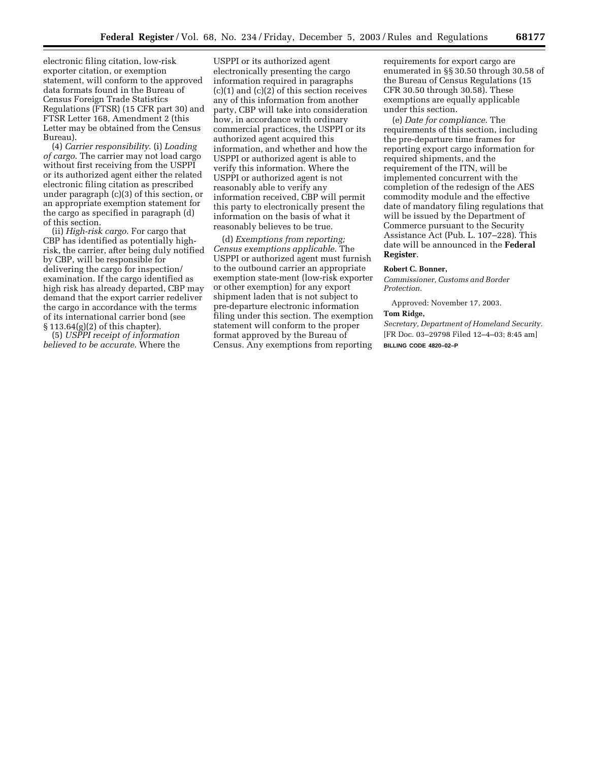electronic filing citation, low-risk exporter citation, or exemption statement, will conform to the approved data formats found in the Bureau of Census Foreign Trade Statistics Regulations (FTSR) (15 CFR part 30) and FTSR Letter 168, Amendment 2 (this Letter may be obtained from the Census Bureau).

(4) *Carrier responsibility*. (i) *Loading of cargo*. The carrier may not load cargo without first receiving from the USPPI or its authorized agent either the related electronic filing citation as prescribed under paragraph (c)(3) of this section, or an appropriate exemption statement for the cargo as specified in paragraph (d) of this section.

(ii) *High-risk cargo*. For cargo that CBP has identified as potentially high-risk, the carrier, after being duly notified by CBP, will be responsible for delivering the cargo for inspection/examination. If the cargo identified as high risk has already departed, CBP may demand that the export carrier redeliver the cargo in accordance with the terms of its international carrier bond (see § 113.64(g)(2) of this chapter).

(5) *USPPI receipt of information believed to be accurate*. Where the USPPI or its authorized agent electronically presenting the cargo information required in paragraphs (c)(1) and (c)(2) of this section receives any of this information from another party, CBP will take into consideration how, in accordance with ordinary commercial practices, the USPPI or its authorized agent acquired this information, and whether and how the USPPI or authorized agent is able to verify this information. Where the USPPI or authorized agent is not reasonably able to verify any information received, CBP will permit this party to electronically present the information on the basis of what it reasonably believes to be true.

(d) *Exemptions from reporting; Census exemptions applicable*. The USPPI or authorized agent must furnish to the outbound carrier an appropriate exemption state-ment (low-risk exporter or other exemption) for any export shipment laden that is not subject to pre-departure electronic information filing under this section. The exemption statement will conform to the proper format approved by the Bureau of Census. Any exemptions from reporting requirements for export cargo are enumerated in §§ 30.50 through 30.58 of the Bureau of Census Regulations (15 CFR 30.50 through 30.58). These exemptions are equally applicable under this section.

(e) *Date for compliance*. The requirements of this section, including the pre-departure time frames for reporting export cargo information for required shipments, and the requirement of the ITN, will be implemented concurrent with the completion of the redesign of the AES commodity module and the effective date of mandatory filing regulations that will be issued by the Department of Commerce pursuant to the Security Assistance Act (Pub. L. 107–228). This date will be announced in the **Federal Register**.

**Robert C. Bonner,**

*Commissioner, Customs and Border Protection.*

Approved: November 17, 2003.

**Tom Ridge,**

*Secretary, Department of Homeland Security.*

[FR Doc. 03–29798 Filed 12–4–03; 8:45 am]

**BILLING CODE 4820–02–P**